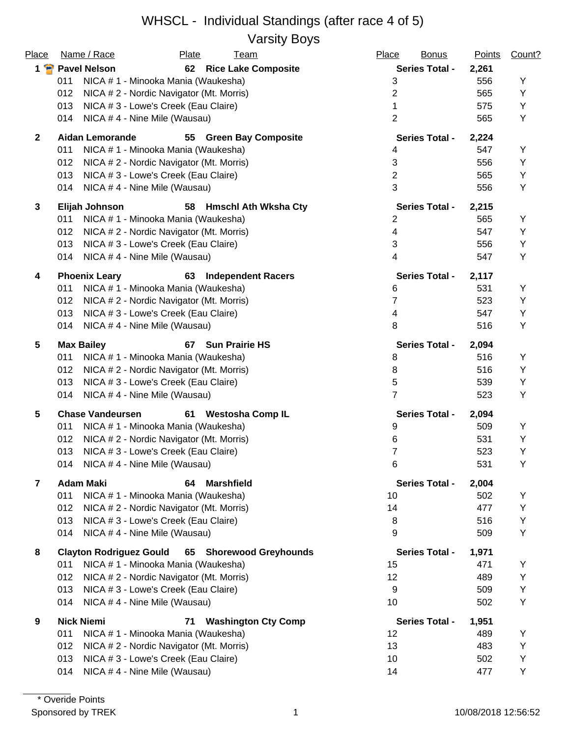# WHSCL - Individual Standings (after race 4 of 5)

## Varsity Boys

| Place | Name / Race | Plate | Team | Place | Bonus | Points | Count? |
|---|---|---|---|---|---|---|---|
| **1** | **Pavel Nelson** | **62** | **Rice Lake Composite** | **Series Total -** | | **2,261** | |
| | 011 NICA # 1 - Minooka Mania (Waukesha) | | | 3 | | 556 | Y |
| | 012 NICA # 2 - Nordic Navigator (Mt. Morris) | | | 2 | | 565 | Y |
| | 013 NICA # 3 - Lowe's Creek (Eau Claire) | | | 1 | | 575 | Y |
| | 014 NICA # 4 - Nine Mile (Wausau) | | | 2 | | 565 | Y |
| **2** | **Aidan Lemorande** | **55** | **Green Bay Composite** | **Series Total -** | | **2,224** | |
| | 011 NICA # 1 - Minooka Mania (Waukesha) | | | 4 | | 547 | Y |
| | 012 NICA # 2 - Nordic Navigator (Mt. Morris) | | | 3 | | 556 | Y |
| | 013 NICA # 3 - Lowe's Creek (Eau Claire) | | | 2 | | 565 | Y |
| | 014 NICA # 4 - Nine Mile (Wausau) | | | 3 | | 556 | Y |
| **3** | **Elijah Johnson** | **58** | **Hmschl Ath Wksha Cty** | **Series Total -** | | **2,215** | |
| | 011 NICA # 1 - Minooka Mania (Waukesha) | | | 2 | | 565 | Y |
| | 012 NICA # 2 - Nordic Navigator (Mt. Morris) | | | 4 | | 547 | Y |
| | 013 NICA # 3 - Lowe's Creek (Eau Claire) | | | 3 | | 556 | Y |
| | 014 NICA # 4 - Nine Mile (Wausau) | | | 4 | | 547 | Y |
| **4** | **Phoenix Leary** | **63** | **Independent Racers** | **Series Total -** | | **2,117** | |
| | 011 NICA # 1 - Minooka Mania (Waukesha) | | | 6 | | 531 | Y |
| | 012 NICA # 2 - Nordic Navigator (Mt. Morris) | | | 7 | | 523 | Y |
| | 013 NICA # 3 - Lowe's Creek (Eau Claire) | | | 4 | | 547 | Y |
| | 014 NICA # 4 - Nine Mile (Wausau) | | | 8 | | 516 | Y |
| **5** | **Max Bailey** | **67** | **Sun Prairie HS** | **Series Total -** | | **2,094** | |
| | 011 NICA # 1 - Minooka Mania (Waukesha) | | | 8 | | 516 | Y |
| | 012 NICA # 2 - Nordic Navigator (Mt. Morris) | | | 8 | | 516 | Y |
| | 013 NICA # 3 - Lowe's Creek (Eau Claire) | | | 5 | | 539 | Y |
| | 014 NICA # 4 - Nine Mile (Wausau) | | | 7 | | 523 | Y |
| **5** | **Chase Vandeursen** | **61** | **Westosha Comp IL** | **Series Total -** | | **2,094** | |
| | 011 NICA # 1 - Minooka Mania (Waukesha) | | | 9 | | 509 | Y |
| | 012 NICA # 2 - Nordic Navigator (Mt. Morris) | | | 6 | | 531 | Y |
| | 013 NICA # 3 - Lowe's Creek (Eau Claire) | | | 7 | | 523 | Y |
| | 014 NICA # 4 - Nine Mile (Wausau) | | | 6 | | 531 | Y |
| **7** | **Adam Maki** | **64** | **Marshfield** | **Series Total -** | | **2,004** | |
| | 011 NICA # 1 - Minooka Mania (Waukesha) | | | 10 | | 502 | Y |
| | 012 NICA # 2 - Nordic Navigator (Mt. Morris) | | | 14 | | 477 | Y |
| | 013 NICA # 3 - Lowe's Creek (Eau Claire) | | | 8 | | 516 | Y |
| | 014 NICA # 4 - Nine Mile (Wausau) | | | 9 | | 509 | Y |
| **8** | **Clayton Rodriguez Gould** | **65** | **Shorewood Greyhounds** | **Series Total -** | | **1,971** | |
| | 011 NICA # 1 - Minooka Mania (Waukesha) | | | 15 | | 471 | Y |
| | 012 NICA # 2 - Nordic Navigator (Mt. Morris) | | | 12 | | 489 | Y |
| | 013 NICA # 3 - Lowe's Creek (Eau Claire) | | | 9 | | 509 | Y |
| | 014 NICA # 4 - Nine Mile (Wausau) | | | 10 | | 502 | Y |
| **9** | **Nick Niemi** | **71** | **Washington Cty Comp** | **Series Total -** | | **1,951** | |
| | 011 NICA # 1 - Minooka Mania (Waukesha) | | | 12 | | 489 | Y |
| | 012 NICA # 2 - Nordic Navigator (Mt. Morris) | | | 13 | | 483 | Y |
| | 013 NICA # 3 - Lowe's Creek (Eau Claire) | | | 10 | | 502 | Y |
| | 014 NICA # 4 - Nine Mile (Wausau) | | | 14 | | 477 | Y |

\* Overide Points

Sponsored by TREK

10/08/2018 12:56:52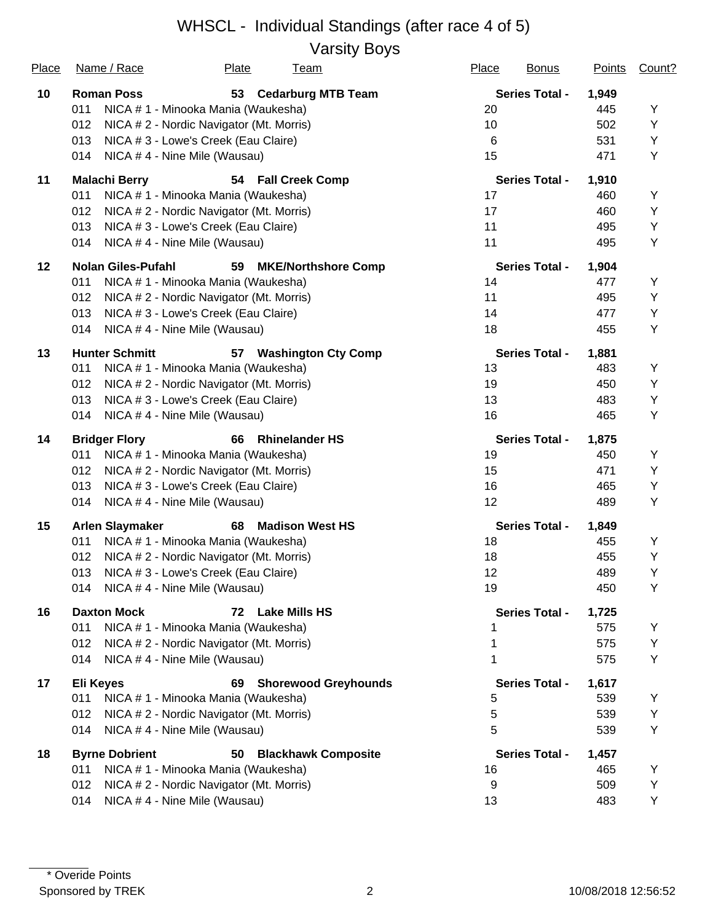# WHSCL - Individual Standings (after race 4 of 5)

## Varsity Boys

| Place | Name / Race | Plate | Team | Place | Bonus | Points | Count? |
|---|---|---|---|---|---|---|---|
| **10** | **Roman Poss** | **53** | **Cedarburg MTB Team** | **Series Total -** | | **1,949** | |
| | 011 NICA # 1 - Minooka Mania (Waukesha) | | | 20 | | 445 | Y |
| | 012 NICA # 2 - Nordic Navigator (Mt. Morris) | | | 10 | | 502 | Y |
| | 013 NICA # 3 - Lowe's Creek (Eau Claire) | | | 6 | | 531 | Y |
| | 014 NICA # 4 - Nine Mile (Wausau) | | | 15 | | 471 | Y |
| **11** | **Malachi Berry** | **54** | **Fall Creek Comp** | **Series Total -** | | **1,910** | |
| | 011 NICA # 1 - Minooka Mania (Waukesha) | | | 17 | | 460 | Y |
| | 012 NICA # 2 - Nordic Navigator (Mt. Morris) | | | 17 | | 460 | Y |
| | 013 NICA # 3 - Lowe's Creek (Eau Claire) | | | 11 | | 495 | Y |
| | 014 NICA # 4 - Nine Mile (Wausau) | | | 11 | | 495 | Y |
| **12** | **Nolan Giles-Pufahl** | **59** | **MKE/Northshore Comp** | **Series Total -** | | **1,904** | |
| | 011 NICA # 1 - Minooka Mania (Waukesha) | | | 14 | | 477 | Y |
| | 012 NICA # 2 - Nordic Navigator (Mt. Morris) | | | 11 | | 495 | Y |
| | 013 NICA # 3 - Lowe's Creek (Eau Claire) | | | 14 | | 477 | Y |
| | 014 NICA # 4 - Nine Mile (Wausau) | | | 18 | | 455 | Y |
| **13** | **Hunter Schmitt** | **57** | **Washington Cty Comp** | **Series Total -** | | **1,881** | |
| | 011 NICA # 1 - Minooka Mania (Waukesha) | | | 13 | | 483 | Y |
| | 012 NICA # 2 - Nordic Navigator (Mt. Morris) | | | 19 | | 450 | Y |
| | 013 NICA # 3 - Lowe's Creek (Eau Claire) | | | 13 | | 483 | Y |
| | 014 NICA # 4 - Nine Mile (Wausau) | | | 16 | | 465 | Y |
| **14** | **Bridger Flory** | **66** | **Rhinelander HS** | **Series Total -** | | **1,875** | |
| | 011 NICA # 1 - Minooka Mania (Waukesha) | | | 19 | | 450 | Y |
| | 012 NICA # 2 - Nordic Navigator (Mt. Morris) | | | 15 | | 471 | Y |
| | 013 NICA # 3 - Lowe's Creek (Eau Claire) | | | 16 | | 465 | Y |
| | 014 NICA # 4 - Nine Mile (Wausau) | | | 12 | | 489 | Y |
| **15** | **Arlen Slaymaker** | **68** | **Madison West HS** | **Series Total -** | | **1,849** | |
| | 011 NICA # 1 - Minooka Mania (Waukesha) | | | 18 | | 455 | Y |
| | 012 NICA # 2 - Nordic Navigator (Mt. Morris) | | | 18 | | 455 | Y |
| | 013 NICA # 3 - Lowe's Creek (Eau Claire) | | | 12 | | 489 | Y |
| | 014 NICA # 4 - Nine Mile (Wausau) | | | 19 | | 450 | Y |
| **16** | **Daxton Mock** | **72** | **Lake Mills HS** | **Series Total -** | | **1,725** | |
| | 011 NICA # 1 - Minooka Mania (Waukesha) | | | 1 | | 575 | Y |
| | 012 NICA # 2 - Nordic Navigator (Mt. Morris) | | | 1 | | 575 | Y |
| | 014 NICA # 4 - Nine Mile (Wausau) | | | 1 | | 575 | Y |
| **17** | **Eli Keyes** | **69** | **Shorewood Greyhounds** | **Series Total -** | | **1,617** | |
| | 011 NICA # 1 - Minooka Mania (Waukesha) | | | 5 | | 539 | Y |
| | 012 NICA # 2 - Nordic Navigator (Mt. Morris) | | | 5 | | 539 | Y |
| | 014 NICA # 4 - Nine Mile (Wausau) | | | 5 | | 539 | Y |
| **18** | **Byrne Dobrient** | **50** | **Blackhawk Composite** | **Series Total -** | | **1,457** | |
| | 011 NICA # 1 - Minooka Mania (Waukesha) | | | 16 | | 465 | Y |
| | 012 NICA # 2 - Nordic Navigator (Mt. Morris) | | | 9 | | 509 | Y |
| | 014 NICA # 4 - Nine Mile (Wausau) | | | 13 | | 483 | Y |

\* Overide Points

Sponsored by TREK

10/08/2018 12:56:52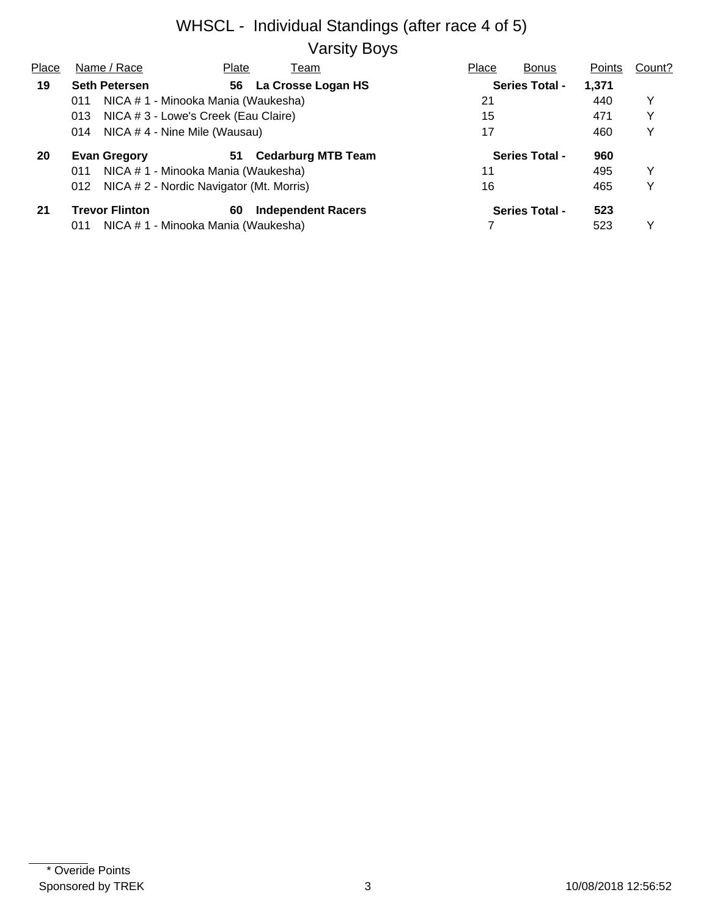# WHSCL - Individual Standings (after race 4 of 5)

## Varsity Boys

| Place | Name / Race | Plate | Team | Place | Bonus | Points | Count? |
|---|---|---|---|---|---|---|---|
| **19** | **Seth Petersen** | **56** | **La Crosse Logan HS** | | **Series Total -** | **1,371** | |
| | 011 NICA # 1 - Minooka Mania (Waukesha) | | | 21 | | 440 | Y |
| | 013 NICA # 3 - Lowe's Creek (Eau Claire) | | | 15 | | 471 | Y |
| | 014 NICA # 4 - Nine Mile (Wausau) | | | 17 | | 460 | Y |
| **20** | **Evan Gregory** | **51** | **Cedarburg MTB Team** | | **Series Total -** | **960** | |
| | 011 NICA # 1 - Minooka Mania (Waukesha) | | | 11 | | 495 | Y |
| | 012 NICA # 2 - Nordic Navigator (Mt. Morris) | | | 16 | | 465 | Y |
| **21** | **Trevor Flinton** | **60** | **Independent Racers** | | **Series Total -** | **523** | |
| | 011 NICA # 1 - Minooka Mania (Waukesha) | | | 7 | | 523 | Y |

* Overide Points

Sponsored by TREK

10/08/2018 12:56:52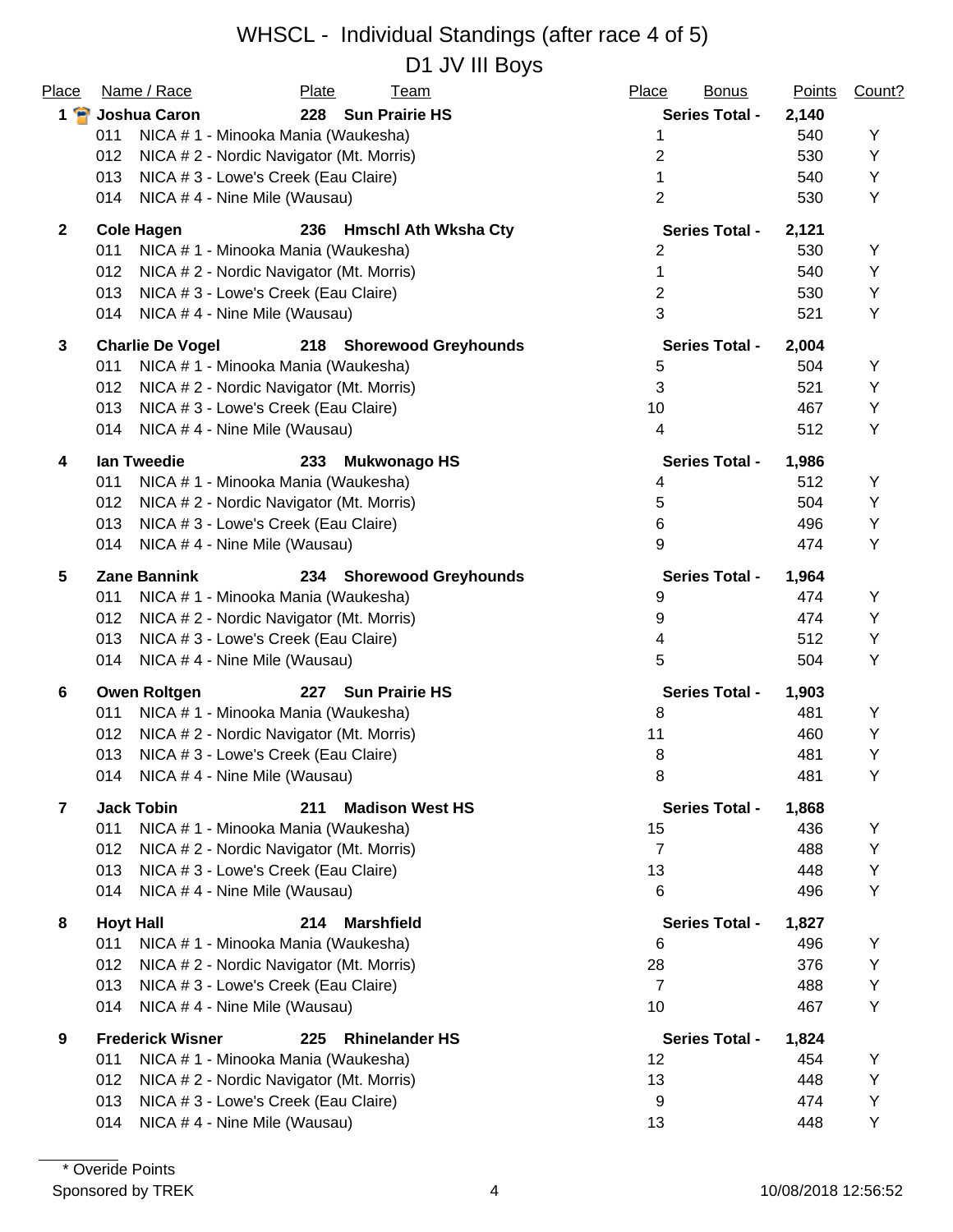# WHSCL - Individual Standings (after race 4 of 5)

## D1 JV III Boys

| Place | Name / Race | Plate | Team | Place | Bonus | Points | Count? |
|---|---|---|---|---|---|---|---|
| **1** | **Joshua Caron** | **228** | **Sun Prairie HS** | **Series Total -** | | **2,140** | |
| | 011 NICA # 1 - Minooka Mania (Waukesha) | | | 1 | | 540 | Y |
| | 012 NICA # 2 - Nordic Navigator (Mt. Morris) | | | 2 | | 530 | Y |
| | 013 NICA # 3 - Lowe's Creek (Eau Claire) | | | 1 | | 540 | Y |
| | 014 NICA # 4 - Nine Mile (Wausau) | | | 2 | | 530 | Y |
| **2** | **Cole Hagen** | **236** | **Hmschl Ath Wksha Cty** | **Series Total -** | | **2,121** | |
| | 011 NICA # 1 - Minooka Mania (Waukesha) | | | 2 | | 530 | Y |
| | 012 NICA # 2 - Nordic Navigator (Mt. Morris) | | | 1 | | 540 | Y |
| | 013 NICA # 3 - Lowe's Creek (Eau Claire) | | | 2 | | 530 | Y |
| | 014 NICA # 4 - Nine Mile (Wausau) | | | 3 | | 521 | Y |
| **3** | **Charlie De Vogel** | **218** | **Shorewood Greyhounds** | **Series Total -** | | **2,004** | |
| | 011 NICA # 1 - Minooka Mania (Waukesha) | | | 5 | | 504 | Y |
| | 012 NICA # 2 - Nordic Navigator (Mt. Morris) | | | 3 | | 521 | Y |
| | 013 NICA # 3 - Lowe's Creek (Eau Claire) | | | 10 | | 467 | Y |
| | 014 NICA # 4 - Nine Mile (Wausau) | | | 4 | | 512 | Y |
| **4** | **Ian Tweedie** | **233** | **Mukwonago HS** | **Series Total -** | | **1,986** | |
| | 011 NICA # 1 - Minooka Mania (Waukesha) | | | 4 | | 512 | Y |
| | 012 NICA # 2 - Nordic Navigator (Mt. Morris) | | | 5 | | 504 | Y |
| | 013 NICA # 3 - Lowe's Creek (Eau Claire) | | | 6 | | 496 | Y |
| | 014 NICA # 4 - Nine Mile (Wausau) | | | 9 | | 474 | Y |
| **5** | **Zane Bannink** | **234** | **Shorewood Greyhounds** | **Series Total -** | | **1,964** | |
| | 011 NICA # 1 - Minooka Mania (Waukesha) | | | 9 | | 474 | Y |
| | 012 NICA # 2 - Nordic Navigator (Mt. Morris) | | | 9 | | 474 | Y |
| | 013 NICA # 3 - Lowe's Creek (Eau Claire) | | | 4 | | 512 | Y |
| | 014 NICA # 4 - Nine Mile (Wausau) | | | 5 | | 504 | Y |
| **6** | **Owen Roltgen** | **227** | **Sun Prairie HS** | **Series Total -** | | **1,903** | |
| | 011 NICA # 1 - Minooka Mania (Waukesha) | | | 8 | | 481 | Y |
| | 012 NICA # 2 - Nordic Navigator (Mt. Morris) | | | 11 | | 460 | Y |
| | 013 NICA # 3 - Lowe's Creek (Eau Claire) | | | 8 | | 481 | Y |
| | 014 NICA # 4 - Nine Mile (Wausau) | | | 8 | | 481 | Y |
| **7** | **Jack Tobin** | **211** | **Madison West HS** | **Series Total -** | | **1,868** | |
| | 011 NICA # 1 - Minooka Mania (Waukesha) | | | 15 | | 436 | Y |
| | 012 NICA # 2 - Nordic Navigator (Mt. Morris) | | | 7 | | 488 | Y |
| | 013 NICA # 3 - Lowe's Creek (Eau Claire) | | | 13 | | 448 | Y |
| | 014 NICA # 4 - Nine Mile (Wausau) | | | 6 | | 496 | Y |
| **8** | **Hoyt Hall** | **214** | **Marshfield** | **Series Total -** | | **1,827** | |
| | 011 NICA # 1 - Minooka Mania (Waukesha) | | | 6 | | 496 | Y |
| | 012 NICA # 2 - Nordic Navigator (Mt. Morris) | | | 28 | | 376 | Y |
| | 013 NICA # 3 - Lowe's Creek (Eau Claire) | | | 7 | | 488 | Y |
| | 014 NICA # 4 - Nine Mile (Wausau) | | | 10 | | 467 | Y |
| **9** | **Frederick Wisner** | **225** | **Rhinelander HS** | **Series Total -** | | **1,824** | |
| | 011 NICA # 1 - Minooka Mania (Waukesha) | | | 12 | | 454 | Y |
| | 012 NICA # 2 - Nordic Navigator (Mt. Morris) | | | 13 | | 448 | Y |
| | 013 NICA # 3 - Lowe's Creek (Eau Claire) | | | 9 | | 474 | Y |
| | 014 NICA # 4 - Nine Mile (Wausau) | | | 13 | | 448 | Y |

\* Overide Points

Sponsored by TREK 10/08/2018 12:56:52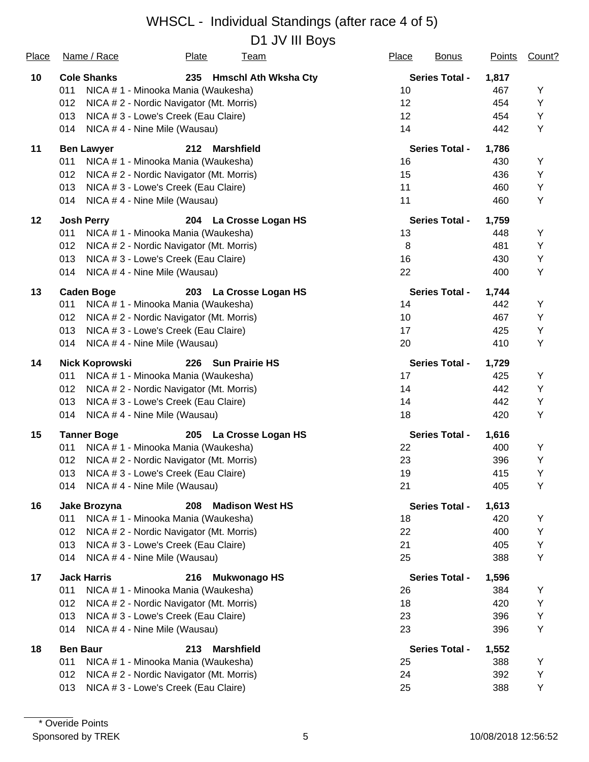# WHSCL - Individual Standings (after race 4 of 5)

## D1 JV III Boys

| Place | Name / Race | Plate | Team | Place | Bonus | Points | Count? |
|---|---|---|---|---|---|---|---|
| **10** | **Cole Shanks** | **235** | **Hmschl Ath Wksha Cty** | | **Series Total -** | **1,817** | |
| | 011 NICA # 1 - Minooka Mania (Waukesha) | | | 10 | | 467 | Y |
| | 012 NICA # 2 - Nordic Navigator (Mt. Morris) | | | 12 | | 454 | Y |
| | 013 NICA # 3 - Lowe's Creek (Eau Claire) | | | 12 | | 454 | Y |
| | 014 NICA # 4 - Nine Mile (Wausau) | | | 14 | | 442 | Y |
| **11** | **Ben Lawyer** | **212** | **Marshfield** | | **Series Total -** | **1,786** | |
| | 011 NICA # 1 - Minooka Mania (Waukesha) | | | 16 | | 430 | Y |
| | 012 NICA # 2 - Nordic Navigator (Mt. Morris) | | | 15 | | 436 | Y |
| | 013 NICA # 3 - Lowe's Creek (Eau Claire) | | | 11 | | 460 | Y |
| | 014 NICA # 4 - Nine Mile (Wausau) | | | 11 | | 460 | Y |
| **12** | **Josh Perry** | **204** | **La Crosse Logan HS** | | **Series Total -** | **1,759** | |
| | 011 NICA # 1 - Minooka Mania (Waukesha) | | | 13 | | 448 | Y |
| | 012 NICA # 2 - Nordic Navigator (Mt. Morris) | | | 8 | | 481 | Y |
| | 013 NICA # 3 - Lowe's Creek (Eau Claire) | | | 16 | | 430 | Y |
| | 014 NICA # 4 - Nine Mile (Wausau) | | | 22 | | 400 | Y |
| **13** | **Caden Boge** | **203** | **La Crosse Logan HS** | | **Series Total -** | **1,744** | |
| | 011 NICA # 1 - Minooka Mania (Waukesha) | | | 14 | | 442 | Y |
| | 012 NICA # 2 - Nordic Navigator (Mt. Morris) | | | 10 | | 467 | Y |
| | 013 NICA # 3 - Lowe's Creek (Eau Claire) | | | 17 | | 425 | Y |
| | 014 NICA # 4 - Nine Mile (Wausau) | | | 20 | | 410 | Y |
| **14** | **Nick Koprowski** | **226** | **Sun Prairie HS** | | **Series Total -** | **1,729** | |
| | 011 NICA # 1 - Minooka Mania (Waukesha) | | | 17 | | 425 | Y |
| | 012 NICA # 2 - Nordic Navigator (Mt. Morris) | | | 14 | | 442 | Y |
| | 013 NICA # 3 - Lowe's Creek (Eau Claire) | | | 14 | | 442 | Y |
| | 014 NICA # 4 - Nine Mile (Wausau) | | | 18 | | 420 | Y |
| **15** | **Tanner Boge** | **205** | **La Crosse Logan HS** | | **Series Total -** | **1,616** | |
| | 011 NICA # 1 - Minooka Mania (Waukesha) | | | 22 | | 400 | Y |
| | 012 NICA # 2 - Nordic Navigator (Mt. Morris) | | | 23 | | 396 | Y |
| | 013 NICA # 3 - Lowe's Creek (Eau Claire) | | | 19 | | 415 | Y |
| | 014 NICA # 4 - Nine Mile (Wausau) | | | 21 | | 405 | Y |
| **16** | **Jake Brozyna** | **208** | **Madison West HS** | | **Series Total -** | **1,613** | |
| | 011 NICA # 1 - Minooka Mania (Waukesha) | | | 18 | | 420 | Y |
| | 012 NICA # 2 - Nordic Navigator (Mt. Morris) | | | 22 | | 400 | Y |
| | 013 NICA # 3 - Lowe's Creek (Eau Claire) | | | 21 | | 405 | Y |
| | 014 NICA # 4 - Nine Mile (Wausau) | | | 25 | | 388 | Y |
| **17** | **Jack Harris** | **216** | **Mukwonago HS** | | **Series Total -** | **1,596** | |
| | 011 NICA # 1 - Minooka Mania (Waukesha) | | | 26 | | 384 | Y |
| | 012 NICA # 2 - Nordic Navigator (Mt. Morris) | | | 18 | | 420 | Y |
| | 013 NICA # 3 - Lowe's Creek (Eau Claire) | | | 23 | | 396 | Y |
| | 014 NICA # 4 - Nine Mile (Wausau) | | | 23 | | 396 | Y |
| **18** | **Ben Baur** | **213** | **Marshfield** | | **Series Total -** | **1,552** | |
| | 011 NICA # 1 - Minooka Mania (Waukesha) | | | 25 | | 388 | Y |
| | 012 NICA # 2 - Nordic Navigator (Mt. Morris) | | | 24 | | 392 | Y |
| | 013 NICA # 3 - Lowe's Creek (Eau Claire) | | | 25 | | 388 | Y |

\* Overide Points

Sponsored by TREK

10/08/2018 12:56:52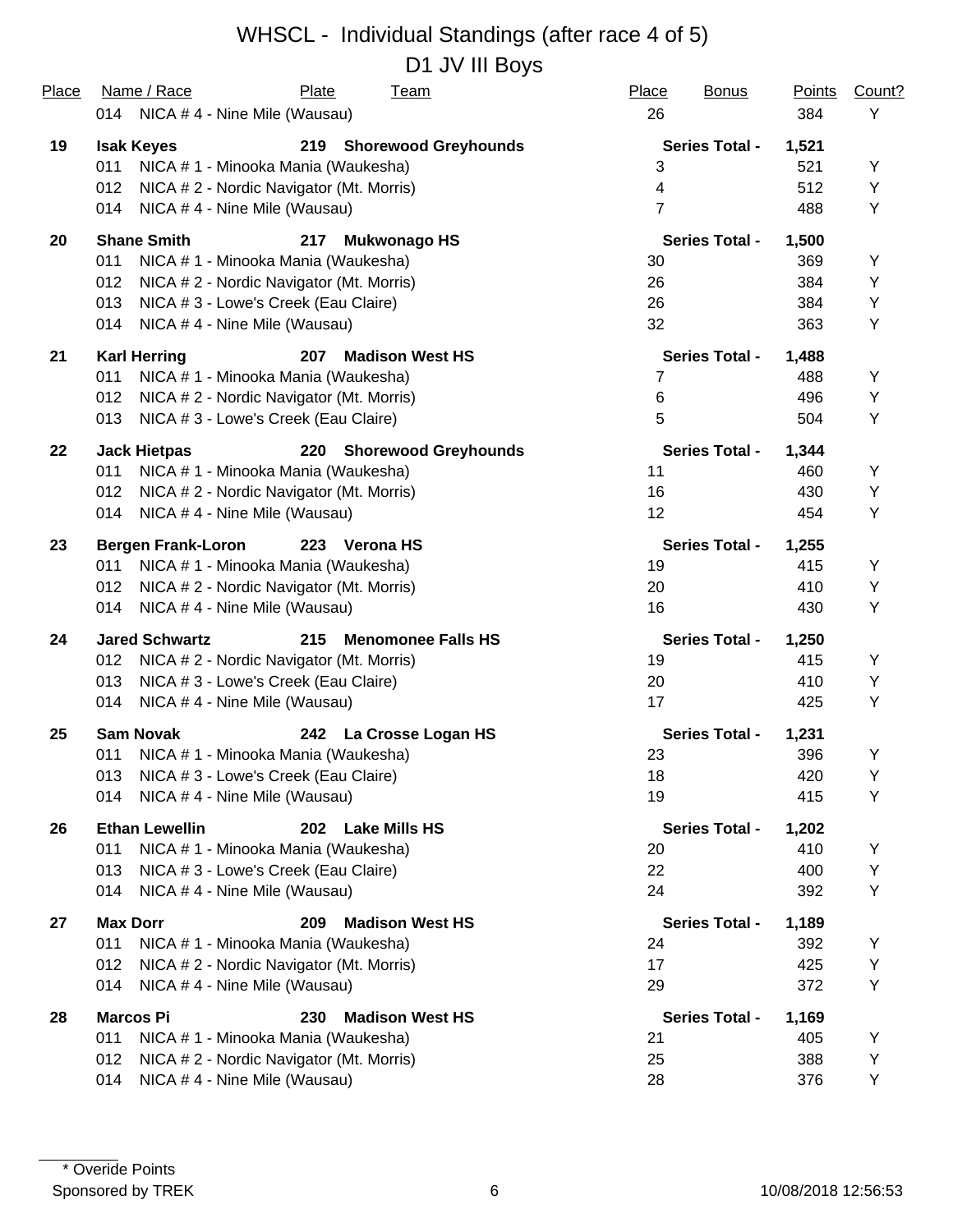# WHSCL - Individual Standings (after race 4 of 5)

## D1 JV III Boys

| Place | Name / Race | Plate | Team | Place | Bonus | Points | Count? |
|---|---|---|---|---|---|---|---|
| | 014 NICA # 4 - Nine Mile (Wausau) | | | 26 | | 384 | Y |
| **19** | **Isak Keyes** | **219** | **Shorewood Greyhounds** | **Series Total -** | | **1,521** | |
| | 011 NICA # 1 - Minooka Mania (Waukesha) | | | 3 | | 521 | Y |
| | 012 NICA # 2 - Nordic Navigator (Mt. Morris) | | | 4 | | 512 | Y |
| | 014 NICA # 4 - Nine Mile (Wausau) | | | 7 | | 488 | Y |
| **20** | **Shane Smith** | **217** | **Mukwonago HS** | **Series Total -** | | **1,500** | |
| | 011 NICA # 1 - Minooka Mania (Waukesha) | | | 30 | | 369 | Y |
| | 012 NICA # 2 - Nordic Navigator (Mt. Morris) | | | 26 | | 384 | Y |
| | 013 NICA # 3 - Lowe's Creek (Eau Claire) | | | 26 | | 384 | Y |
| | 014 NICA # 4 - Nine Mile (Wausau) | | | 32 | | 363 | Y |
| **21** | **Karl Herring** | **207** | **Madison West HS** | **Series Total -** | | **1,488** | |
| | 011 NICA # 1 - Minooka Mania (Waukesha) | | | 7 | | 488 | Y |
| | 012 NICA # 2 - Nordic Navigator (Mt. Morris) | | | 6 | | 496 | Y |
| | 013 NICA # 3 - Lowe's Creek (Eau Claire) | | | 5 | | 504 | Y |
| **22** | **Jack Hietpas** | **220** | **Shorewood Greyhounds** | **Series Total -** | | **1,344** | |
| | 011 NICA # 1 - Minooka Mania (Waukesha) | | | 11 | | 460 | Y |
| | 012 NICA # 2 - Nordic Navigator (Mt. Morris) | | | 16 | | 430 | Y |
| | 014 NICA # 4 - Nine Mile (Wausau) | | | 12 | | 454 | Y |
| **23** | **Bergen Frank-Loron** | **223** | **Verona HS** | **Series Total -** | | **1,255** | |
| | 011 NICA # 1 - Minooka Mania (Waukesha) | | | 19 | | 415 | Y |
| | 012 NICA # 2 - Nordic Navigator (Mt. Morris) | | | 20 | | 410 | Y |
| | 014 NICA # 4 - Nine Mile (Wausau) | | | 16 | | 430 | Y |
| **24** | **Jared Schwartz** | **215** | **Menomonee Falls HS** | **Series Total -** | | **1,250** | |
| | 012 NICA # 2 - Nordic Navigator (Mt. Morris) | | | 19 | | 415 | Y |
| | 013 NICA # 3 - Lowe's Creek (Eau Claire) | | | 20 | | 410 | Y |
| | 014 NICA # 4 - Nine Mile (Wausau) | | | 17 | | 425 | Y |
| **25** | **Sam Novak** | **242** | **La Crosse Logan HS** | **Series Total -** | | **1,231** | |
| | 011 NICA # 1 - Minooka Mania (Waukesha) | | | 23 | | 396 | Y |
| | 013 NICA # 3 - Lowe's Creek (Eau Claire) | | | 18 | | 420 | Y |
| | 014 NICA # 4 - Nine Mile (Wausau) | | | 19 | | 415 | Y |
| **26** | **Ethan Lewellin** | **202** | **Lake Mills HS** | **Series Total -** | | **1,202** | |
| | 011 NICA # 1 - Minooka Mania (Waukesha) | | | 20 | | 410 | Y |
| | 013 NICA # 3 - Lowe's Creek (Eau Claire) | | | 22 | | 400 | Y |
| | 014 NICA # 4 - Nine Mile (Wausau) | | | 24 | | 392 | Y |
| **27** | **Max Dorr** | **209** | **Madison West HS** | **Series Total -** | | **1,189** | |
| | 011 NICA # 1 - Minooka Mania (Waukesha) | | | 24 | | 392 | Y |
| | 012 NICA # 2 - Nordic Navigator (Mt. Morris) | | | 17 | | 425 | Y |
| | 014 NICA # 4 - Nine Mile (Wausau) | | | 29 | | 372 | Y |
| **28** | **Marcos Pi** | **230** | **Madison West HS** | **Series Total -** | | **1,169** | |
| | 011 NICA # 1 - Minooka Mania (Waukesha) | | | 21 | | 405 | Y |
| | 012 NICA # 2 - Nordic Navigator (Mt. Morris) | | | 25 | | 388 | Y |
| | 014 NICA # 4 - Nine Mile (Wausau) | | | 28 | | 376 | Y |

\* Overide Points

Sponsored by TREK — 10/08/2018 12:56:53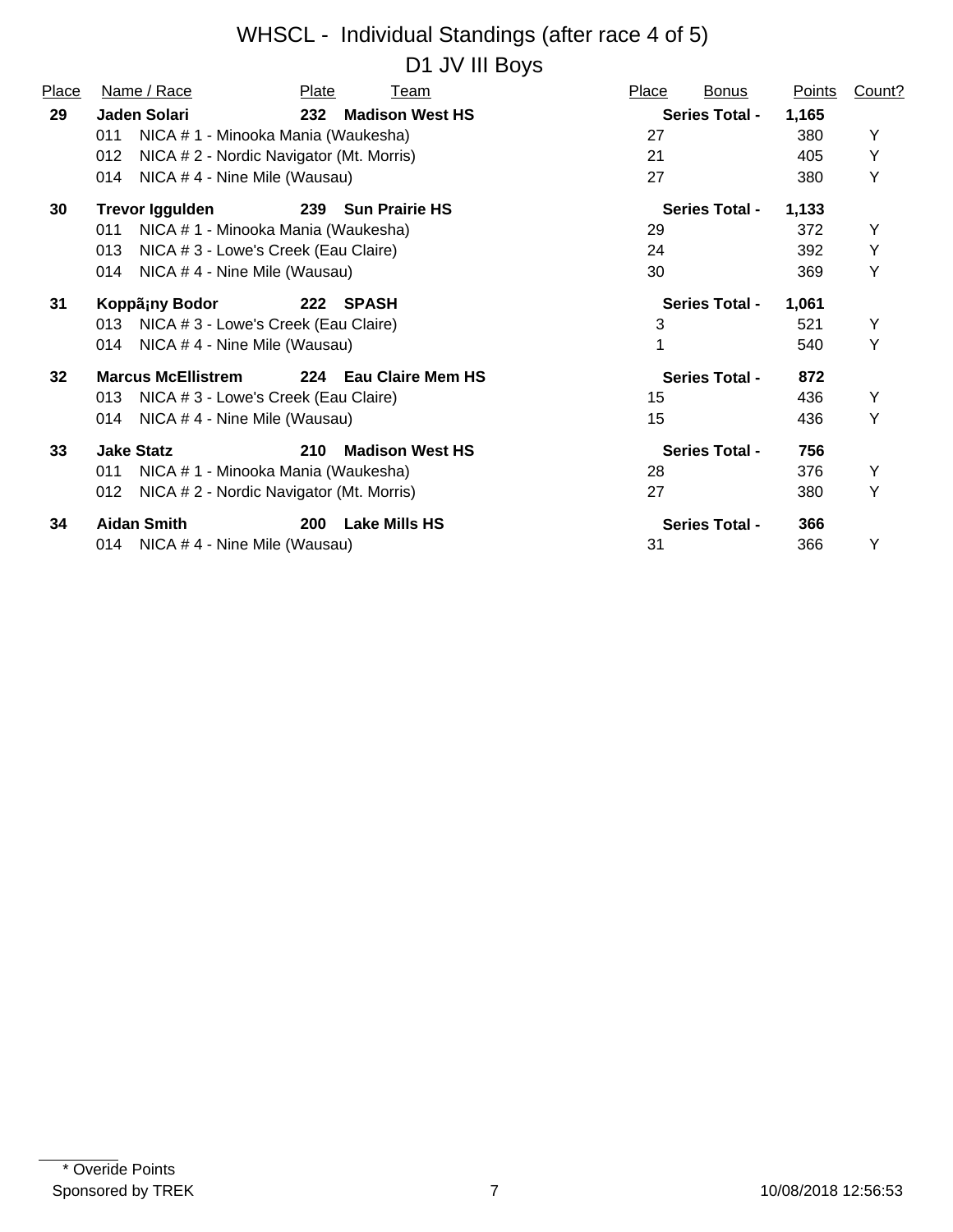# WHSCL - Individual Standings (after race 4 of 5)

## D1 JV III Boys

| Place | Name / Race | Plate | Team | Place | Bonus | Points | Count? |
|---|---|---|---|---|---|---|---|
| **29** | **Jaden Solari** | **232** | **Madison West HS** | | **Series Total -** | **1,165** | |
| | 011 NICA # 1 - Minooka Mania (Waukesha) | | | 27 | | 380 | Y |
| | 012 NICA # 2 - Nordic Navigator (Mt. Morris) | | | 21 | | 405 | Y |
| | 014 NICA # 4 - Nine Mile (Wausau) | | | 27 | | 380 | Y |
| **30** | **Trevor Iggulden** | **239** | **Sun Prairie HS** | | **Series Total -** | **1,133** | |
| | 011 NICA # 1 - Minooka Mania (Waukesha) | | | 29 | | 372 | Y |
| | 013 NICA # 3 - Lowe's Creek (Eau Claire) | | | 24 | | 392 | Y |
| | 014 NICA # 4 - Nine Mile (Wausau) | | | 30 | | 369 | Y |
| **31** | **Koppã¡ny Bodor** | **222** | **SPASH** | | **Series Total -** | **1,061** | |
| | 013 NICA # 3 - Lowe's Creek (Eau Claire) | | | 3 | | 521 | Y |
| | 014 NICA # 4 - Nine Mile (Wausau) | | | 1 | | 540 | Y |
| **32** | **Marcus McEllistrem** | **224** | **Eau Claire Mem HS** | | **Series Total -** | **872** | |
| | 013 NICA # 3 - Lowe's Creek (Eau Claire) | | | 15 | | 436 | Y |
| | 014 NICA # 4 - Nine Mile (Wausau) | | | 15 | | 436 | Y |
| **33** | **Jake Statz** | **210** | **Madison West HS** | | **Series Total -** | **756** | |
| | 011 NICA # 1 - Minooka Mania (Waukesha) | | | 28 | | 376 | Y |
| | 012 NICA # 2 - Nordic Navigator (Mt. Morris) | | | 27 | | 380 | Y |
| **34** | **Aidan Smith** | **200** | **Lake Mills HS** | | **Series Total -** | **366** | |
| | 014 NICA # 4 - Nine Mile (Wausau) | | | 31 | | 366 | Y |

* Overide Points

Sponsored by TREK

10/08/2018 12:56:53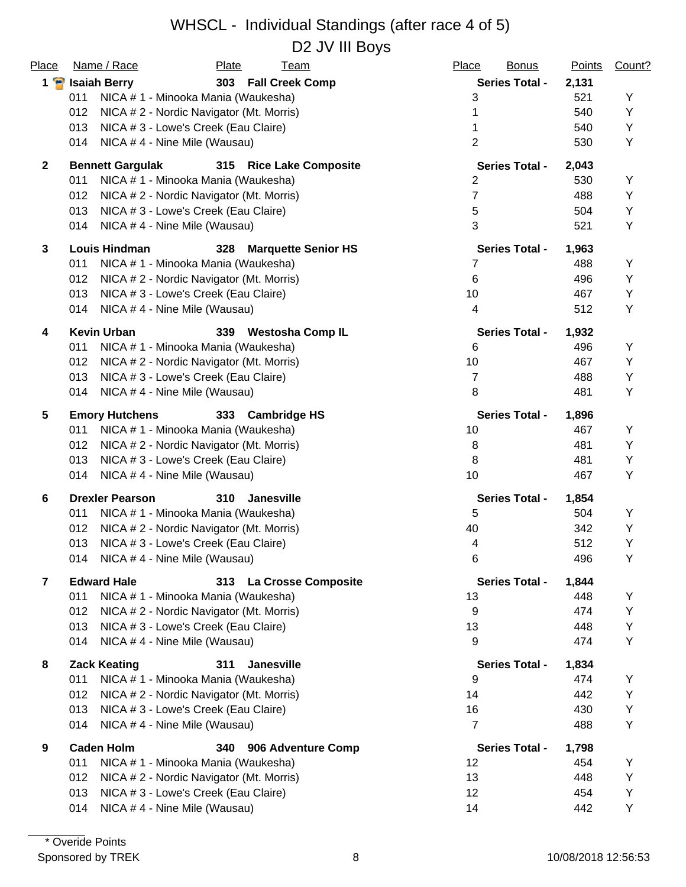# WHSCL - Individual Standings (after race 4 of 5)

## D2 JV III Boys

| Place | Name / Race | Plate | Team | Place | Bonus | Points | Count? |
|---|---|---|---|---|---|---|---|
| **1** | **Isaiah Berry** | **303** | **Fall Creek Comp** | **Series Total -** | | **2,131** | |
| | 011 NICA # 1 - Minooka Mania (Waukesha) | | | 3 | | 521 | Y |
| | 012 NICA # 2 - Nordic Navigator (Mt. Morris) | | | 1 | | 540 | Y |
| | 013 NICA # 3 - Lowe's Creek (Eau Claire) | | | 1 | | 540 | Y |
| | 014 NICA # 4 - Nine Mile (Wausau) | | | 2 | | 530 | Y |
| **2** | **Bennett Gargulak** | **315** | **Rice Lake Composite** | **Series Total -** | | **2,043** | |
| | 011 NICA # 1 - Minooka Mania (Waukesha) | | | 2 | | 530 | Y |
| | 012 NICA # 2 - Nordic Navigator (Mt. Morris) | | | 7 | | 488 | Y |
| | 013 NICA # 3 - Lowe's Creek (Eau Claire) | | | 5 | | 504 | Y |
| | 014 NICA # 4 - Nine Mile (Wausau) | | | 3 | | 521 | Y |
| **3** | **Louis Hindman** | **328** | **Marquette Senior HS** | **Series Total -** | | **1,963** | |
| | 011 NICA # 1 - Minooka Mania (Waukesha) | | | 7 | | 488 | Y |
| | 012 NICA # 2 - Nordic Navigator (Mt. Morris) | | | 6 | | 496 | Y |
| | 013 NICA # 3 - Lowe's Creek (Eau Claire) | | | 10 | | 467 | Y |
| | 014 NICA # 4 - Nine Mile (Wausau) | | | 4 | | 512 | Y |
| **4** | **Kevin Urban** | **339** | **Westosha Comp IL** | **Series Total -** | | **1,932** | |
| | 011 NICA # 1 - Minooka Mania (Waukesha) | | | 6 | | 496 | Y |
| | 012 NICA # 2 - Nordic Navigator (Mt. Morris) | | | 10 | | 467 | Y |
| | 013 NICA # 3 - Lowe's Creek (Eau Claire) | | | 7 | | 488 | Y |
| | 014 NICA # 4 - Nine Mile (Wausau) | | | 8 | | 481 | Y |
| **5** | **Emory Hutchens** | **333** | **Cambridge HS** | **Series Total -** | | **1,896** | |
| | 011 NICA # 1 - Minooka Mania (Waukesha) | | | 10 | | 467 | Y |
| | 012 NICA # 2 - Nordic Navigator (Mt. Morris) | | | 8 | | 481 | Y |
| | 013 NICA # 3 - Lowe's Creek (Eau Claire) | | | 8 | | 481 | Y |
| | 014 NICA # 4 - Nine Mile (Wausau) | | | 10 | | 467 | Y |
| **6** | **Drexler Pearson** | **310** | **Janesville** | **Series Total -** | | **1,854** | |
| | 011 NICA # 1 - Minooka Mania (Waukesha) | | | 5 | | 504 | Y |
| | 012 NICA # 2 - Nordic Navigator (Mt. Morris) | | | 40 | | 342 | Y |
| | 013 NICA # 3 - Lowe's Creek (Eau Claire) | | | 4 | | 512 | Y |
| | 014 NICA # 4 - Nine Mile (Wausau) | | | 6 | | 496 | Y |
| **7** | **Edward Hale** | **313** | **La Crosse Composite** | **Series Total -** | | **1,844** | |
| | 011 NICA # 1 - Minooka Mania (Waukesha) | | | 13 | | 448 | Y |
| | 012 NICA # 2 - Nordic Navigator (Mt. Morris) | | | 9 | | 474 | Y |
| | 013 NICA # 3 - Lowe's Creek (Eau Claire) | | | 13 | | 448 | Y |
| | 014 NICA # 4 - Nine Mile (Wausau) | | | 9 | | 474 | Y |
| **8** | **Zack Keating** | **311** | **Janesville** | **Series Total -** | | **1,834** | |
| | 011 NICA # 1 - Minooka Mania (Waukesha) | | | 9 | | 474 | Y |
| | 012 NICA # 2 - Nordic Navigator (Mt. Morris) | | | 14 | | 442 | Y |
| | 013 NICA # 3 - Lowe's Creek (Eau Claire) | | | 16 | | 430 | Y |
| | 014 NICA # 4 - Nine Mile (Wausau) | | | 7 | | 488 | Y |
| **9** | **Caden Holm** | **340** | **906 Adventure Comp** | **Series Total -** | | **1,798** | |
| | 011 NICA # 1 - Minooka Mania (Waukesha) | | | 12 | | 454 | Y |
| | 012 NICA # 2 - Nordic Navigator (Mt. Morris) | | | 13 | | 448 | Y |
| | 013 NICA # 3 - Lowe's Creek (Eau Claire) | | | 12 | | 454 | Y |
| | 014 NICA # 4 - Nine Mile (Wausau) | | | 14 | | 442 | Y |

\* Overide Points

Sponsored by TREK — 10/08/2018 12:56:53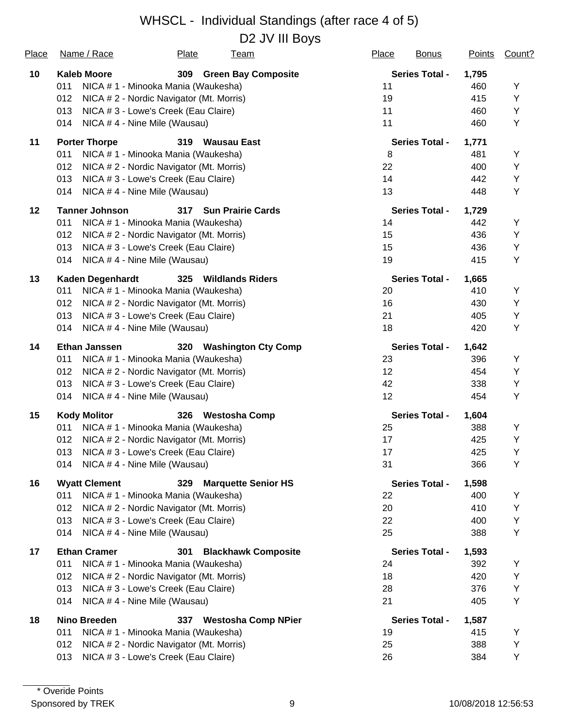# WHSCL - Individual Standings (after race 4 of 5)

## D2 JV III Boys

| Place | Name / Race | Plate | Team | Place | Bonus | Points | Count? |
|---|---|---|---|---|---|---|---|
| **10** | **Kaleb Moore** | **309** | **Green Bay Composite** | | **Series Total -** | **1,795** | |
| | 011 NICA # 1 - Minooka Mania (Waukesha) | | | 11 | | 460 | Y |
| | 012 NICA # 2 - Nordic Navigator (Mt. Morris) | | | 19 | | 415 | Y |
| | 013 NICA # 3 - Lowe's Creek (Eau Claire) | | | 11 | | 460 | Y |
| | 014 NICA # 4 - Nine Mile (Wausau) | | | 11 | | 460 | Y |
| **11** | **Porter Thorpe** | **319** | **Wausau East** | | **Series Total -** | **1,771** | |
| | 011 NICA # 1 - Minooka Mania (Waukesha) | | | 8 | | 481 | Y |
| | 012 NICA # 2 - Nordic Navigator (Mt. Morris) | | | 22 | | 400 | Y |
| | 013 NICA # 3 - Lowe's Creek (Eau Claire) | | | 14 | | 442 | Y |
| | 014 NICA # 4 - Nine Mile (Wausau) | | | 13 | | 448 | Y |
| **12** | **Tanner Johnson** | **317** | **Sun Prairie Cards** | | **Series Total -** | **1,729** | |
| | 011 NICA # 1 - Minooka Mania (Waukesha) | | | 14 | | 442 | Y |
| | 012 NICA # 2 - Nordic Navigator (Mt. Morris) | | | 15 | | 436 | Y |
| | 013 NICA # 3 - Lowe's Creek (Eau Claire) | | | 15 | | 436 | Y |
| | 014 NICA # 4 - Nine Mile (Wausau) | | | 19 | | 415 | Y |
| **13** | **Kaden Degenhardt** | **325** | **Wildlands Riders** | | **Series Total -** | **1,665** | |
| | 011 NICA # 1 - Minooka Mania (Waukesha) | | | 20 | | 410 | Y |
| | 012 NICA # 2 - Nordic Navigator (Mt. Morris) | | | 16 | | 430 | Y |
| | 013 NICA # 3 - Lowe's Creek (Eau Claire) | | | 21 | | 405 | Y |
| | 014 NICA # 4 - Nine Mile (Wausau) | | | 18 | | 420 | Y |
| **14** | **Ethan Janssen** | **320** | **Washington Cty Comp** | | **Series Total -** | **1,642** | |
| | 011 NICA # 1 - Minooka Mania (Waukesha) | | | 23 | | 396 | Y |
| | 012 NICA # 2 - Nordic Navigator (Mt. Morris) | | | 12 | | 454 | Y |
| | 013 NICA # 3 - Lowe's Creek (Eau Claire) | | | 42 | | 338 | Y |
| | 014 NICA # 4 - Nine Mile (Wausau) | | | 12 | | 454 | Y |
| **15** | **Kody Molitor** | **326** | **Westosha Comp** | | **Series Total -** | **1,604** | |
| | 011 NICA # 1 - Minooka Mania (Waukesha) | | | 25 | | 388 | Y |
| | 012 NICA # 2 - Nordic Navigator (Mt. Morris) | | | 17 | | 425 | Y |
| | 013 NICA # 3 - Lowe's Creek (Eau Claire) | | | 17 | | 425 | Y |
| | 014 NICA # 4 - Nine Mile (Wausau) | | | 31 | | 366 | Y |
| **16** | **Wyatt Clement** | **329** | **Marquette Senior HS** | | **Series Total -** | **1,598** | |
| | 011 NICA # 1 - Minooka Mania (Waukesha) | | | 22 | | 400 | Y |
| | 012 NICA # 2 - Nordic Navigator (Mt. Morris) | | | 20 | | 410 | Y |
| | 013 NICA # 3 - Lowe's Creek (Eau Claire) | | | 22 | | 400 | Y |
| | 014 NICA # 4 - Nine Mile (Wausau) | | | 25 | | 388 | Y |
| **17** | **Ethan Cramer** | **301** | **Blackhawk Composite** | | **Series Total -** | **1,593** | |
| | 011 NICA # 1 - Minooka Mania (Waukesha) | | | 24 | | 392 | Y |
| | 012 NICA # 2 - Nordic Navigator (Mt. Morris) | | | 18 | | 420 | Y |
| | 013 NICA # 3 - Lowe's Creek (Eau Claire) | | | 28 | | 376 | Y |
| | 014 NICA # 4 - Nine Mile (Wausau) | | | 21 | | 405 | Y |
| **18** | **Nino Breeden** | **337** | **Westosha Comp NPier** | | **Series Total -** | **1,587** | |
| | 011 NICA # 1 - Minooka Mania (Waukesha) | | | 19 | | 415 | Y |
| | 012 NICA # 2 - Nordic Navigator (Mt. Morris) | | | 25 | | 388 | Y |
| | 013 NICA # 3 - Lowe's Creek (Eau Claire) | | | 26 | | 384 | Y |

\* Overide Points

Sponsored by TREK — 10/08/2018 12:56:53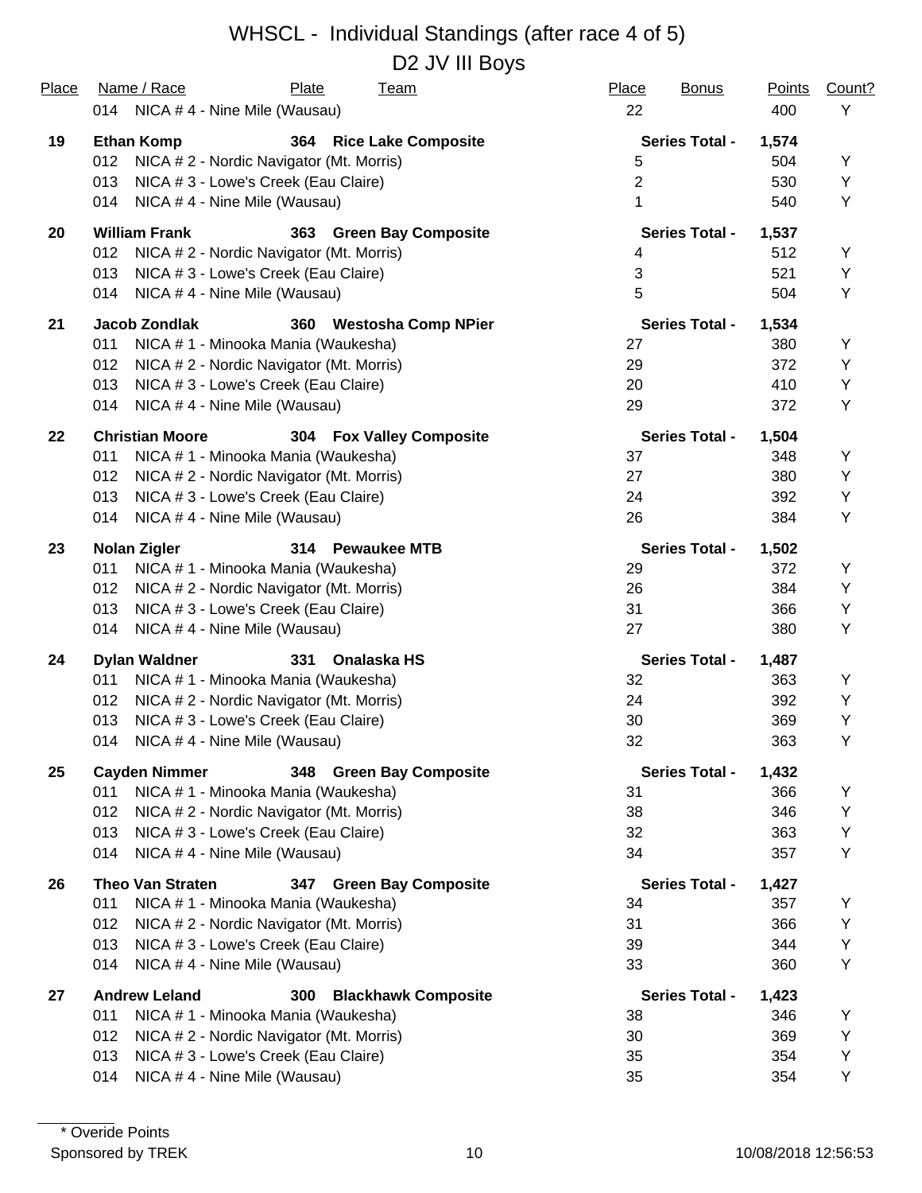# WHSCL - Individual Standings (after race 4 of 5)

## D2 JV III Boys

| Place | Name / Race | Plate | Team | Place | Bonus | Points | Count? |
|---|---|---|---|---|---|---|---|
| | 014 NICA # 4 - Nine Mile (Wausau) | | | 22 | | 400 | Y |
| **19** | **Ethan Komp** | **364** | **Rice Lake Composite** | **Series Total -** | | **1,574** | |
| | 012 NICA # 2 - Nordic Navigator (Mt. Morris) | | | 5 | | 504 | Y |
| | 013 NICA # 3 - Lowe's Creek (Eau Claire) | | | 2 | | 530 | Y |
| | 014 NICA # 4 - Nine Mile (Wausau) | | | 1 | | 540 | Y |
| **20** | **William Frank** | **363** | **Green Bay Composite** | **Series Total -** | | **1,537** | |
| | 012 NICA # 2 - Nordic Navigator (Mt. Morris) | | | 4 | | 512 | Y |
| | 013 NICA # 3 - Lowe's Creek (Eau Claire) | | | 3 | | 521 | Y |
| | 014 NICA # 4 - Nine Mile (Wausau) | | | 5 | | 504 | Y |
| **21** | **Jacob Zondlak** | **360** | **Westosha Comp NPier** | **Series Total -** | | **1,534** | |
| | 011 NICA # 1 - Minooka Mania (Waukesha) | | | 27 | | 380 | Y |
| | 012 NICA # 2 - Nordic Navigator (Mt. Morris) | | | 29 | | 372 | Y |
| | 013 NICA # 3 - Lowe's Creek (Eau Claire) | | | 20 | | 410 | Y |
| | 014 NICA # 4 - Nine Mile (Wausau) | | | 29 | | 372 | Y |
| **22** | **Christian Moore** | **304** | **Fox Valley Composite** | **Series Total -** | | **1,504** | |
| | 011 NICA # 1 - Minooka Mania (Waukesha) | | | 37 | | 348 | Y |
| | 012 NICA # 2 - Nordic Navigator (Mt. Morris) | | | 27 | | 380 | Y |
| | 013 NICA # 3 - Lowe's Creek (Eau Claire) | | | 24 | | 392 | Y |
| | 014 NICA # 4 - Nine Mile (Wausau) | | | 26 | | 384 | Y |
| **23** | **Nolan Zigler** | **314** | **Pewaukee MTB** | **Series Total -** | | **1,502** | |
| | 011 NICA # 1 - Minooka Mania (Waukesha) | | | 29 | | 372 | Y |
| | 012 NICA # 2 - Nordic Navigator (Mt. Morris) | | | 26 | | 384 | Y |
| | 013 NICA # 3 - Lowe's Creek (Eau Claire) | | | 31 | | 366 | Y |
| | 014 NICA # 4 - Nine Mile (Wausau) | | | 27 | | 380 | Y |
| **24** | **Dylan Waldner** | **331** | **Onalaska HS** | **Series Total -** | | **1,487** | |
| | 011 NICA # 1 - Minooka Mania (Waukesha) | | | 32 | | 363 | Y |
| | 012 NICA # 2 - Nordic Navigator (Mt. Morris) | | | 24 | | 392 | Y |
| | 013 NICA # 3 - Lowe's Creek (Eau Claire) | | | 30 | | 369 | Y |
| | 014 NICA # 4 - Nine Mile (Wausau) | | | 32 | | 363 | Y |
| **25** | **Cayden Nimmer** | **348** | **Green Bay Composite** | **Series Total -** | | **1,432** | |
| | 011 NICA # 1 - Minooka Mania (Waukesha) | | | 31 | | 366 | Y |
| | 012 NICA # 2 - Nordic Navigator (Mt. Morris) | | | 38 | | 346 | Y |
| | 013 NICA # 3 - Lowe's Creek (Eau Claire) | | | 32 | | 363 | Y |
| | 014 NICA # 4 - Nine Mile (Wausau) | | | 34 | | 357 | Y |
| **26** | **Theo Van Straten** | **347** | **Green Bay Composite** | **Series Total -** | | **1,427** | |
| | 011 NICA # 1 - Minooka Mania (Waukesha) | | | 34 | | 357 | Y |
| | 012 NICA # 2 - Nordic Navigator (Mt. Morris) | | | 31 | | 366 | Y |
| | 013 NICA # 3 - Lowe's Creek (Eau Claire) | | | 39 | | 344 | Y |
| | 014 NICA # 4 - Nine Mile (Wausau) | | | 33 | | 360 | Y |
| **27** | **Andrew Leland** | **300** | **Blackhawk Composite** | **Series Total -** | | **1,423** | |
| | 011 NICA # 1 - Minooka Mania (Waukesha) | | | 38 | | 346 | Y |
| | 012 NICA # 2 - Nordic Navigator (Mt. Morris) | | | 30 | | 369 | Y |
| | 013 NICA # 3 - Lowe's Creek (Eau Claire) | | | 35 | | 354 | Y |
| | 014 NICA # 4 - Nine Mile (Wausau) | | | 35 | | 354 | Y |

\* Overide Points

Sponsored by TREK

10/08/2018 12:56:53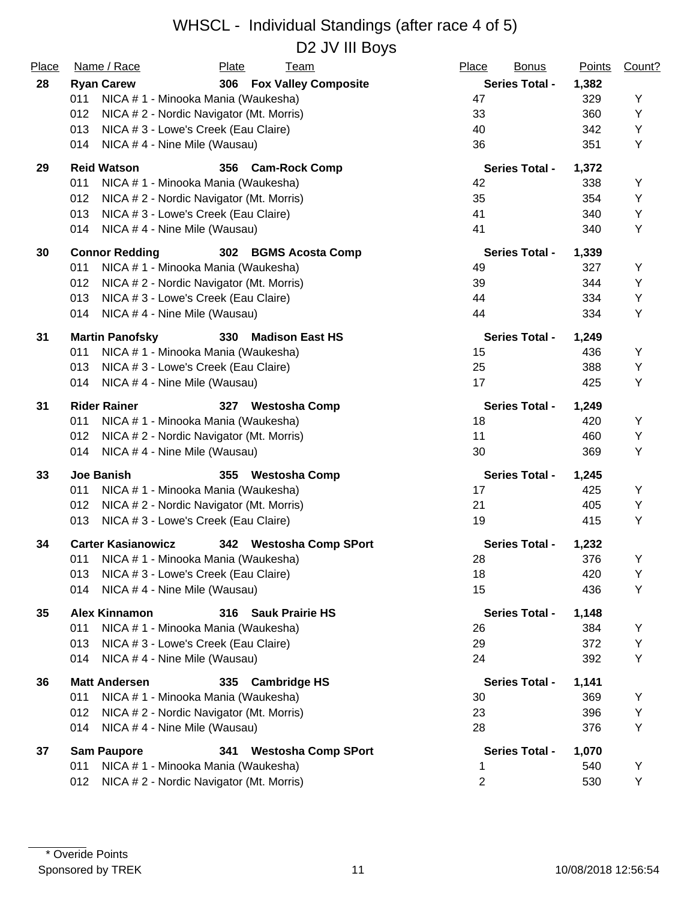# WHSCL - Individual Standings (after race 4 of 5)

## D2 JV III Boys

| Place | Name / Race | Plate | Team | Place | Bonus | Points | Count? |
|---|---|---|---|---|---|---|---|
| **28** | **Ryan Carew** | **306** | **Fox Valley Composite** | **Series Total -** | | **1,382** | |
| | 011 NICA # 1 - Minooka Mania (Waukesha) | | | 47 | | 329 | Y |
| | 012 NICA # 2 - Nordic Navigator (Mt. Morris) | | | 33 | | 360 | Y |
| | 013 NICA # 3 - Lowe's Creek (Eau Claire) | | | 40 | | 342 | Y |
| | 014 NICA # 4 - Nine Mile (Wausau) | | | 36 | | 351 | Y |
| **29** | **Reid Watson** | **356** | **Cam-Rock Comp** | **Series Total -** | | **1,372** | |
| | 011 NICA # 1 - Minooka Mania (Waukesha) | | | 42 | | 338 | Y |
| | 012 NICA # 2 - Nordic Navigator (Mt. Morris) | | | 35 | | 354 | Y |
| | 013 NICA # 3 - Lowe's Creek (Eau Claire) | | | 41 | | 340 | Y |
| | 014 NICA # 4 - Nine Mile (Wausau) | | | 41 | | 340 | Y |
| **30** | **Connor Redding** | **302** | **BGMS Acosta Comp** | **Series Total -** | | **1,339** | |
| | 011 NICA # 1 - Minooka Mania (Waukesha) | | | 49 | | 327 | Y |
| | 012 NICA # 2 - Nordic Navigator (Mt. Morris) | | | 39 | | 344 | Y |
| | 013 NICA # 3 - Lowe's Creek (Eau Claire) | | | 44 | | 334 | Y |
| | 014 NICA # 4 - Nine Mile (Wausau) | | | 44 | | 334 | Y |
| **31** | **Martin Panofsky** | **330** | **Madison East HS** | **Series Total -** | | **1,249** | |
| | 011 NICA # 1 - Minooka Mania (Waukesha) | | | 15 | | 436 | Y |
| | 013 NICA # 3 - Lowe's Creek (Eau Claire) | | | 25 | | 388 | Y |
| | 014 NICA # 4 - Nine Mile (Wausau) | | | 17 | | 425 | Y |
| **31** | **Rider Rainer** | **327** | **Westosha Comp** | **Series Total -** | | **1,249** | |
| | 011 NICA # 1 - Minooka Mania (Waukesha) | | | 18 | | 420 | Y |
| | 012 NICA # 2 - Nordic Navigator (Mt. Morris) | | | 11 | | 460 | Y |
| | 014 NICA # 4 - Nine Mile (Wausau) | | | 30 | | 369 | Y |
| **33** | **Joe Banish** | **355** | **Westosha Comp** | **Series Total -** | | **1,245** | |
| | 011 NICA # 1 - Minooka Mania (Waukesha) | | | 17 | | 425 | Y |
| | 012 NICA # 2 - Nordic Navigator (Mt. Morris) | | | 21 | | 405 | Y |
| | 013 NICA # 3 - Lowe's Creek (Eau Claire) | | | 19 | | 415 | Y |
| **34** | **Carter Kasianowicz** | **342** | **Westosha Comp SPort** | **Series Total -** | | **1,232** | |
| | 011 NICA # 1 - Minooka Mania (Waukesha) | | | 28 | | 376 | Y |
| | 013 NICA # 3 - Lowe's Creek (Eau Claire) | | | 18 | | 420 | Y |
| | 014 NICA # 4 - Nine Mile (Wausau) | | | 15 | | 436 | Y |
| **35** | **Alex Kinnamon** | **316** | **Sauk Prairie HS** | **Series Total -** | | **1,148** | |
| | 011 NICA # 1 - Minooka Mania (Waukesha) | | | 26 | | 384 | Y |
| | 013 NICA # 3 - Lowe's Creek (Eau Claire) | | | 29 | | 372 | Y |
| | 014 NICA # 4 - Nine Mile (Wausau) | | | 24 | | 392 | Y |
| **36** | **Matt Andersen** | **335** | **Cambridge HS** | **Series Total -** | | **1,141** | |
| | 011 NICA # 1 - Minooka Mania (Waukesha) | | | 30 | | 369 | Y |
| | 012 NICA # 2 - Nordic Navigator (Mt. Morris) | | | 23 | | 396 | Y |
| | 014 NICA # 4 - Nine Mile (Wausau) | | | 28 | | 376 | Y |
| **37** | **Sam Paupore** | **341** | **Westosha Comp SPort** | **Series Total -** | | **1,070** | |
| | 011 NICA # 1 - Minooka Mania (Waukesha) | | | 1 | | 540 | Y |
| | 012 NICA # 2 - Nordic Navigator (Mt. Morris) | | | 2 | | 530 | Y |

\* Overide Points

Sponsored by TREK

10/08/2018 12:56:54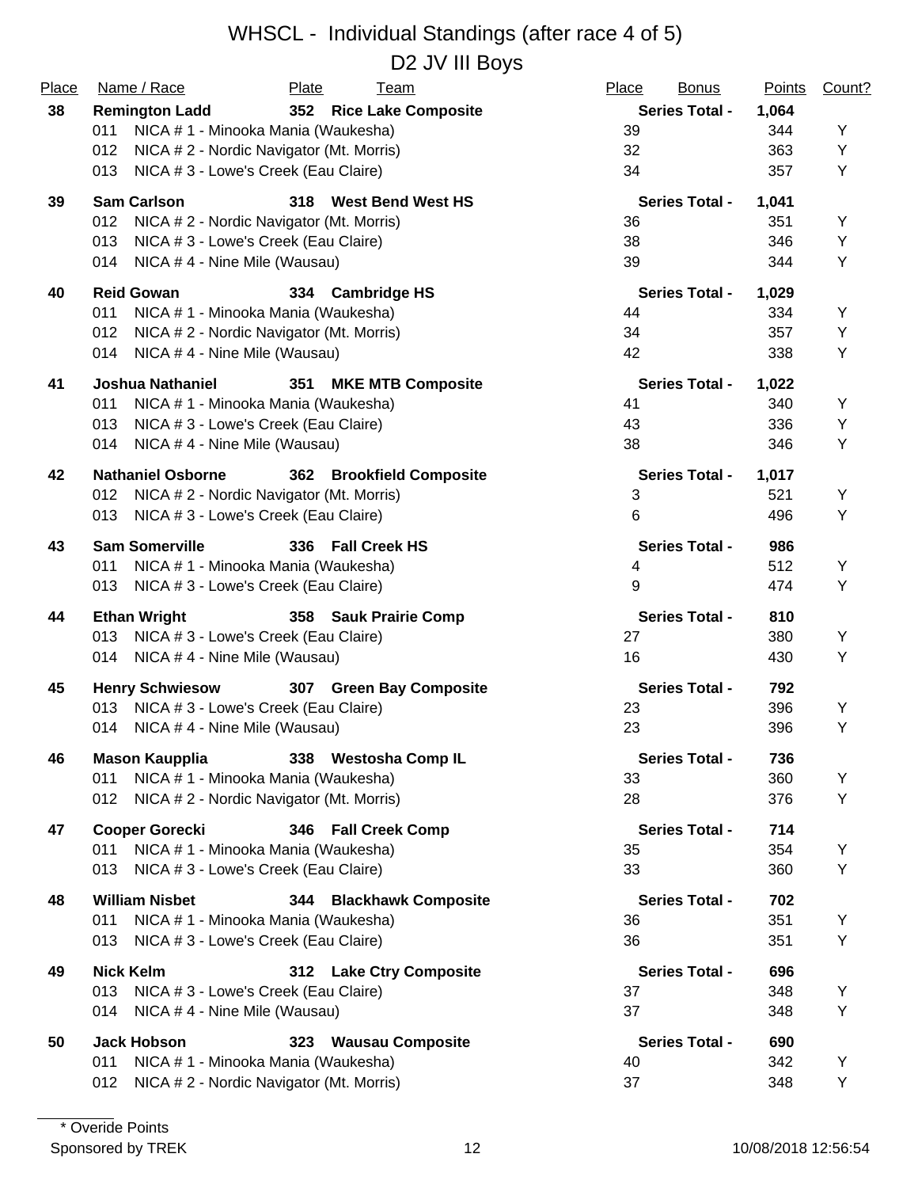# WHSCL - Individual Standings (after race 4 of 5)

## D2 JV III Boys

| Place | Name / Race | Plate | Team | Place | Bonus | Points | Count? |
|---|---|---|---|---|---|---|---|
| **38** | **Remington Ladd** | **352** | **Rice Lake Composite** | | **Series Total -** | **1,064** | |
| | 011 NICA # 1 - Minooka Mania (Waukesha) | | | 39 | | 344 | Y |
| | 012 NICA # 2 - Nordic Navigator (Mt. Morris) | | | 32 | | 363 | Y |
| | 013 NICA # 3 - Lowe's Creek (Eau Claire) | | | 34 | | 357 | Y |
| **39** | **Sam Carlson** | **318** | **West Bend West HS** | | **Series Total -** | **1,041** | |
| | 012 NICA # 2 - Nordic Navigator (Mt. Morris) | | | 36 | | 351 | Y |
| | 013 NICA # 3 - Lowe's Creek (Eau Claire) | | | 38 | | 346 | Y |
| | 014 NICA # 4 - Nine Mile (Wausau) | | | 39 | | 344 | Y |
| **40** | **Reid Gowan** | **334** | **Cambridge HS** | | **Series Total -** | **1,029** | |
| | 011 NICA # 1 - Minooka Mania (Waukesha) | | | 44 | | 334 | Y |
| | 012 NICA # 2 - Nordic Navigator (Mt. Morris) | | | 34 | | 357 | Y |
| | 014 NICA # 4 - Nine Mile (Wausau) | | | 42 | | 338 | Y |
| **41** | **Joshua Nathaniel** | **351** | **MKE MTB Composite** | | **Series Total -** | **1,022** | |
| | 011 NICA # 1 - Minooka Mania (Waukesha) | | | 41 | | 340 | Y |
| | 013 NICA # 3 - Lowe's Creek (Eau Claire) | | | 43 | | 336 | Y |
| | 014 NICA # 4 - Nine Mile (Wausau) | | | 38 | | 346 | Y |
| **42** | **Nathaniel Osborne** | **362** | **Brookfield Composite** | | **Series Total -** | **1,017** | |
| | 012 NICA # 2 - Nordic Navigator (Mt. Morris) | | | 3 | | 521 | Y |
| | 013 NICA # 3 - Lowe's Creek (Eau Claire) | | | 6 | | 496 | Y |
| **43** | **Sam Somerville** | **336** | **Fall Creek HS** | | **Series Total -** | **986** | |
| | 011 NICA # 1 - Minooka Mania (Waukesha) | | | 4 | | 512 | Y |
| | 013 NICA # 3 - Lowe's Creek (Eau Claire) | | | 9 | | 474 | Y |
| **44** | **Ethan Wright** | **358** | **Sauk Prairie Comp** | | **Series Total -** | **810** | |
| | 013 NICA # 3 - Lowe's Creek (Eau Claire) | | | 27 | | 380 | Y |
| | 014 NICA # 4 - Nine Mile (Wausau) | | | 16 | | 430 | Y |
| **45** | **Henry Schwiesow** | **307** | **Green Bay Composite** | | **Series Total -** | **792** | |
| | 013 NICA # 3 - Lowe's Creek (Eau Claire) | | | 23 | | 396 | Y |
| | 014 NICA # 4 - Nine Mile (Wausau) | | | 23 | | 396 | Y |
| **46** | **Mason Kaupplia** | **338** | **Westosha Comp IL** | | **Series Total -** | **736** | |
| | 011 NICA # 1 - Minooka Mania (Waukesha) | | | 33 | | 360 | Y |
| | 012 NICA # 2 - Nordic Navigator (Mt. Morris) | | | 28 | | 376 | Y |
| **47** | **Cooper Gorecki** | **346** | **Fall Creek Comp** | | **Series Total -** | **714** | |
| | 011 NICA # 1 - Minooka Mania (Waukesha) | | | 35 | | 354 | Y |
| | 013 NICA # 3 - Lowe's Creek (Eau Claire) | | | 33 | | 360 | Y |
| **48** | **William Nisbet** | **344** | **Blackhawk Composite** | | **Series Total -** | **702** | |
| | 011 NICA # 1 - Minooka Mania (Waukesha) | | | 36 | | 351 | Y |
| | 013 NICA # 3 - Lowe's Creek (Eau Claire) | | | 36 | | 351 | Y |
| **49** | **Nick Kelm** | **312** | **Lake Ctry Composite** | | **Series Total -** | **696** | |
| | 013 NICA # 3 - Lowe's Creek (Eau Claire) | | | 37 | | 348 | Y |
| | 014 NICA # 4 - Nine Mile (Wausau) | | | 37 | | 348 | Y |
| **50** | **Jack Hobson** | **323** | **Wausau Composite** | | **Series Total -** | **690** | |
| | 011 NICA # 1 - Minooka Mania (Waukesha) | | | 40 | | 342 | Y |
| | 012 NICA # 2 - Nordic Navigator (Mt. Morris) | | | 37 | | 348 | Y |

\* Overide Points

Sponsored by TREK

10/08/2018 12:56:54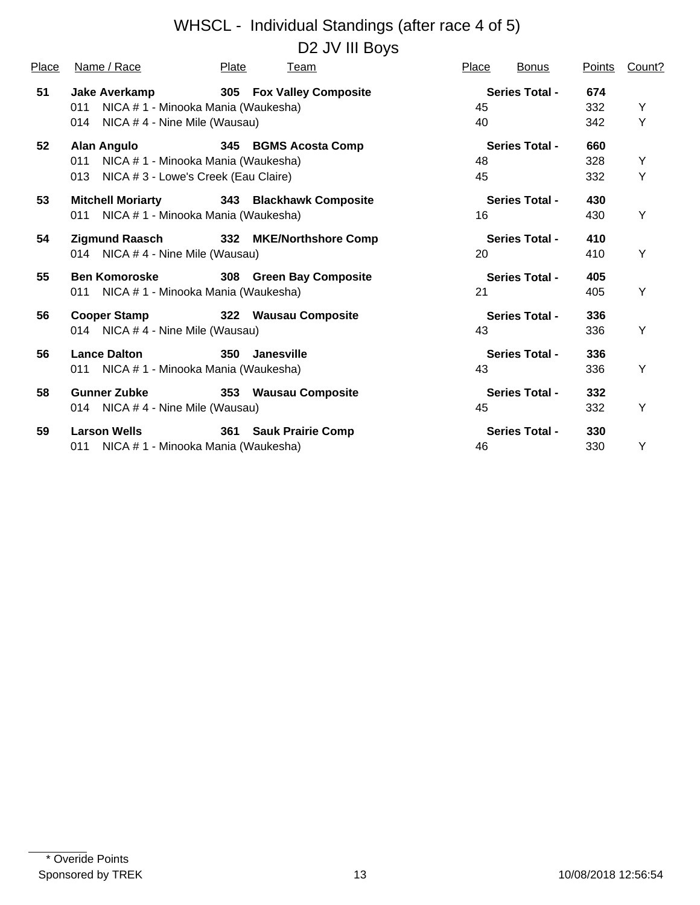# WHSCL - Individual Standings (after race 4 of 5)

## D2 JV III Boys

| Place | Name / Race | Plate | Team | Place | Bonus | Points | Count? |
|---|---|---|---|---|---|---|---|
| **51** | **Jake Averkamp** | **305** | **Fox Valley Composite** | | **Series Total -** | **674** | |
| | 011 NICA # 1 - Minooka Mania (Waukesha) | | | 45 | | 332 | Y |
| | 014 NICA # 4 - Nine Mile (Wausau) | | | 40 | | 342 | Y |
| **52** | **Alan Angulo** | **345** | **BGMS Acosta Comp** | | **Series Total -** | **660** | |
| | 011 NICA # 1 - Minooka Mania (Waukesha) | | | 48 | | 328 | Y |
| | 013 NICA # 3 - Lowe's Creek (Eau Claire) | | | 45 | | 332 | Y |
| **53** | **Mitchell Moriarty** | **343** | **Blackhawk Composite** | | **Series Total -** | **430** | |
| | 011 NICA # 1 - Minooka Mania (Waukesha) | | | 16 | | 430 | Y |
| **54** | **Zigmund Raasch** | **332** | **MKE/Northshore Comp** | | **Series Total -** | **410** | |
| | 014 NICA # 4 - Nine Mile (Wausau) | | | 20 | | 410 | Y |
| **55** | **Ben Komoroske** | **308** | **Green Bay Composite** | | **Series Total -** | **405** | |
| | 011 NICA # 1 - Minooka Mania (Waukesha) | | | 21 | | 405 | Y |
| **56** | **Cooper Stamp** | **322** | **Wausau Composite** | | **Series Total -** | **336** | |
| | 014 NICA # 4 - Nine Mile (Wausau) | | | 43 | | 336 | Y |
| **56** | **Lance Dalton** | **350** | **Janesville** | | **Series Total -** | **336** | |
| | 011 NICA # 1 - Minooka Mania (Waukesha) | | | 43 | | 336 | Y |
| **58** | **Gunner Zubke** | **353** | **Wausau Composite** | | **Series Total -** | **332** | |
| | 014 NICA # 4 - Nine Mile (Wausau) | | | 45 | | 332 | Y |
| **59** | **Larson Wells** | **361** | **Sauk Prairie Comp** | | **Series Total -** | **330** | |
| | 011 NICA # 1 - Minooka Mania (Waukesha) | | | 46 | | 330 | Y |

\* Overide Points

Sponsored by TREK

10/08/2018 12:56:54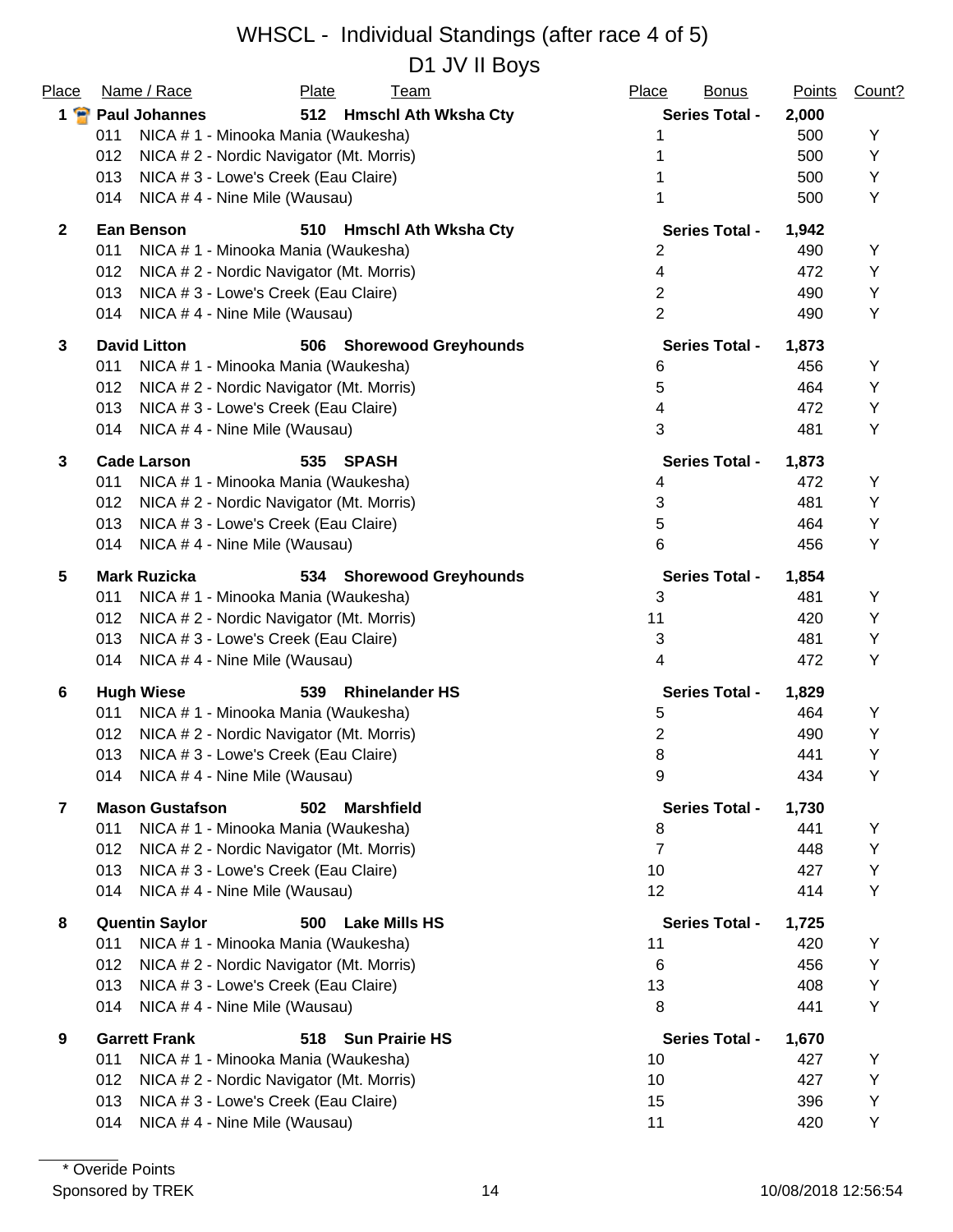# WHSCL - Individual Standings (after race 4 of 5)

## D1 JV II Boys

| Place | Name / Race | Plate | Team | Place | Bonus | Points | Count? |
|---|---|---|---|---|---|---|---|
| **1** | **Paul Johannes** | **512** | **Hmschl Ath Wksha Cty** | **Series Total -** | | **2,000** | |
| | 011 NICA # 1 - Minooka Mania (Waukesha) | | | 1 | | 500 | Y |
| | 012 NICA # 2 - Nordic Navigator (Mt. Morris) | | | 1 | | 500 | Y |
| | 013 NICA # 3 - Lowe's Creek (Eau Claire) | | | 1 | | 500 | Y |
| | 014 NICA # 4 - Nine Mile (Wausau) | | | 1 | | 500 | Y |
| **2** | **Ean Benson** | **510** | **Hmschl Ath Wksha Cty** | **Series Total -** | | **1,942** | |
| | 011 NICA # 1 - Minooka Mania (Waukesha) | | | 2 | | 490 | Y |
| | 012 NICA # 2 - Nordic Navigator (Mt. Morris) | | | 4 | | 472 | Y |
| | 013 NICA # 3 - Lowe's Creek (Eau Claire) | | | 2 | | 490 | Y |
| | 014 NICA # 4 - Nine Mile (Wausau) | | | 2 | | 490 | Y |
| **3** | **David Litton** | **506** | **Shorewood Greyhounds** | **Series Total -** | | **1,873** | |
| | 011 NICA # 1 - Minooka Mania (Waukesha) | | | 6 | | 456 | Y |
| | 012 NICA # 2 - Nordic Navigator (Mt. Morris) | | | 5 | | 464 | Y |
| | 013 NICA # 3 - Lowe's Creek (Eau Claire) | | | 4 | | 472 | Y |
| | 014 NICA # 4 - Nine Mile (Wausau) | | | 3 | | 481 | Y |
| **3** | **Cade Larson** | **535** | **SPASH** | **Series Total -** | | **1,873** | |
| | 011 NICA # 1 - Minooka Mania (Waukesha) | | | 4 | | 472 | Y |
| | 012 NICA # 2 - Nordic Navigator (Mt. Morris) | | | 3 | | 481 | Y |
| | 013 NICA # 3 - Lowe's Creek (Eau Claire) | | | 5 | | 464 | Y |
| | 014 NICA # 4 - Nine Mile (Wausau) | | | 6 | | 456 | Y |
| **5** | **Mark Ruzicka** | **534** | **Shorewood Greyhounds** | **Series Total -** | | **1,854** | |
| | 011 NICA # 1 - Minooka Mania (Waukesha) | | | 3 | | 481 | Y |
| | 012 NICA # 2 - Nordic Navigator (Mt. Morris) | | | 11 | | 420 | Y |
| | 013 NICA # 3 - Lowe's Creek (Eau Claire) | | | 3 | | 481 | Y |
| | 014 NICA # 4 - Nine Mile (Wausau) | | | 4 | | 472 | Y |
| **6** | **Hugh Wiese** | **539** | **Rhinelander HS** | **Series Total -** | | **1,829** | |
| | 011 NICA # 1 - Minooka Mania (Waukesha) | | | 5 | | 464 | Y |
| | 012 NICA # 2 - Nordic Navigator (Mt. Morris) | | | 2 | | 490 | Y |
| | 013 NICA # 3 - Lowe's Creek (Eau Claire) | | | 8 | | 441 | Y |
| | 014 NICA # 4 - Nine Mile (Wausau) | | | 9 | | 434 | Y |
| **7** | **Mason Gustafson** | **502** | **Marshfield** | **Series Total -** | | **1,730** | |
| | 011 NICA # 1 - Minooka Mania (Waukesha) | | | 8 | | 441 | Y |
| | 012 NICA # 2 - Nordic Navigator (Mt. Morris) | | | 7 | | 448 | Y |
| | 013 NICA # 3 - Lowe's Creek (Eau Claire) | | | 10 | | 427 | Y |
| | 014 NICA # 4 - Nine Mile (Wausau) | | | 12 | | 414 | Y |
| **8** | **Quentin Saylor** | **500** | **Lake Mills HS** | **Series Total -** | | **1,725** | |
| | 011 NICA # 1 - Minooka Mania (Waukesha) | | | 11 | | 420 | Y |
| | 012 NICA # 2 - Nordic Navigator (Mt. Morris) | | | 6 | | 456 | Y |
| | 013 NICA # 3 - Lowe's Creek (Eau Claire) | | | 13 | | 408 | Y |
| | 014 NICA # 4 - Nine Mile (Wausau) | | | 8 | | 441 | Y |
| **9** | **Garrett Frank** | **518** | **Sun Prairie HS** | **Series Total -** | | **1,670** | |
| | 011 NICA # 1 - Minooka Mania (Waukesha) | | | 10 | | 427 | Y |
| | 012 NICA # 2 - Nordic Navigator (Mt. Morris) | | | 10 | | 427 | Y |
| | 013 NICA # 3 - Lowe's Creek (Eau Claire) | | | 15 | | 396 | Y |
| | 014 NICA # 4 - Nine Mile (Wausau) | | | 11 | | 420 | Y |

\* Overide Points

Sponsored by TREK

10/08/2018 12:56:54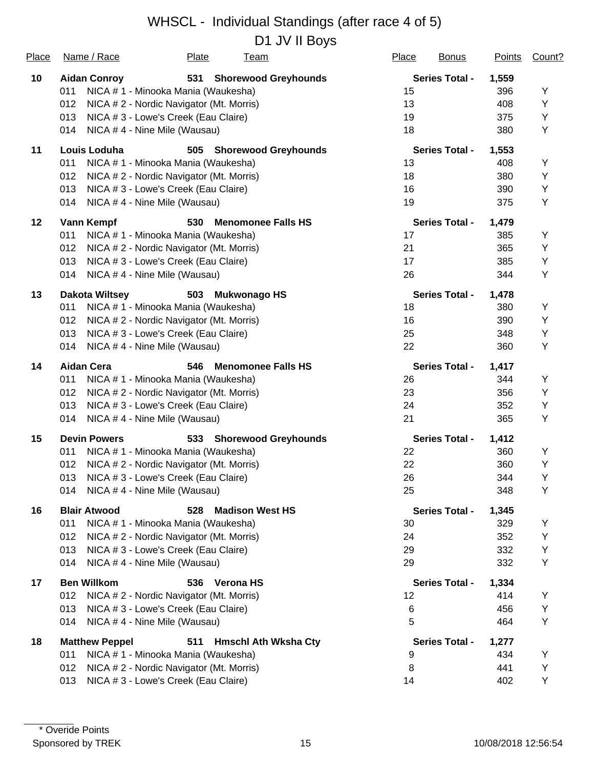# WHSCL - Individual Standings (after race 4 of 5)

## D1 JV II Boys

| Place | Name / Race | Plate | Team | Place | Bonus | Points | Count? |
|---|---|---|---|---|---|---|---|
| **10** | **Aidan Conroy** | **531** | **Shorewood Greyhounds** | | **Series Total -** | **1,559** | |
| | 011 NICA # 1 - Minooka Mania (Waukesha) | | | 15 | | 396 | Y |
| | 012 NICA # 2 - Nordic Navigator (Mt. Morris) | | | 13 | | 408 | Y |
| | 013 NICA # 3 - Lowe's Creek (Eau Claire) | | | 19 | | 375 | Y |
| | 014 NICA # 4 - Nine Mile (Wausau) | | | 18 | | 380 | Y |
| **11** | **Louis Loduha** | **505** | **Shorewood Greyhounds** | | **Series Total -** | **1,553** | |
| | 011 NICA # 1 - Minooka Mania (Waukesha) | | | 13 | | 408 | Y |
| | 012 NICA # 2 - Nordic Navigator (Mt. Morris) | | | 18 | | 380 | Y |
| | 013 NICA # 3 - Lowe's Creek (Eau Claire) | | | 16 | | 390 | Y |
| | 014 NICA # 4 - Nine Mile (Wausau) | | | 19 | | 375 | Y |
| **12** | **Vann Kempf** | **530** | **Menomonee Falls HS** | | **Series Total -** | **1,479** | |
| | 011 NICA # 1 - Minooka Mania (Waukesha) | | | 17 | | 385 | Y |
| | 012 NICA # 2 - Nordic Navigator (Mt. Morris) | | | 21 | | 365 | Y |
| | 013 NICA # 3 - Lowe's Creek (Eau Claire) | | | 17 | | 385 | Y |
| | 014 NICA # 4 - Nine Mile (Wausau) | | | 26 | | 344 | Y |
| **13** | **Dakota Wiltsey** | **503** | **Mukwonago HS** | | **Series Total -** | **1,478** | |
| | 011 NICA # 1 - Minooka Mania (Waukesha) | | | 18 | | 380 | Y |
| | 012 NICA # 2 - Nordic Navigator (Mt. Morris) | | | 16 | | 390 | Y |
| | 013 NICA # 3 - Lowe's Creek (Eau Claire) | | | 25 | | 348 | Y |
| | 014 NICA # 4 - Nine Mile (Wausau) | | | 22 | | 360 | Y |
| **14** | **Aidan Cera** | **546** | **Menomonee Falls HS** | | **Series Total -** | **1,417** | |
| | 011 NICA # 1 - Minooka Mania (Waukesha) | | | 26 | | 344 | Y |
| | 012 NICA # 2 - Nordic Navigator (Mt. Morris) | | | 23 | | 356 | Y |
| | 013 NICA # 3 - Lowe's Creek (Eau Claire) | | | 24 | | 352 | Y |
| | 014 NICA # 4 - Nine Mile (Wausau) | | | 21 | | 365 | Y |
| **15** | **Devin Powers** | **533** | **Shorewood Greyhounds** | | **Series Total -** | **1,412** | |
| | 011 NICA # 1 - Minooka Mania (Waukesha) | | | 22 | | 360 | Y |
| | 012 NICA # 2 - Nordic Navigator (Mt. Morris) | | | 22 | | 360 | Y |
| | 013 NICA # 3 - Lowe's Creek (Eau Claire) | | | 26 | | 344 | Y |
| | 014 NICA # 4 - Nine Mile (Wausau) | | | 25 | | 348 | Y |
| **16** | **Blair Atwood** | **528** | **Madison West HS** | | **Series Total -** | **1,345** | |
| | 011 NICA # 1 - Minooka Mania (Waukesha) | | | 30 | | 329 | Y |
| | 012 NICA # 2 - Nordic Navigator (Mt. Morris) | | | 24 | | 352 | Y |
| | 013 NICA # 3 - Lowe's Creek (Eau Claire) | | | 29 | | 332 | Y |
| | 014 NICA # 4 - Nine Mile (Wausau) | | | 29 | | 332 | Y |
| **17** | **Ben Willkom** | **536** | **Verona HS** | | **Series Total -** | **1,334** | |
| | 012 NICA # 2 - Nordic Navigator (Mt. Morris) | | | 12 | | 414 | Y |
| | 013 NICA # 3 - Lowe's Creek (Eau Claire) | | | 6 | | 456 | Y |
| | 014 NICA # 4 - Nine Mile (Wausau) | | | 5 | | 464 | Y |
| **18** | **Matthew Peppel** | **511** | **Hmschl Ath Wksha Cty** | | **Series Total -** | **1,277** | |
| | 011 NICA # 1 - Minooka Mania (Waukesha) | | | 9 | | 434 | Y |
| | 012 NICA # 2 - Nordic Navigator (Mt. Morris) | | | 8 | | 441 | Y |
| | 013 NICA # 3 - Lowe's Creek (Eau Claire) | | | 14 | | 402 | Y |

\* Overide Points

Sponsored by TREK

10/08/2018 12:56:54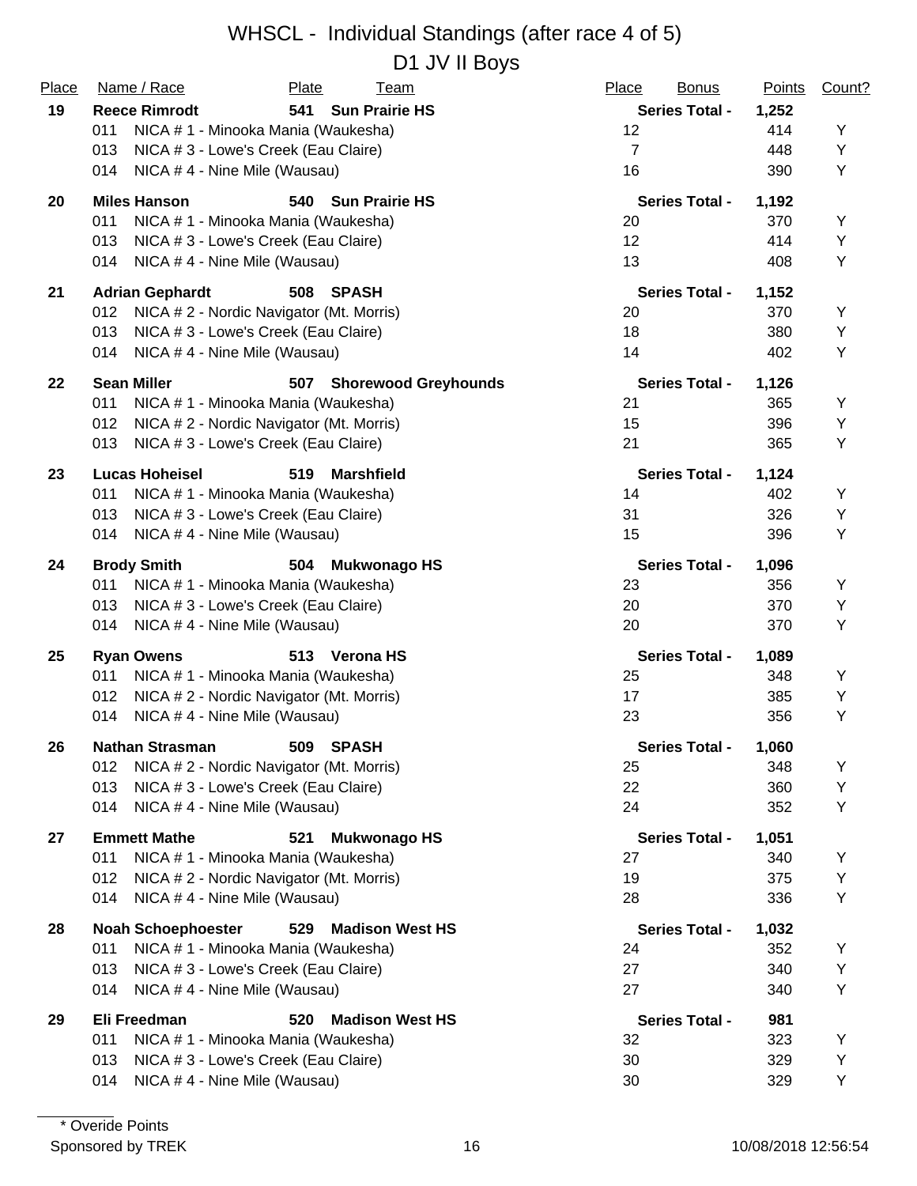# WHSCL - Individual Standings (after race 4 of 5)

## D1 JV II Boys

| Place | Name / Race | Plate | Team | Place | Bonus | Points | Count? |
|---|---|---|---|---|---|---|---|
| **19** | **Reece Rimrodt** | **541** | **Sun Prairie HS** | | **Series Total -** | **1,252** | |
| | 011 NICA # 1 - Minooka Mania (Waukesha) | | | 12 | | 414 | Y |
| | 013 NICA # 3 - Lowe's Creek (Eau Claire) | | | 7 | | 448 | Y |
| | 014 NICA # 4 - Nine Mile (Wausau) | | | 16 | | 390 | Y |
| **20** | **Miles Hanson** | **540** | **Sun Prairie HS** | | **Series Total -** | **1,192** | |
| | 011 NICA # 1 - Minooka Mania (Waukesha) | | | 20 | | 370 | Y |
| | 013 NICA # 3 - Lowe's Creek (Eau Claire) | | | 12 | | 414 | Y |
| | 014 NICA # 4 - Nine Mile (Wausau) | | | 13 | | 408 | Y |
| **21** | **Adrian Gephardt** | **508** | **SPASH** | | **Series Total -** | **1,152** | |
| | 012 NICA # 2 - Nordic Navigator (Mt. Morris) | | | 20 | | 370 | Y |
| | 013 NICA # 3 - Lowe's Creek (Eau Claire) | | | 18 | | 380 | Y |
| | 014 NICA # 4 - Nine Mile (Wausau) | | | 14 | | 402 | Y |
| **22** | **Sean Miller** | **507** | **Shorewood Greyhounds** | | **Series Total -** | **1,126** | |
| | 011 NICA # 1 - Minooka Mania (Waukesha) | | | 21 | | 365 | Y |
| | 012 NICA # 2 - Nordic Navigator (Mt. Morris) | | | 15 | | 396 | Y |
| | 013 NICA # 3 - Lowe's Creek (Eau Claire) | | | 21 | | 365 | Y |
| **23** | **Lucas Hoheisel** | **519** | **Marshfield** | | **Series Total -** | **1,124** | |
| | 011 NICA # 1 - Minooka Mania (Waukesha) | | | 14 | | 402 | Y |
| | 013 NICA # 3 - Lowe's Creek (Eau Claire) | | | 31 | | 326 | Y |
| | 014 NICA # 4 - Nine Mile (Wausau) | | | 15 | | 396 | Y |
| **24** | **Brody Smith** | **504** | **Mukwonago HS** | | **Series Total -** | **1,096** | |
| | 011 NICA # 1 - Minooka Mania (Waukesha) | | | 23 | | 356 | Y |
| | 013 NICA # 3 - Lowe's Creek (Eau Claire) | | | 20 | | 370 | Y |
| | 014 NICA # 4 - Nine Mile (Wausau) | | | 20 | | 370 | Y |
| **25** | **Ryan Owens** | **513** | **Verona HS** | | **Series Total -** | **1,089** | |
| | 011 NICA # 1 - Minooka Mania (Waukesha) | | | 25 | | 348 | Y |
| | 012 NICA # 2 - Nordic Navigator (Mt. Morris) | | | 17 | | 385 | Y |
| | 014 NICA # 4 - Nine Mile (Wausau) | | | 23 | | 356 | Y |
| **26** | **Nathan Strasman** | **509** | **SPASH** | | **Series Total -** | **1,060** | |
| | 012 NICA # 2 - Nordic Navigator (Mt. Morris) | | | 25 | | 348 | Y |
| | 013 NICA # 3 - Lowe's Creek (Eau Claire) | | | 22 | | 360 | Y |
| | 014 NICA # 4 - Nine Mile (Wausau) | | | 24 | | 352 | Y |
| **27** | **Emmett Mathe** | **521** | **Mukwonago HS** | | **Series Total -** | **1,051** | |
| | 011 NICA # 1 - Minooka Mania (Waukesha) | | | 27 | | 340 | Y |
| | 012 NICA # 2 - Nordic Navigator (Mt. Morris) | | | 19 | | 375 | Y |
| | 014 NICA # 4 - Nine Mile (Wausau) | | | 28 | | 336 | Y |
| **28** | **Noah Schoephoester** | **529** | **Madison West HS** | | **Series Total -** | **1,032** | |
| | 011 NICA # 1 - Minooka Mania (Waukesha) | | | 24 | | 352 | Y |
| | 013 NICA # 3 - Lowe's Creek (Eau Claire) | | | 27 | | 340 | Y |
| | 014 NICA # 4 - Nine Mile (Wausau) | | | 27 | | 340 | Y |
| **29** | **Eli Freedman** | **520** | **Madison West HS** | | **Series Total -** | **981** | |
| | 011 NICA # 1 - Minooka Mania (Waukesha) | | | 32 | | 323 | Y |
| | 013 NICA # 3 - Lowe's Creek (Eau Claire) | | | 30 | | 329 | Y |
| | 014 NICA # 4 - Nine Mile (Wausau) | | | 30 | | 329 | Y |

\* Overide Points

Sponsored by TREK 10/08/2018 12:56:54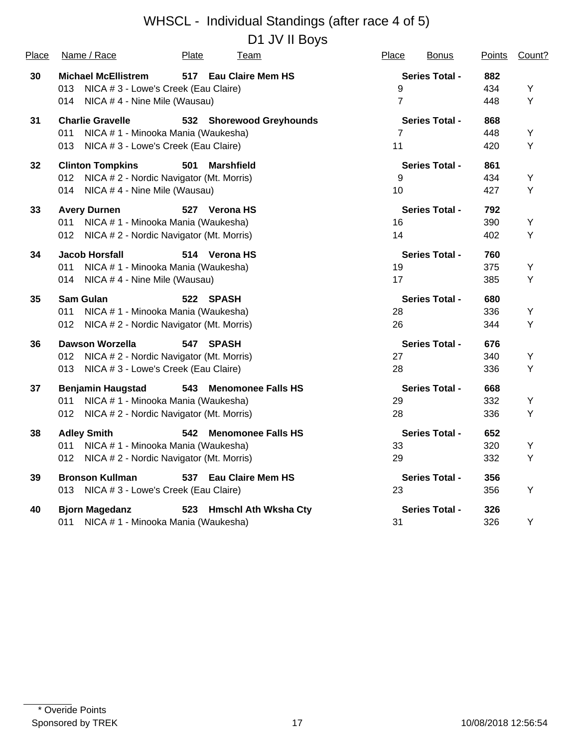# WHSCL - Individual Standings (after race 4 of 5)

## D1 JV II Boys

| Place | Name / Race | Plate | Team | Place | Bonus | Points | Count? |
|---|---|---|---|---|---|---|---|
| **30** | **Michael McEllistrem** | **517** | **Eau Claire Mem HS** | | **Series Total -** | **882** | |
| | 013 NICA # 3 - Lowe's Creek (Eau Claire) | | | 9 | | 434 | Y |
| | 014 NICA # 4 - Nine Mile (Wausau) | | | 7 | | 448 | Y |
| **31** | **Charlie Gravelle** | **532** | **Shorewood Greyhounds** | | **Series Total -** | **868** | |
| | 011 NICA # 1 - Minooka Mania (Waukesha) | | | 7 | | 448 | Y |
| | 013 NICA # 3 - Lowe's Creek (Eau Claire) | | | 11 | | 420 | Y |
| **32** | **Clinton Tompkins** | **501** | **Marshfield** | | **Series Total -** | **861** | |
| | 012 NICA # 2 - Nordic Navigator (Mt. Morris) | | | 9 | | 434 | Y |
| | 014 NICA # 4 - Nine Mile (Wausau) | | | 10 | | 427 | Y |
| **33** | **Avery Durnen** | **527** | **Verona HS** | | **Series Total -** | **792** | |
| | 011 NICA # 1 - Minooka Mania (Waukesha) | | | 16 | | 390 | Y |
| | 012 NICA # 2 - Nordic Navigator (Mt. Morris) | | | 14 | | 402 | Y |
| **34** | **Jacob Horsfall** | **514** | **Verona HS** | | **Series Total -** | **760** | |
| | 011 NICA # 1 - Minooka Mania (Waukesha) | | | 19 | | 375 | Y |
| | 014 NICA # 4 - Nine Mile (Wausau) | | | 17 | | 385 | Y |
| **35** | **Sam Gulan** | **522** | **SPASH** | | **Series Total -** | **680** | |
| | 011 NICA # 1 - Minooka Mania (Waukesha) | | | 28 | | 336 | Y |
| | 012 NICA # 2 - Nordic Navigator (Mt. Morris) | | | 26 | | 344 | Y |
| **36** | **Dawson Worzella** | **547** | **SPASH** | | **Series Total -** | **676** | |
| | 012 NICA # 2 - Nordic Navigator (Mt. Morris) | | | 27 | | 340 | Y |
| | 013 NICA # 3 - Lowe's Creek (Eau Claire) | | | 28 | | 336 | Y |
| **37** | **Benjamin Haugstad** | **543** | **Menomonee Falls HS** | | **Series Total -** | **668** | |
| | 011 NICA # 1 - Minooka Mania (Waukesha) | | | 29 | | 332 | Y |
| | 012 NICA # 2 - Nordic Navigator (Mt. Morris) | | | 28 | | 336 | Y |
| **38** | **Adley Smith** | **542** | **Menomonee Falls HS** | | **Series Total -** | **652** | |
| | 011 NICA # 1 - Minooka Mania (Waukesha) | | | 33 | | 320 | Y |
| | 012 NICA # 2 - Nordic Navigator (Mt. Morris) | | | 29 | | 332 | Y |
| **39** | **Bronson Kullman** | **537** | **Eau Claire Mem HS** | | **Series Total -** | **356** | |
| | 013 NICA # 3 - Lowe's Creek (Eau Claire) | | | 23 | | 356 | Y |
| **40** | **Bjorn Magedanz** | **523** | **Hmschl Ath Wksha Cty** | | **Series Total -** | **326** | |
| | 011 NICA # 1 - Minooka Mania (Waukesha) | | | 31 | | 326 | Y |

* Overide Points

Sponsored by TREK

10/08/2018 12:56:54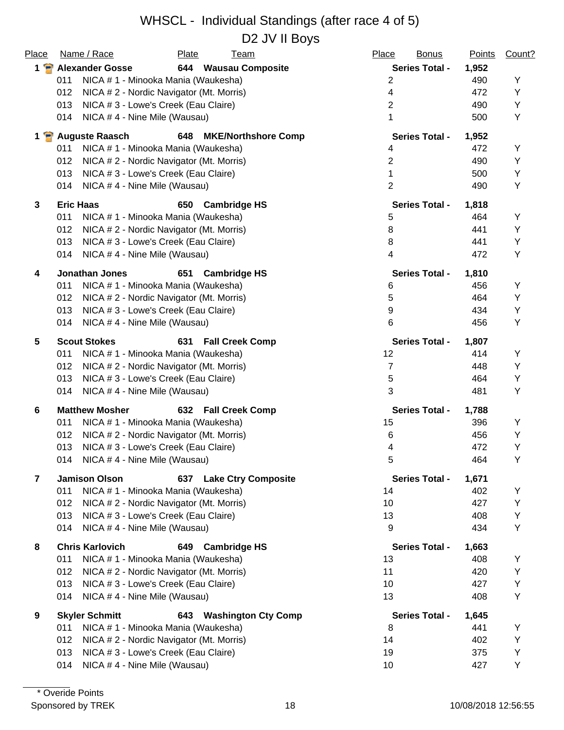# WHSCL - Individual Standings (after race 4 of 5)

## D2 JV II Boys

| Place | Name / Race | Plate | Team | Place | Bonus | Points | Count? |
|---|---|---|---|---|---|---|---|
| 1 | **Alexander Gosse** | **644** | **Wausau Composite** | **Series Total -** | | **1,952** | |
| | 011 NICA # 1 - Minooka Mania (Waukesha) | | | 2 | | 490 | Y |
| | 012 NICA # 2 - Nordic Navigator (Mt. Morris) | | | 4 | | 472 | Y |
| | 013 NICA # 3 - Lowe's Creek (Eau Claire) | | | 2 | | 490 | Y |
| | 014 NICA # 4 - Nine Mile (Wausau) | | | 1 | | 500 | Y |
| 1 | **Auguste Raasch** | **648** | **MKE/Northshore Comp** | **Series Total -** | | **1,952** | |
| | 011 NICA # 1 - Minooka Mania (Waukesha) | | | 4 | | 472 | Y |
| | 012 NICA # 2 - Nordic Navigator (Mt. Morris) | | | 2 | | 490 | Y |
| | 013 NICA # 3 - Lowe's Creek (Eau Claire) | | | 1 | | 500 | Y |
| | 014 NICA # 4 - Nine Mile (Wausau) | | | 2 | | 490 | Y |
| 3 | **Eric Haas** | **650** | **Cambridge HS** | **Series Total -** | | **1,818** | |
| | 011 NICA # 1 - Minooka Mania (Waukesha) | | | 5 | | 464 | Y |
| | 012 NICA # 2 - Nordic Navigator (Mt. Morris) | | | 8 | | 441 | Y |
| | 013 NICA # 3 - Lowe's Creek (Eau Claire) | | | 8 | | 441 | Y |
| | 014 NICA # 4 - Nine Mile (Wausau) | | | 4 | | 472 | Y |
| 4 | **Jonathan Jones** | **651** | **Cambridge HS** | **Series Total -** | | **1,810** | |
| | 011 NICA # 1 - Minooka Mania (Waukesha) | | | 6 | | 456 | Y |
| | 012 NICA # 2 - Nordic Navigator (Mt. Morris) | | | 5 | | 464 | Y |
| | 013 NICA # 3 - Lowe's Creek (Eau Claire) | | | 9 | | 434 | Y |
| | 014 NICA # 4 - Nine Mile (Wausau) | | | 6 | | 456 | Y |
| 5 | **Scout Stokes** | **631** | **Fall Creek Comp** | **Series Total -** | | **1,807** | |
| | 011 NICA # 1 - Minooka Mania (Waukesha) | | | 12 | | 414 | Y |
| | 012 NICA # 2 - Nordic Navigator (Mt. Morris) | | | 7 | | 448 | Y |
| | 013 NICA # 3 - Lowe's Creek (Eau Claire) | | | 5 | | 464 | Y |
| | 014 NICA # 4 - Nine Mile (Wausau) | | | 3 | | 481 | Y |
| 6 | **Matthew Mosher** | **632** | **Fall Creek Comp** | **Series Total -** | | **1,788** | |
| | 011 NICA # 1 - Minooka Mania (Waukesha) | | | 15 | | 396 | Y |
| | 012 NICA # 2 - Nordic Navigator (Mt. Morris) | | | 6 | | 456 | Y |
| | 013 NICA # 3 - Lowe's Creek (Eau Claire) | | | 4 | | 472 | Y |
| | 014 NICA # 4 - Nine Mile (Wausau) | | | 5 | | 464 | Y |
| 7 | **Jamison Olson** | **637** | **Lake Ctry Composite** | **Series Total -** | | **1,671** | |
| | 011 NICA # 1 - Minooka Mania (Waukesha) | | | 14 | | 402 | Y |
| | 012 NICA # 2 - Nordic Navigator (Mt. Morris) | | | 10 | | 427 | Y |
| | 013 NICA # 3 - Lowe's Creek (Eau Claire) | | | 13 | | 408 | Y |
| | 014 NICA # 4 - Nine Mile (Wausau) | | | 9 | | 434 | Y |
| 8 | **Chris Karlovich** | **649** | **Cambridge HS** | **Series Total -** | | **1,663** | |
| | 011 NICA # 1 - Minooka Mania (Waukesha) | | | 13 | | 408 | Y |
| | 012 NICA # 2 - Nordic Navigator (Mt. Morris) | | | 11 | | 420 | Y |
| | 013 NICA # 3 - Lowe's Creek (Eau Claire) | | | 10 | | 427 | Y |
| | 014 NICA # 4 - Nine Mile (Wausau) | | | 13 | | 408 | Y |
| 9 | **Skyler Schmitt** | **643** | **Washington Cty Comp** | **Series Total -** | | **1,645** | |
| | 011 NICA # 1 - Minooka Mania (Waukesha) | | | 8 | | 441 | Y |
| | 012 NICA # 2 - Nordic Navigator (Mt. Morris) | | | 14 | | 402 | Y |
| | 013 NICA # 3 - Lowe's Creek (Eau Claire) | | | 19 | | 375 | Y |
| | 014 NICA # 4 - Nine Mile (Wausau) | | | 10 | | 427 | Y |

\* Overide Points

Sponsored by TREK

10/08/2018 12:56:55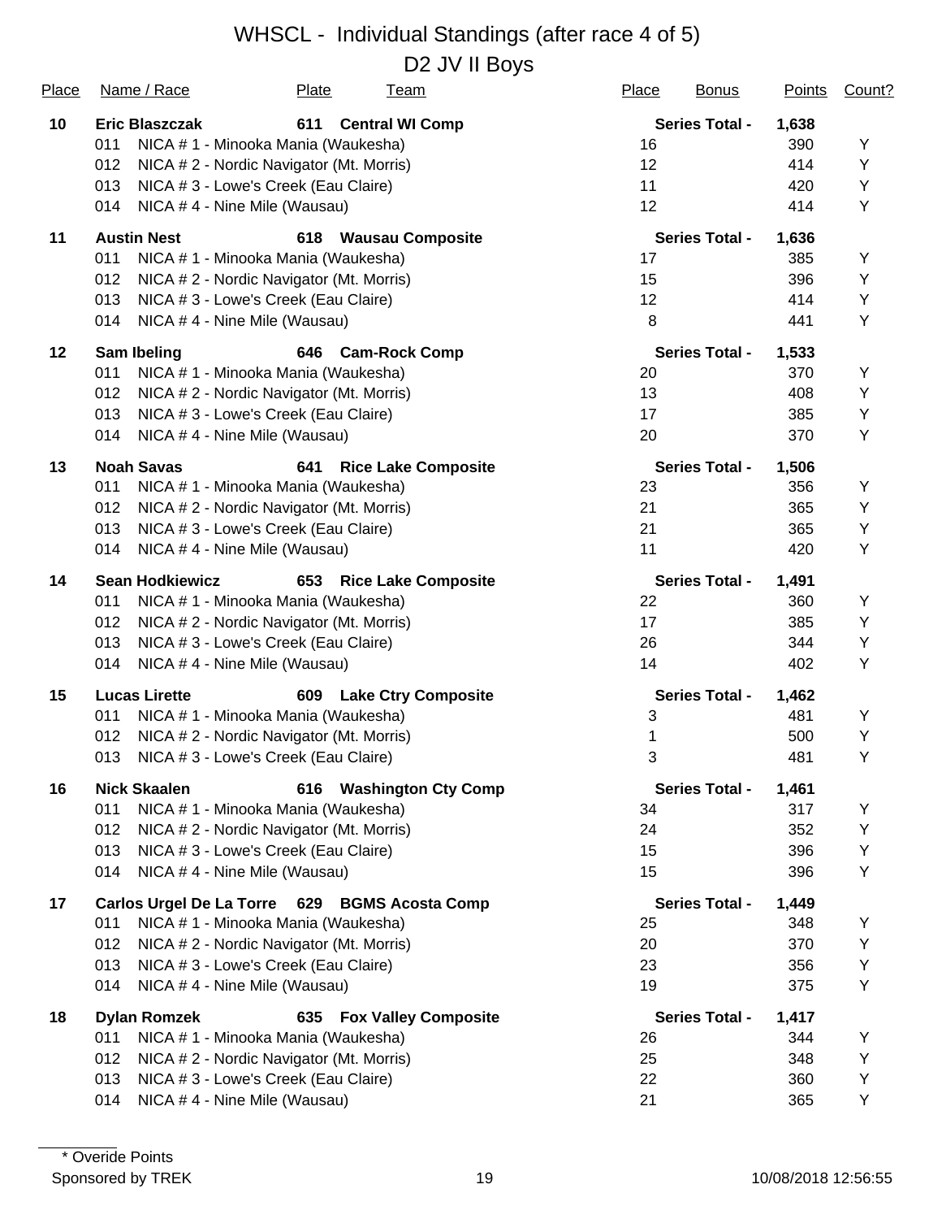# WHSCL - Individual Standings (after race 4 of 5)

## D2 JV II Boys

| Place | Name / Race | Plate | Team | Place | Bonus | Points | Count? |
|---|---|---|---|---|---|---|---|
| **10** | **Eric Blaszczak** | **611** | **Central WI Comp** | | **Series Total -** | **1,638** | |
| | 011 NICA # 1 - Minooka Mania (Waukesha) | | | 16 | | 390 | Y |
| | 012 NICA # 2 - Nordic Navigator (Mt. Morris) | | | 12 | | 414 | Y |
| | 013 NICA # 3 - Lowe's Creek (Eau Claire) | | | 11 | | 420 | Y |
| | 014 NICA # 4 - Nine Mile (Wausau) | | | 12 | | 414 | Y |
| **11** | **Austin Nest** | **618** | **Wausau Composite** | | **Series Total -** | **1,636** | |
| | 011 NICA # 1 - Minooka Mania (Waukesha) | | | 17 | | 385 | Y |
| | 012 NICA # 2 - Nordic Navigator (Mt. Morris) | | | 15 | | 396 | Y |
| | 013 NICA # 3 - Lowe's Creek (Eau Claire) | | | 12 | | 414 | Y |
| | 014 NICA # 4 - Nine Mile (Wausau) | | | 8 | | 441 | Y |
| **12** | **Sam Ibeling** | **646** | **Cam-Rock Comp** | | **Series Total -** | **1,533** | |
| | 011 NICA # 1 - Minooka Mania (Waukesha) | | | 20 | | 370 | Y |
| | 012 NICA # 2 - Nordic Navigator (Mt. Morris) | | | 13 | | 408 | Y |
| | 013 NICA # 3 - Lowe's Creek (Eau Claire) | | | 17 | | 385 | Y |
| | 014 NICA # 4 - Nine Mile (Wausau) | | | 20 | | 370 | Y |
| **13** | **Noah Savas** | **641** | **Rice Lake Composite** | | **Series Total -** | **1,506** | |
| | 011 NICA # 1 - Minooka Mania (Waukesha) | | | 23 | | 356 | Y |
| | 012 NICA # 2 - Nordic Navigator (Mt. Morris) | | | 21 | | 365 | Y |
| | 013 NICA # 3 - Lowe's Creek (Eau Claire) | | | 21 | | 365 | Y |
| | 014 NICA # 4 - Nine Mile (Wausau) | | | 11 | | 420 | Y |
| **14** | **Sean Hodkiewicz** | **653** | **Rice Lake Composite** | | **Series Total -** | **1,491** | |
| | 011 NICA # 1 - Minooka Mania (Waukesha) | | | 22 | | 360 | Y |
| | 012 NICA # 2 - Nordic Navigator (Mt. Morris) | | | 17 | | 385 | Y |
| | 013 NICA # 3 - Lowe's Creek (Eau Claire) | | | 26 | | 344 | Y |
| | 014 NICA # 4 - Nine Mile (Wausau) | | | 14 | | 402 | Y |
| **15** | **Lucas Lirette** | **609** | **Lake Ctry Composite** | | **Series Total -** | **1,462** | |
| | 011 NICA # 1 - Minooka Mania (Waukesha) | | | 3 | | 481 | Y |
| | 012 NICA # 2 - Nordic Navigator (Mt. Morris) | | | 1 | | 500 | Y |
| | 013 NICA # 3 - Lowe's Creek (Eau Claire) | | | 3 | | 481 | Y |
| **16** | **Nick Skaalen** | **616** | **Washington Cty Comp** | | **Series Total -** | **1,461** | |
| | 011 NICA # 1 - Minooka Mania (Waukesha) | | | 34 | | 317 | Y |
| | 012 NICA # 2 - Nordic Navigator (Mt. Morris) | | | 24 | | 352 | Y |
| | 013 NICA # 3 - Lowe's Creek (Eau Claire) | | | 15 | | 396 | Y |
| | 014 NICA # 4 - Nine Mile (Wausau) | | | 15 | | 396 | Y |
| **17** | **Carlos Urgel De La Torre** | **629** | **BGMS Acosta Comp** | | **Series Total -** | **1,449** | |
| | 011 NICA # 1 - Minooka Mania (Waukesha) | | | 25 | | 348 | Y |
| | 012 NICA # 2 - Nordic Navigator (Mt. Morris) | | | 20 | | 370 | Y |
| | 013 NICA # 3 - Lowe's Creek (Eau Claire) | | | 23 | | 356 | Y |
| | 014 NICA # 4 - Nine Mile (Wausau) | | | 19 | | 375 | Y |
| **18** | **Dylan Romzek** | **635** | **Fox Valley Composite** | | **Series Total -** | **1,417** | |
| | 011 NICA # 1 - Minooka Mania (Waukesha) | | | 26 | | 344 | Y |
| | 012 NICA # 2 - Nordic Navigator (Mt. Morris) | | | 25 | | 348 | Y |
| | 013 NICA # 3 - Lowe's Creek (Eau Claire) | | | 22 | | 360 | Y |
| | 014 NICA # 4 - Nine Mile (Wausau) | | | 21 | | 365 | Y |

\* Overide Points

Sponsored by TREK

10/08/2018 12:56:55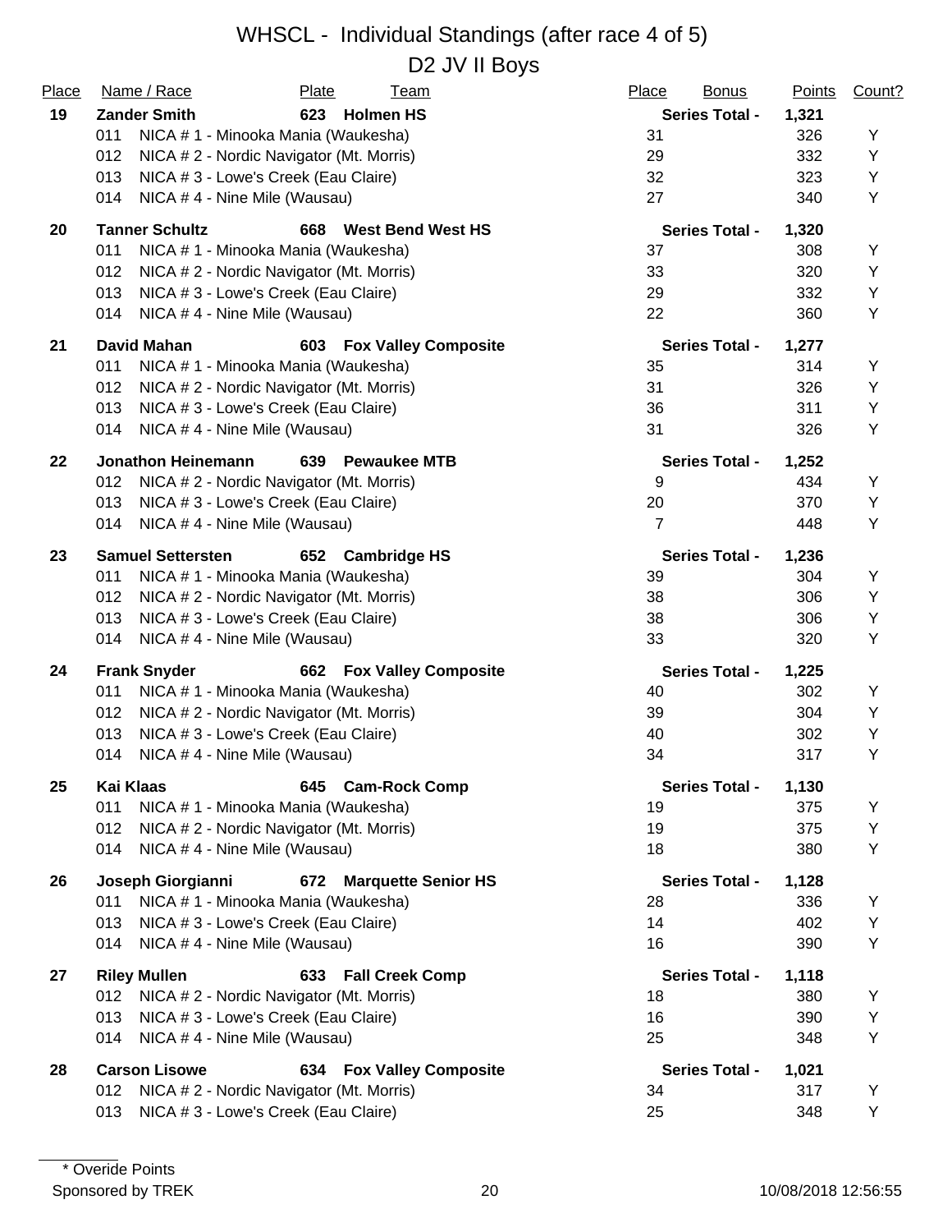# WHSCL - Individual Standings (after race 4 of 5)

## D2 JV II Boys

| Place | Name / Race | Plate | Team | Place | Bonus | Points | Count? |
|---|---|---|---|---|---|---|---|
| **19** | **Zander Smith** | **623** | **Holmen HS** | | **Series Total -** | **1,321** | |
| | 011 NICA # 1 - Minooka Mania (Waukesha) | | | 31 | | 326 | Y |
| | 012 NICA # 2 - Nordic Navigator (Mt. Morris) | | | 29 | | 332 | Y |
| | 013 NICA # 3 - Lowe's Creek (Eau Claire) | | | 32 | | 323 | Y |
| | 014 NICA # 4 - Nine Mile (Wausau) | | | 27 | | 340 | Y |
| **20** | **Tanner Schultz** | **668** | **West Bend West HS** | | **Series Total -** | **1,320** | |
| | 011 NICA # 1 - Minooka Mania (Waukesha) | | | 37 | | 308 | Y |
| | 012 NICA # 2 - Nordic Navigator (Mt. Morris) | | | 33 | | 320 | Y |
| | 013 NICA # 3 - Lowe's Creek (Eau Claire) | | | 29 | | 332 | Y |
| | 014 NICA # 4 - Nine Mile (Wausau) | | | 22 | | 360 | Y |
| **21** | **David Mahan** | **603** | **Fox Valley Composite** | | **Series Total -** | **1,277** | |
| | 011 NICA # 1 - Minooka Mania (Waukesha) | | | 35 | | 314 | Y |
| | 012 NICA # 2 - Nordic Navigator (Mt. Morris) | | | 31 | | 326 | Y |
| | 013 NICA # 3 - Lowe's Creek (Eau Claire) | | | 36 | | 311 | Y |
| | 014 NICA # 4 - Nine Mile (Wausau) | | | 31 | | 326 | Y |
| **22** | **Jonathon Heinemann** | **639** | **Pewaukee MTB** | | **Series Total -** | **1,252** | |
| | 012 NICA # 2 - Nordic Navigator (Mt. Morris) | | | 9 | | 434 | Y |
| | 013 NICA # 3 - Lowe's Creek (Eau Claire) | | | 20 | | 370 | Y |
| | 014 NICA # 4 - Nine Mile (Wausau) | | | 7 | | 448 | Y |
| **23** | **Samuel Settersten** | **652** | **Cambridge HS** | | **Series Total -** | **1,236** | |
| | 011 NICA # 1 - Minooka Mania (Waukesha) | | | 39 | | 304 | Y |
| | 012 NICA # 2 - Nordic Navigator (Mt. Morris) | | | 38 | | 306 | Y |
| | 013 NICA # 3 - Lowe's Creek (Eau Claire) | | | 38 | | 306 | Y |
| | 014 NICA # 4 - Nine Mile (Wausau) | | | 33 | | 320 | Y |
| **24** | **Frank Snyder** | **662** | **Fox Valley Composite** | | **Series Total -** | **1,225** | |
| | 011 NICA # 1 - Minooka Mania (Waukesha) | | | 40 | | 302 | Y |
| | 012 NICA # 2 - Nordic Navigator (Mt. Morris) | | | 39 | | 304 | Y |
| | 013 NICA # 3 - Lowe's Creek (Eau Claire) | | | 40 | | 302 | Y |
| | 014 NICA # 4 - Nine Mile (Wausau) | | | 34 | | 317 | Y |
| **25** | **Kai Klaas** | **645** | **Cam-Rock Comp** | | **Series Total -** | **1,130** | |
| | 011 NICA # 1 - Minooka Mania (Waukesha) | | | 19 | | 375 | Y |
| | 012 NICA # 2 - Nordic Navigator (Mt. Morris) | | | 19 | | 375 | Y |
| | 014 NICA # 4 - Nine Mile (Wausau) | | | 18 | | 380 | Y |
| **26** | **Joseph Giorgianni** | **672** | **Marquette Senior HS** | | **Series Total -** | **1,128** | |
| | 011 NICA # 1 - Minooka Mania (Waukesha) | | | 28 | | 336 | Y |
| | 013 NICA # 3 - Lowe's Creek (Eau Claire) | | | 14 | | 402 | Y |
| | 014 NICA # 4 - Nine Mile (Wausau) | | | 16 | | 390 | Y |
| **27** | **Riley Mullen** | **633** | **Fall Creek Comp** | | **Series Total -** | **1,118** | |
| | 012 NICA # 2 - Nordic Navigator (Mt. Morris) | | | 18 | | 380 | Y |
| | 013 NICA # 3 - Lowe's Creek (Eau Claire) | | | 16 | | 390 | Y |
| | 014 NICA # 4 - Nine Mile (Wausau) | | | 25 | | 348 | Y |
| **28** | **Carson Lisowe** | **634** | **Fox Valley Composite** | | **Series Total -** | **1,021** | |
| | 012 NICA # 2 - Nordic Navigator (Mt. Morris) | | | 34 | | 317 | Y |
| | 013 NICA # 3 - Lowe's Creek (Eau Claire) | | | 25 | | 348 | Y |

\* Overide Points

Sponsored by TREK

10/08/2018 12:56:55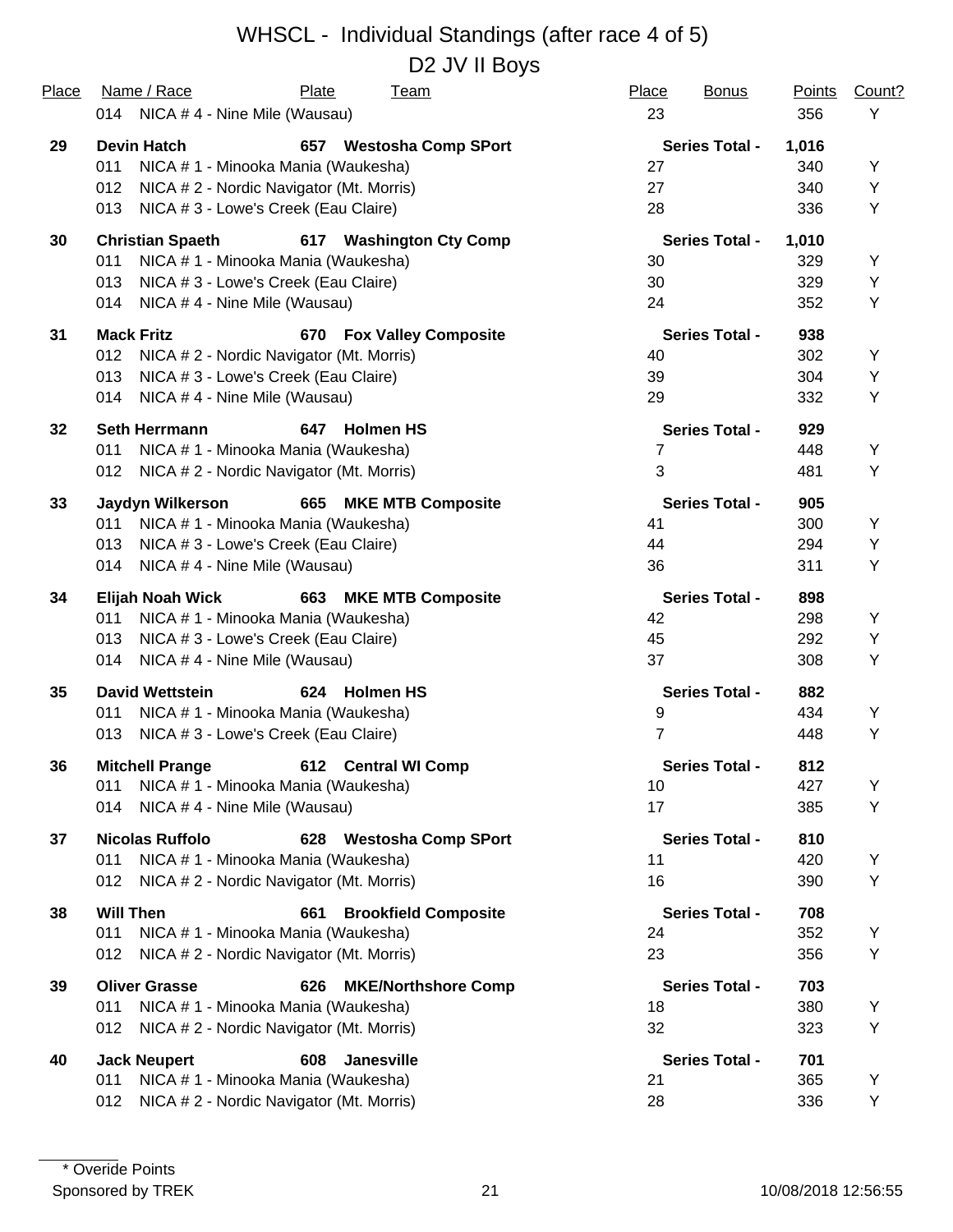# WHSCL - Individual Standings (after race 4 of 5)

## D2 JV II Boys

| Place | Name / Race | Plate | Team | Place | Bonus | Points | Count? |
|---|---|---|---|---|---|---|---|
| | 014 NICA # 4 - Nine Mile (Wausau) | | | 23 | | 356 | Y |
| **29** | **Devin Hatch** | **657** | **Westosha Comp SPort** | | **Series Total -** | **1,016** | |
| | 011 NICA # 1 - Minooka Mania (Waukesha) | | | 27 | | 340 | Y |
| | 012 NICA # 2 - Nordic Navigator (Mt. Morris) | | | 27 | | 340 | Y |
| | 013 NICA # 3 - Lowe's Creek (Eau Claire) | | | 28 | | 336 | Y |
| **30** | **Christian Spaeth** | **617** | **Washington Cty Comp** | | **Series Total -** | **1,010** | |
| | 011 NICA # 1 - Minooka Mania (Waukesha) | | | 30 | | 329 | Y |
| | 013 NICA # 3 - Lowe's Creek (Eau Claire) | | | 30 | | 329 | Y |
| | 014 NICA # 4 - Nine Mile (Wausau) | | | 24 | | 352 | Y |
| **31** | **Mack Fritz** | **670** | **Fox Valley Composite** | | **Series Total -** | **938** | |
| | 012 NICA # 2 - Nordic Navigator (Mt. Morris) | | | 40 | | 302 | Y |
| | 013 NICA # 3 - Lowe's Creek (Eau Claire) | | | 39 | | 304 | Y |
| | 014 NICA # 4 - Nine Mile (Wausau) | | | 29 | | 332 | Y |
| **32** | **Seth Herrmann** | **647** | **Holmen HS** | | **Series Total -** | **929** | |
| | 011 NICA # 1 - Minooka Mania (Waukesha) | | | 7 | | 448 | Y |
| | 012 NICA # 2 - Nordic Navigator (Mt. Morris) | | | 3 | | 481 | Y |
| **33** | **Jaydyn Wilkerson** | **665** | **MKE MTB Composite** | | **Series Total -** | **905** | |
| | 011 NICA # 1 - Minooka Mania (Waukesha) | | | 41 | | 300 | Y |
| | 013 NICA # 3 - Lowe's Creek (Eau Claire) | | | 44 | | 294 | Y |
| | 014 NICA # 4 - Nine Mile (Wausau) | | | 36 | | 311 | Y |
| **34** | **Elijah Noah Wick** | **663** | **MKE MTB Composite** | | **Series Total -** | **898** | |
| | 011 NICA # 1 - Minooka Mania (Waukesha) | | | 42 | | 298 | Y |
| | 013 NICA # 3 - Lowe's Creek (Eau Claire) | | | 45 | | 292 | Y |
| | 014 NICA # 4 - Nine Mile (Wausau) | | | 37 | | 308 | Y |
| **35** | **David Wettstein** | **624** | **Holmen HS** | | **Series Total -** | **882** | |
| | 011 NICA # 1 - Minooka Mania (Waukesha) | | | 9 | | 434 | Y |
| | 013 NICA # 3 - Lowe's Creek (Eau Claire) | | | 7 | | 448 | Y |
| **36** | **Mitchell Prange** | **612** | **Central WI Comp** | | **Series Total -** | **812** | |
| | 011 NICA # 1 - Minooka Mania (Waukesha) | | | 10 | | 427 | Y |
| | 014 NICA # 4 - Nine Mile (Wausau) | | | 17 | | 385 | Y |
| **37** | **Nicolas Ruffolo** | **628** | **Westosha Comp SPort** | | **Series Total -** | **810** | |
| | 011 NICA # 1 - Minooka Mania (Waukesha) | | | 11 | | 420 | Y |
| | 012 NICA # 2 - Nordic Navigator (Mt. Morris) | | | 16 | | 390 | Y |
| **38** | **Will Then** | **661** | **Brookfield Composite** | | **Series Total -** | **708** | |
| | 011 NICA # 1 - Minooka Mania (Waukesha) | | | 24 | | 352 | Y |
| | 012 NICA # 2 - Nordic Navigator (Mt. Morris) | | | 23 | | 356 | Y |
| **39** | **Oliver Grasse** | **626** | **MKE/Northshore Comp** | | **Series Total -** | **703** | |
| | 011 NICA # 1 - Minooka Mania (Waukesha) | | | 18 | | 380 | Y |
| | 012 NICA # 2 - Nordic Navigator (Mt. Morris) | | | 32 | | 323 | Y |
| **40** | **Jack Neupert** | **608** | **Janesville** | | **Series Total -** | **701** | |
| | 011 NICA # 1 - Minooka Mania (Waukesha) | | | 21 | | 365 | Y |
| | 012 NICA # 2 - Nordic Navigator (Mt. Morris) | | | 28 | | 336 | Y |

\* Overide Points

Sponsored by TREK

10/08/2018 12:56:55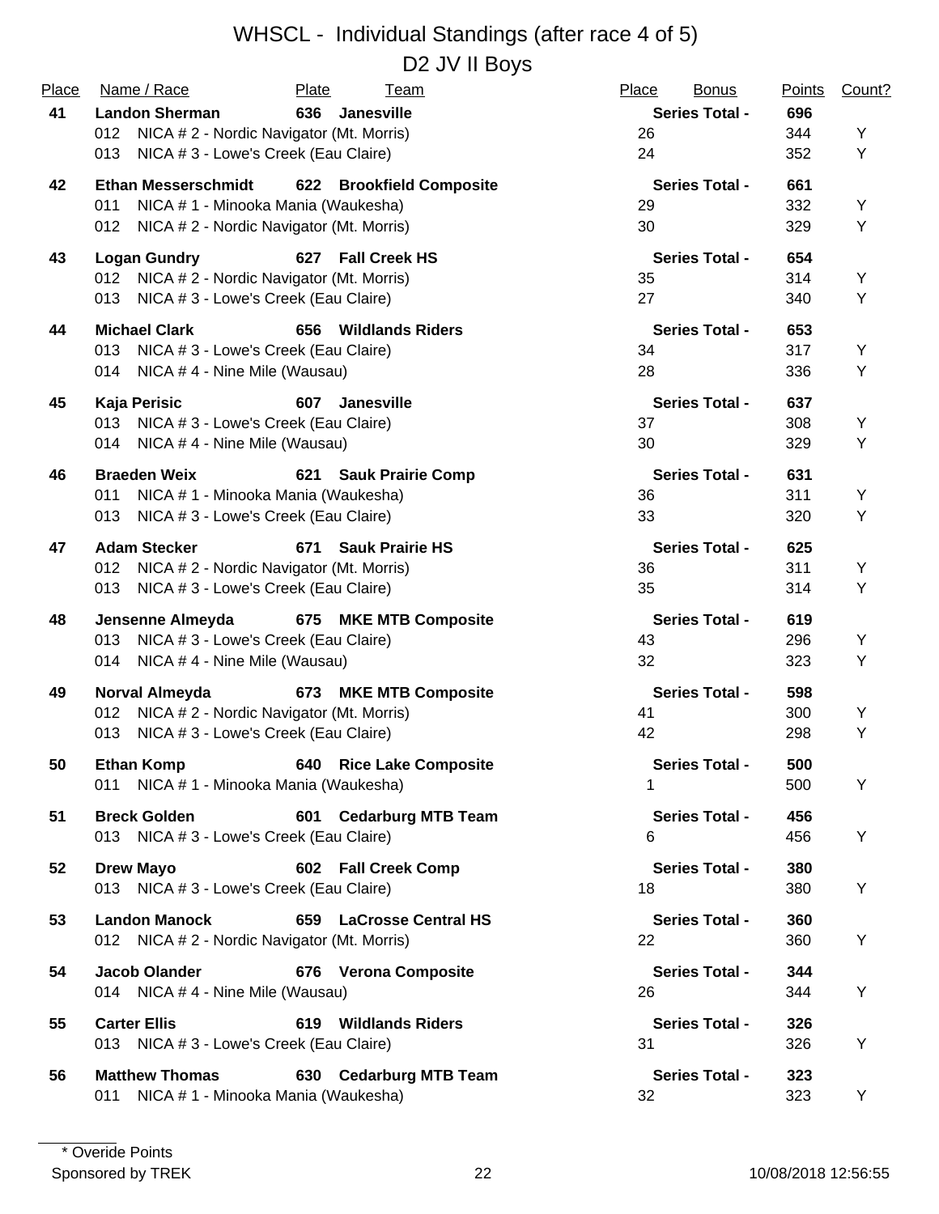# WHSCL - Individual Standings (after race 4 of 5)

## D2 JV II Boys

| Place | Name / Race | Plate | Team | Place | Bonus | Points | Count? |
|---|---|---|---|---|---|---|---|
| 41 | **Landon Sherman** | 636 | **Janesville** | | **Series Total -** | **696** | |
| | 012 NICA # 2 - Nordic Navigator (Mt. Morris) | | | 26 | | 344 | Y |
| | 013 NICA # 3 - Lowe's Creek (Eau Claire) | | | 24 | | 352 | Y |
| 42 | **Ethan Messerschmidt** | 622 | **Brookfield Composite** | | **Series Total -** | **661** | |
| | 011 NICA # 1 - Minooka Mania (Waukesha) | | | 29 | | 332 | Y |
| | 012 NICA # 2 - Nordic Navigator (Mt. Morris) | | | 30 | | 329 | Y |
| 43 | **Logan Gundry** | 627 | **Fall Creek HS** | | **Series Total -** | **654** | |
| | 012 NICA # 2 - Nordic Navigator (Mt. Morris) | | | 35 | | 314 | Y |
| | 013 NICA # 3 - Lowe's Creek (Eau Claire) | | | 27 | | 340 | Y |
| 44 | **Michael Clark** | 656 | **Wildlands Riders** | | **Series Total -** | **653** | |
| | 013 NICA # 3 - Lowe's Creek (Eau Claire) | | | 34 | | 317 | Y |
| | 014 NICA # 4 - Nine Mile (Wausau) | | | 28 | | 336 | Y |
| 45 | **Kaja Perisic** | 607 | **Janesville** | | **Series Total -** | **637** | |
| | 013 NICA # 3 - Lowe's Creek (Eau Claire) | | | 37 | | 308 | Y |
| | 014 NICA # 4 - Nine Mile (Wausau) | | | 30 | | 329 | Y |
| 46 | **Braeden Weix** | 621 | **Sauk Prairie Comp** | | **Series Total -** | **631** | |
| | 011 NICA # 1 - Minooka Mania (Waukesha) | | | 36 | | 311 | Y |
| | 013 NICA # 3 - Lowe's Creek (Eau Claire) | | | 33 | | 320 | Y |
| 47 | **Adam Stecker** | 671 | **Sauk Prairie HS** | | **Series Total -** | **625** | |
| | 012 NICA # 2 - Nordic Navigator (Mt. Morris) | | | 36 | | 311 | Y |
| | 013 NICA # 3 - Lowe's Creek (Eau Claire) | | | 35 | | 314 | Y |
| 48 | **Jensenne Almeyda** | 675 | **MKE MTB Composite** | | **Series Total -** | **619** | |
| | 013 NICA # 3 - Lowe's Creek (Eau Claire) | | | 43 | | 296 | Y |
| | 014 NICA # 4 - Nine Mile (Wausau) | | | 32 | | 323 | Y |
| 49 | **Norval Almeyda** | 673 | **MKE MTB Composite** | | **Series Total -** | **598** | |
| | 012 NICA # 2 - Nordic Navigator (Mt. Morris) | | | 41 | | 300 | Y |
| | 013 NICA # 3 - Lowe's Creek (Eau Claire) | | | 42 | | 298 | Y |
| 50 | **Ethan Komp** | 640 | **Rice Lake Composite** | | **Series Total -** | **500** | |
| | 011 NICA # 1 - Minooka Mania (Waukesha) | | | 1 | | 500 | Y |
| 51 | **Breck Golden** | 601 | **Cedarburg MTB Team** | | **Series Total -** | **456** | |
| | 013 NICA # 3 - Lowe's Creek (Eau Claire) | | | 6 | | 456 | Y |
| 52 | **Drew Mayo** | 602 | **Fall Creek Comp** | | **Series Total -** | **380** | |
| | 013 NICA # 3 - Lowe's Creek (Eau Claire) | | | 18 | | 380 | Y |
| 53 | **Landon Manock** | 659 | **LaCrosse Central HS** | | **Series Total -** | **360** | |
| | 012 NICA # 2 - Nordic Navigator (Mt. Morris) | | | 22 | | 360 | Y |
| 54 | **Jacob Olander** | 676 | **Verona Composite** | | **Series Total -** | **344** | |
| | 014 NICA # 4 - Nine Mile (Wausau) | | | 26 | | 344 | Y |
| 55 | **Carter Ellis** | 619 | **Wildlands Riders** | | **Series Total -** | **326** | |
| | 013 NICA # 3 - Lowe's Creek (Eau Claire) | | | 31 | | 326 | Y |
| 56 | **Matthew Thomas** | 630 | **Cedarburg MTB Team** | | **Series Total -** | **323** | |
| | 011 NICA # 1 - Minooka Mania (Waukesha) | | | 32 | | 323 | Y |

\* Overide Points

Sponsored by TREK

10/08/2018 12:56:55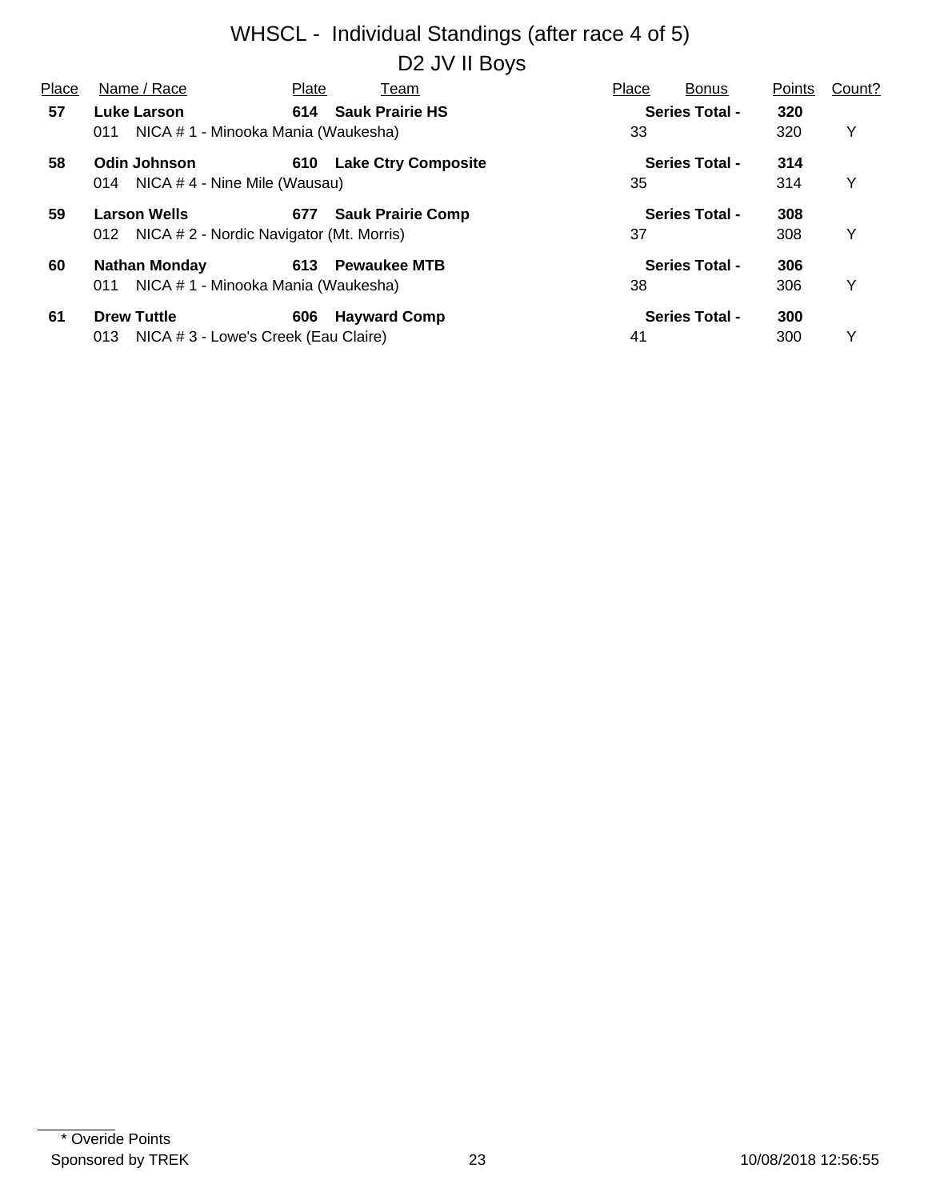# WHSCL - Individual Standings (after race 4 of 5)

## D2 JV II Boys

| Place | Name / Race | Plate | Team | Place | Bonus | Points | Count? |
|---|---|---|---|---|---|---|---|
| **57** | **Luke Larson** | **614** | **Sauk Prairie HS** | | **Series Total -** | **320** | |
| | 011 NICA # 1 - Minooka Mania (Waukesha) | | | 33 | | 320 | Y |
| **58** | **Odin Johnson** | **610** | **Lake Ctry Composite** | | **Series Total -** | **314** | |
| | 014 NICA # 4 - Nine Mile (Wausau) | | | 35 | | 314 | Y |
| **59** | **Larson Wells** | **677** | **Sauk Prairie Comp** | | **Series Total -** | **308** | |
| | 012 NICA # 2 - Nordic Navigator (Mt. Morris) | | | 37 | | 308 | Y |
| **60** | **Nathan Monday** | **613** | **Pewaukee MTB** | | **Series Total -** | **306** | |
| | 011 NICA # 1 - Minooka Mania (Waukesha) | | | 38 | | 306 | Y |
| **61** | **Drew Tuttle** | **606** | **Hayward Comp** | | **Series Total -** | **300** | |
| | 013 NICA # 3 - Lowe's Creek (Eau Claire) | | | 41 | | 300 | Y |

\* Overide Points

Sponsored by TREK

10/08/2018 12:56:55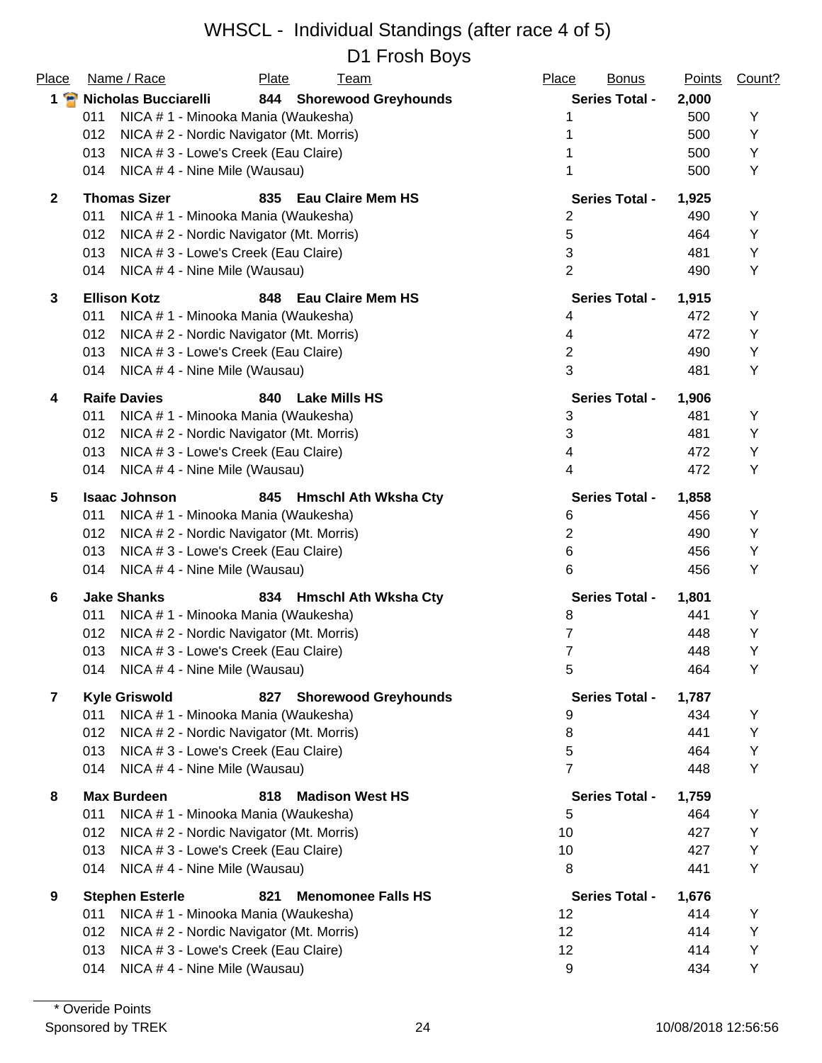# WHSCL - Individual Standings (after race 4 of 5)

## D1 Frosh Boys

| Place | Name / Race | Plate | Team | Place | Bonus | Points | Count? |
|---|---|---|---|---|---|---|---|
| 1 | Nicholas Bucciarelli | 844 | Shorewood Greyhounds | Series Total - | | 2,000 | |
| | 011 NICA # 1 - Minooka Mania (Waukesha) | | | 1 | | 500 | Y |
| | 012 NICA # 2 - Nordic Navigator (Mt. Morris) | | | 1 | | 500 | Y |
| | 013 NICA # 3 - Lowe's Creek (Eau Claire) | | | 1 | | 500 | Y |
| | 014 NICA # 4 - Nine Mile (Wausau) | | | 1 | | 500 | Y |
| 2 | Thomas Sizer | 835 | Eau Claire Mem HS | Series Total - | | 1,925 | |
| | 011 NICA # 1 - Minooka Mania (Waukesha) | | | 2 | | 490 | Y |
| | 012 NICA # 2 - Nordic Navigator (Mt. Morris) | | | 5 | | 464 | Y |
| | 013 NICA # 3 - Lowe's Creek (Eau Claire) | | | 3 | | 481 | Y |
| | 014 NICA # 4 - Nine Mile (Wausau) | | | 2 | | 490 | Y |
| 3 | Ellison Kotz | 848 | Eau Claire Mem HS | Series Total - | | 1,915 | |
| | 011 NICA # 1 - Minooka Mania (Waukesha) | | | 4 | | 472 | Y |
| | 012 NICA # 2 - Nordic Navigator (Mt. Morris) | | | 4 | | 472 | Y |
| | 013 NICA # 3 - Lowe's Creek (Eau Claire) | | | 2 | | 490 | Y |
| | 014 NICA # 4 - Nine Mile (Wausau) | | | 3 | | 481 | Y |
| 4 | Raife Davies | 840 | Lake Mills HS | Series Total - | | 1,906 | |
| | 011 NICA # 1 - Minooka Mania (Waukesha) | | | 3 | | 481 | Y |
| | 012 NICA # 2 - Nordic Navigator (Mt. Morris) | | | 3 | | 481 | Y |
| | 013 NICA # 3 - Lowe's Creek (Eau Claire) | | | 4 | | 472 | Y |
| | 014 NICA # 4 - Nine Mile (Wausau) | | | 4 | | 472 | Y |
| 5 | Isaac Johnson | 845 | Hmschl Ath Wksha Cty | Series Total - | | 1,858 | |
| | 011 NICA # 1 - Minooka Mania (Waukesha) | | | 6 | | 456 | Y |
| | 012 NICA # 2 - Nordic Navigator (Mt. Morris) | | | 2 | | 490 | Y |
| | 013 NICA # 3 - Lowe's Creek (Eau Claire) | | | 6 | | 456 | Y |
| | 014 NICA # 4 - Nine Mile (Wausau) | | | 6 | | 456 | Y |
| 6 | Jake Shanks | 834 | Hmschl Ath Wksha Cty | Series Total - | | 1,801 | |
| | 011 NICA # 1 - Minooka Mania (Waukesha) | | | 8 | | 441 | Y |
| | 012 NICA # 2 - Nordic Navigator (Mt. Morris) | | | 7 | | 448 | Y |
| | 013 NICA # 3 - Lowe's Creek (Eau Claire) | | | 7 | | 448 | Y |
| | 014 NICA # 4 - Nine Mile (Wausau) | | | 5 | | 464 | Y |
| 7 | Kyle Griswold | 827 | Shorewood Greyhounds | Series Total - | | 1,787 | |
| | 011 NICA # 1 - Minooka Mania (Waukesha) | | | 9 | | 434 | Y |
| | 012 NICA # 2 - Nordic Navigator (Mt. Morris) | | | 8 | | 441 | Y |
| | 013 NICA # 3 - Lowe's Creek (Eau Claire) | | | 5 | | 464 | Y |
| | 014 NICA # 4 - Nine Mile (Wausau) | | | 7 | | 448 | Y |
| 8 | Max Burdeen | 818 | Madison West HS | Series Total - | | 1,759 | |
| | 011 NICA # 1 - Minooka Mania (Waukesha) | | | 5 | | 464 | Y |
| | 012 NICA # 2 - Nordic Navigator (Mt. Morris) | | | 10 | | 427 | Y |
| | 013 NICA # 3 - Lowe's Creek (Eau Claire) | | | 10 | | 427 | Y |
| | 014 NICA # 4 - Nine Mile (Wausau) | | | 8 | | 441 | Y |
| 9 | Stephen Esterle | 821 | Menomonee Falls HS | Series Total - | | 1,676 | |
| | 011 NICA # 1 - Minooka Mania (Waukesha) | | | 12 | | 414 | Y |
| | 012 NICA # 2 - Nordic Navigator (Mt. Morris) | | | 12 | | 414 | Y |
| | 013 NICA # 3 - Lowe's Creek (Eau Claire) | | | 12 | | 414 | Y |
| | 014 NICA # 4 - Nine Mile (Wausau) | | | 9 | | 434 | Y |

\* Overide Points

Sponsored by TREK | 10/08/2018 12:56:56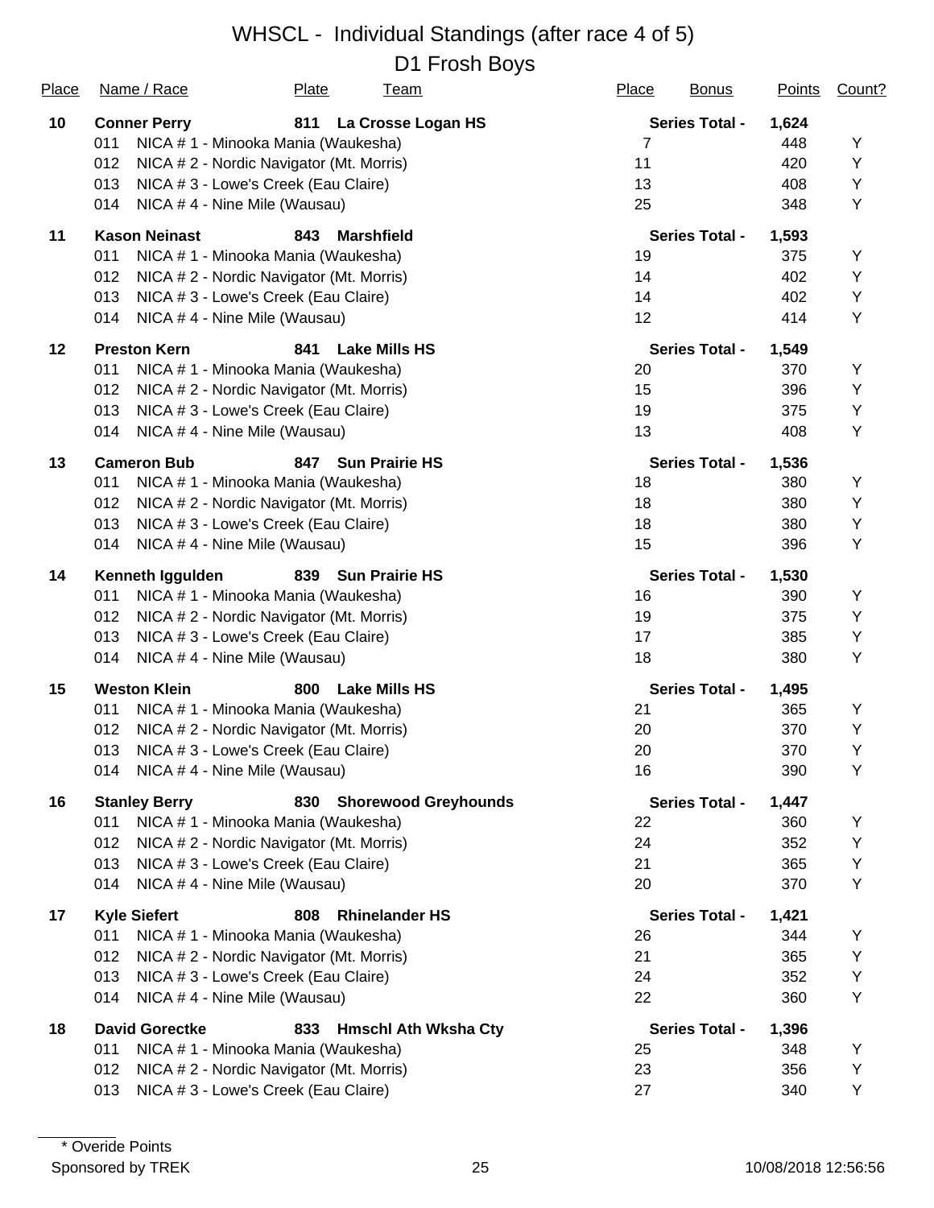# WHSCL - Individual Standings (after race 4 of 5)

## D1 Frosh Boys

| Place | Name / Race | Plate | Team | Place | Bonus | Points | Count? |
|---|---|---|---|---|---|---|---|
| **10** | **Conner Perry** | **811** | **La Crosse Logan HS** | | **Series Total -** | **1,624** | |
| | 011 NICA # 1 - Minooka Mania (Waukesha) | | | 7 | | 448 | Y |
| | 012 NICA # 2 - Nordic Navigator (Mt. Morris) | | | 11 | | 420 | Y |
| | 013 NICA # 3 - Lowe's Creek (Eau Claire) | | | 13 | | 408 | Y |
| | 014 NICA # 4 - Nine Mile (Wausau) | | | 25 | | 348 | Y |
| **11** | **Kason Neinast** | **843** | **Marshfield** | | **Series Total -** | **1,593** | |
| | 011 NICA # 1 - Minooka Mania (Waukesha) | | | 19 | | 375 | Y |
| | 012 NICA # 2 - Nordic Navigator (Mt. Morris) | | | 14 | | 402 | Y |
| | 013 NICA # 3 - Lowe's Creek (Eau Claire) | | | 14 | | 402 | Y |
| | 014 NICA # 4 - Nine Mile (Wausau) | | | 12 | | 414 | Y |
| **12** | **Preston Kern** | **841** | **Lake Mills HS** | | **Series Total -** | **1,549** | |
| | 011 NICA # 1 - Minooka Mania (Waukesha) | | | 20 | | 370 | Y |
| | 012 NICA # 2 - Nordic Navigator (Mt. Morris) | | | 15 | | 396 | Y |
| | 013 NICA # 3 - Lowe's Creek (Eau Claire) | | | 19 | | 375 | Y |
| | 014 NICA # 4 - Nine Mile (Wausau) | | | 13 | | 408 | Y |
| **13** | **Cameron Bub** | **847** | **Sun Prairie HS** | | **Series Total -** | **1,536** | |
| | 011 NICA # 1 - Minooka Mania (Waukesha) | | | 18 | | 380 | Y |
| | 012 NICA # 2 - Nordic Navigator (Mt. Morris) | | | 18 | | 380 | Y |
| | 013 NICA # 3 - Lowe's Creek (Eau Claire) | | | 18 | | 380 | Y |
| | 014 NICA # 4 - Nine Mile (Wausau) | | | 15 | | 396 | Y |
| **14** | **Kenneth Iggulden** | **839** | **Sun Prairie HS** | | **Series Total -** | **1,530** | |
| | 011 NICA # 1 - Minooka Mania (Waukesha) | | | 16 | | 390 | Y |
| | 012 NICA # 2 - Nordic Navigator (Mt. Morris) | | | 19 | | 375 | Y |
| | 013 NICA # 3 - Lowe's Creek (Eau Claire) | | | 17 | | 385 | Y |
| | 014 NICA # 4 - Nine Mile (Wausau) | | | 18 | | 380 | Y |
| **15** | **Weston Klein** | **800** | **Lake Mills HS** | | **Series Total -** | **1,495** | |
| | 011 NICA # 1 - Minooka Mania (Waukesha) | | | 21 | | 365 | Y |
| | 012 NICA # 2 - Nordic Navigator (Mt. Morris) | | | 20 | | 370 | Y |
| | 013 NICA # 3 - Lowe's Creek (Eau Claire) | | | 20 | | 370 | Y |
| | 014 NICA # 4 - Nine Mile (Wausau) | | | 16 | | 390 | Y |
| **16** | **Stanley Berry** | **830** | **Shorewood Greyhounds** | | **Series Total -** | **1,447** | |
| | 011 NICA # 1 - Minooka Mania (Waukesha) | | | 22 | | 360 | Y |
| | 012 NICA # 2 - Nordic Navigator (Mt. Morris) | | | 24 | | 352 | Y |
| | 013 NICA # 3 - Lowe's Creek (Eau Claire) | | | 21 | | 365 | Y |
| | 014 NICA # 4 - Nine Mile (Wausau) | | | 20 | | 370 | Y |
| **17** | **Kyle Siefert** | **808** | **Rhinelander HS** | | **Series Total -** | **1,421** | |
| | 011 NICA # 1 - Minooka Mania (Waukesha) | | | 26 | | 344 | Y |
| | 012 NICA # 2 - Nordic Navigator (Mt. Morris) | | | 21 | | 365 | Y |
| | 013 NICA # 3 - Lowe's Creek (Eau Claire) | | | 24 | | 352 | Y |
| | 014 NICA # 4 - Nine Mile (Wausau) | | | 22 | | 360 | Y |
| **18** | **David Gorectke** | **833** | **Hmschl Ath Wksha Cty** | | **Series Total -** | **1,396** | |
| | 011 NICA # 1 - Minooka Mania (Waukesha) | | | 25 | | 348 | Y |
| | 012 NICA # 2 - Nordic Navigator (Mt. Morris) | | | 23 | | 356 | Y |
| | 013 NICA # 3 - Lowe's Creek (Eau Claire) | | | 27 | | 340 | Y |

* Overide Points

Sponsored by TREK

10/08/2018 12:56:56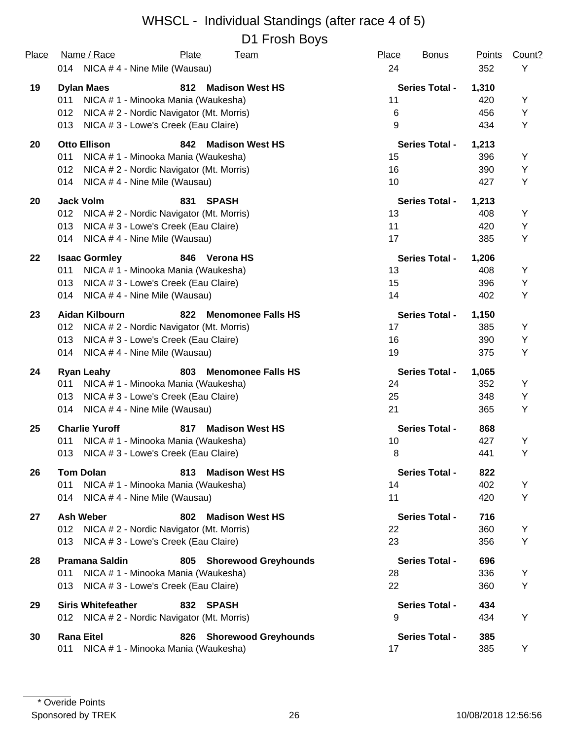# WHSCL - Individual Standings (after race 4 of 5)

## D1 Frosh Boys

| Place | Name / Race | Plate | Team | Place | Bonus | Points | Count? |
|---|---|---|---|---|---|---|---|
| | 014 NICA # 4 - Nine Mile (Wausau) | | | 24 | | 352 | Y |
| **19** | **Dylan Maes** | **812** | **Madison West HS** | | **Series Total -** | **1,310** | |
| | 011 NICA # 1 - Minooka Mania (Waukesha) | | | 11 | | 420 | Y |
| | 012 NICA # 2 - Nordic Navigator (Mt. Morris) | | | 6 | | 456 | Y |
| | 013 NICA # 3 - Lowe's Creek (Eau Claire) | | | 9 | | 434 | Y |
| **20** | **Otto Ellison** | **842** | **Madison West HS** | | **Series Total -** | **1,213** | |
| | 011 NICA # 1 - Minooka Mania (Waukesha) | | | 15 | | 396 | Y |
| | 012 NICA # 2 - Nordic Navigator (Mt. Morris) | | | 16 | | 390 | Y |
| | 014 NICA # 4 - Nine Mile (Wausau) | | | 10 | | 427 | Y |
| **20** | **Jack Volm** | **831** | **SPASH** | | **Series Total -** | **1,213** | |
| | 012 NICA # 2 - Nordic Navigator (Mt. Morris) | | | 13 | | 408 | Y |
| | 013 NICA # 3 - Lowe's Creek (Eau Claire) | | | 11 | | 420 | Y |
| | 014 NICA # 4 - Nine Mile (Wausau) | | | 17 | | 385 | Y |
| **22** | **Isaac Gormley** | **846** | **Verona HS** | | **Series Total -** | **1,206** | |
| | 011 NICA # 1 - Minooka Mania (Waukesha) | | | 13 | | 408 | Y |
| | 013 NICA # 3 - Lowe's Creek (Eau Claire) | | | 15 | | 396 | Y |
| | 014 NICA # 4 - Nine Mile (Wausau) | | | 14 | | 402 | Y |
| **23** | **Aidan Kilbourn** | **822** | **Menomonee Falls HS** | | **Series Total -** | **1,150** | |
| | 012 NICA # 2 - Nordic Navigator (Mt. Morris) | | | 17 | | 385 | Y |
| | 013 NICA # 3 - Lowe's Creek (Eau Claire) | | | 16 | | 390 | Y |
| | 014 NICA # 4 - Nine Mile (Wausau) | | | 19 | | 375 | Y |
| **24** | **Ryan Leahy** | **803** | **Menomonee Falls HS** | | **Series Total -** | **1,065** | |
| | 011 NICA # 1 - Minooka Mania (Waukesha) | | | 24 | | 352 | Y |
| | 013 NICA # 3 - Lowe's Creek (Eau Claire) | | | 25 | | 348 | Y |
| | 014 NICA # 4 - Nine Mile (Wausau) | | | 21 | | 365 | Y |
| **25** | **Charlie Yuroff** | **817** | **Madison West HS** | | **Series Total -** | **868** | |
| | 011 NICA # 1 - Minooka Mania (Waukesha) | | | 10 | | 427 | Y |
| | 013 NICA # 3 - Lowe's Creek (Eau Claire) | | | 8 | | 441 | Y |
| **26** | **Tom Dolan** | **813** | **Madison West HS** | | **Series Total -** | **822** | |
| | 011 NICA # 1 - Minooka Mania (Waukesha) | | | 14 | | 402 | Y |
| | 014 NICA # 4 - Nine Mile (Wausau) | | | 11 | | 420 | Y |
| **27** | **Ash Weber** | **802** | **Madison West HS** | | **Series Total -** | **716** | |
| | 012 NICA # 2 - Nordic Navigator (Mt. Morris) | | | 22 | | 360 | Y |
| | 013 NICA # 3 - Lowe's Creek (Eau Claire) | | | 23 | | 356 | Y |
| **28** | **Pramana Saldin** | **805** | **Shorewood Greyhounds** | | **Series Total -** | **696** | |
| | 011 NICA # 1 - Minooka Mania (Waukesha) | | | 28 | | 336 | Y |
| | 013 NICA # 3 - Lowe's Creek (Eau Claire) | | | 22 | | 360 | Y |
| **29** | **Siris Whitefeather** | **832** | **SPASH** | | **Series Total -** | **434** | |
| | 012 NICA # 2 - Nordic Navigator (Mt. Morris) | | | 9 | | 434 | Y |
| **30** | **Rana Eitel** | **826** | **Shorewood Greyhounds** | | **Series Total -** | **385** | |
| | 011 NICA # 1 - Minooka Mania (Waukesha) | | | 17 | | 385 | Y |

\* Overide Points

Sponsored by TREK

10/08/2018 12:56:56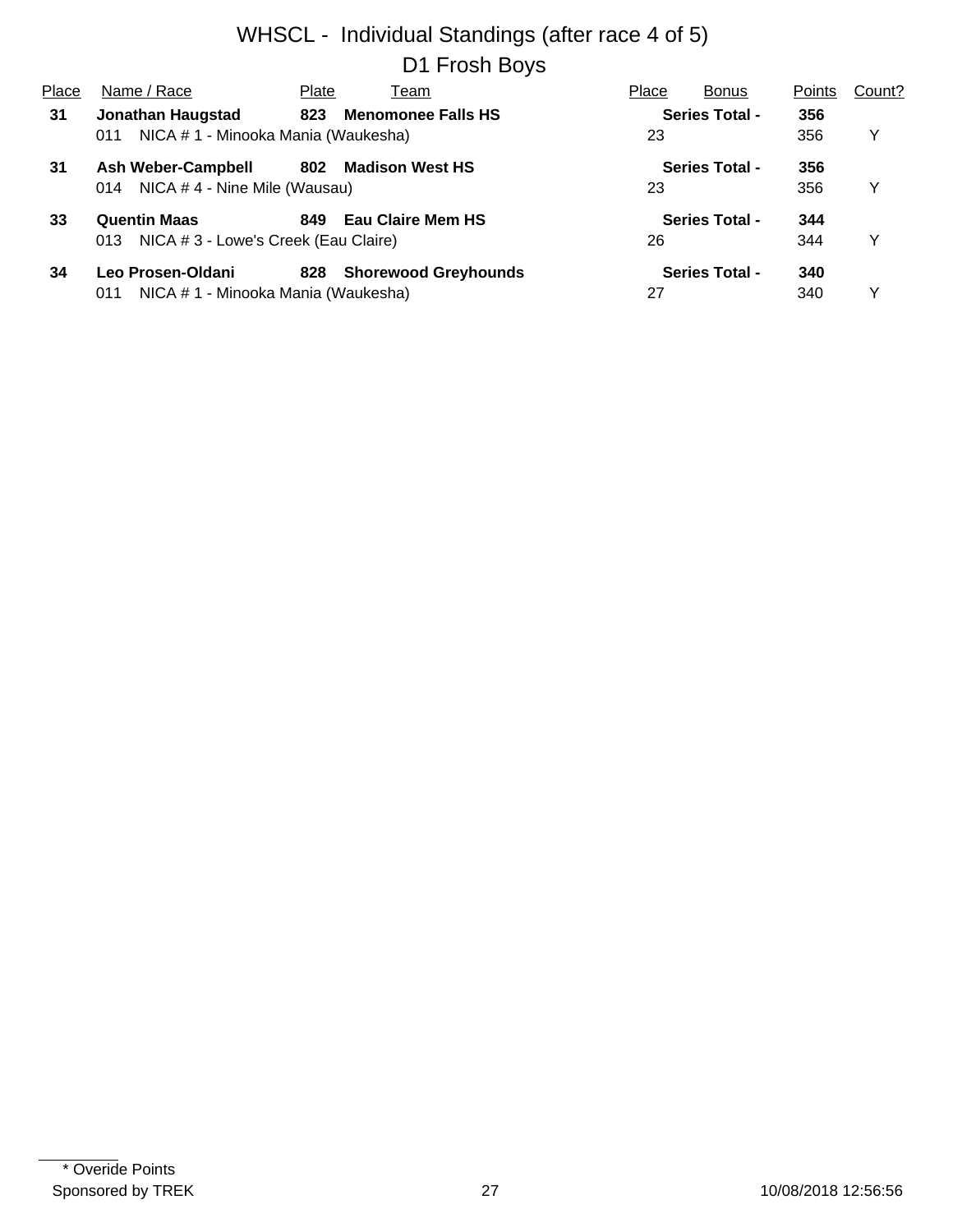# WHSCL - Individual Standings (after race 4 of 5)

## D1 Frosh Boys

| Place | Name / Race | Plate | Team | Place | Bonus | Points | Count? |
|---|---|---|---|---|---|---|---|
| **31** | **Jonathan Haugstad** | **823** | **Menomonee Falls HS** | | **Series Total -** | **356** | |
| | 011 NICA # 1 - Minooka Mania (Waukesha) | | | 23 | | 356 | Y |
| **31** | **Ash Weber-Campbell** | **802** | **Madison West HS** | | **Series Total -** | **356** | |
| | 014 NICA # 4 - Nine Mile (Wausau) | | | 23 | | 356 | Y |
| **33** | **Quentin Maas** | **849** | **Eau Claire Mem HS** | | **Series Total -** | **344** | |
| | 013 NICA # 3 - Lowe's Creek (Eau Claire) | | | 26 | | 344 | Y |
| **34** | **Leo Prosen-Oldani** | **828** | **Shorewood Greyhounds** | | **Series Total -** | **340** | |
| | 011 NICA # 1 - Minooka Mania (Waukesha) | | | 27 | | 340 | Y |

* Overide Points

Sponsored by TREK

10/08/2018 12:56:56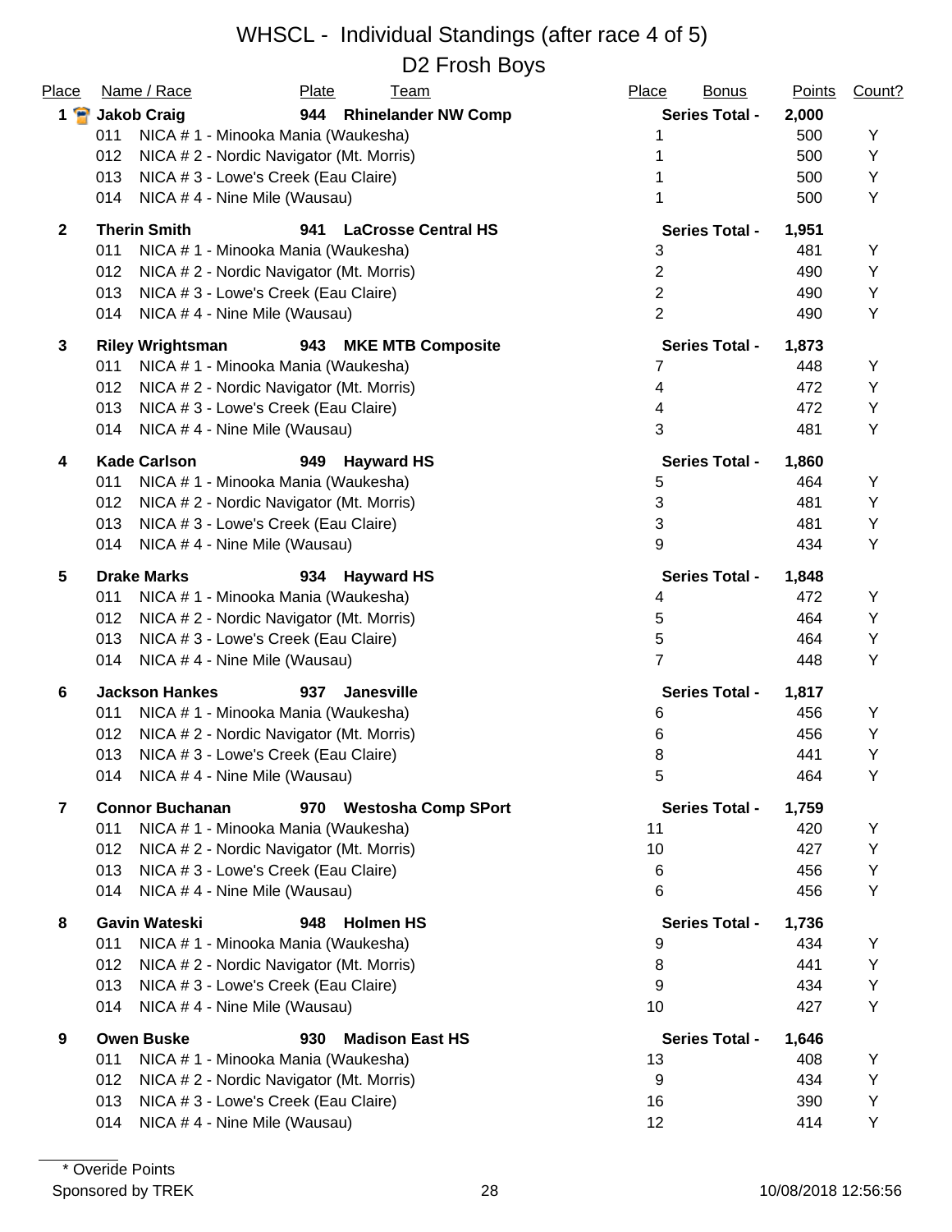# WHSCL - Individual Standings (after race 4 of 5)

## D2 Frosh Boys

| Place | Name / Race | Plate | Team | Place | Bonus | Points | Count? |
|---|---|---|---|---|---|---|---|
| **1** | **Jakob Craig** | **944** | **Rhinelander NW Comp** | **Series Total -** | | **2,000** | |
| | 011 NICA # 1 - Minooka Mania (Waukesha) | | | 1 | | 500 | Y |
| | 012 NICA # 2 - Nordic Navigator (Mt. Morris) | | | 1 | | 500 | Y |
| | 013 NICA # 3 - Lowe's Creek (Eau Claire) | | | 1 | | 500 | Y |
| | 014 NICA # 4 - Nine Mile (Wausau) | | | 1 | | 500 | Y |
| **2** | **Therin Smith** | **941** | **LaCrosse Central HS** | **Series Total -** | | **1,951** | |
| | 011 NICA # 1 - Minooka Mania (Waukesha) | | | 3 | | 481 | Y |
| | 012 NICA # 2 - Nordic Navigator (Mt. Morris) | | | 2 | | 490 | Y |
| | 013 NICA # 3 - Lowe's Creek (Eau Claire) | | | 2 | | 490 | Y |
| | 014 NICA # 4 - Nine Mile (Wausau) | | | 2 | | 490 | Y |
| **3** | **Riley Wrightsman** | **943** | **MKE MTB Composite** | **Series Total -** | | **1,873** | |
| | 011 NICA # 1 - Minooka Mania (Waukesha) | | | 7 | | 448 | Y |
| | 012 NICA # 2 - Nordic Navigator (Mt. Morris) | | | 4 | | 472 | Y |
| | 013 NICA # 3 - Lowe's Creek (Eau Claire) | | | 4 | | 472 | Y |
| | 014 NICA # 4 - Nine Mile (Wausau) | | | 3 | | 481 | Y |
| **4** | **Kade Carlson** | **949** | **Hayward HS** | **Series Total -** | | **1,860** | |
| | 011 NICA # 1 - Minooka Mania (Waukesha) | | | 5 | | 464 | Y |
| | 012 NICA # 2 - Nordic Navigator (Mt. Morris) | | | 3 | | 481 | Y |
| | 013 NICA # 3 - Lowe's Creek (Eau Claire) | | | 3 | | 481 | Y |
| | 014 NICA # 4 - Nine Mile (Wausau) | | | 9 | | 434 | Y |
| **5** | **Drake Marks** | **934** | **Hayward HS** | **Series Total -** | | **1,848** | |
| | 011 NICA # 1 - Minooka Mania (Waukesha) | | | 4 | | 472 | Y |
| | 012 NICA # 2 - Nordic Navigator (Mt. Morris) | | | 5 | | 464 | Y |
| | 013 NICA # 3 - Lowe's Creek (Eau Claire) | | | 5 | | 464 | Y |
| | 014 NICA # 4 - Nine Mile (Wausau) | | | 7 | | 448 | Y |
| **6** | **Jackson Hankes** | **937** | **Janesville** | **Series Total -** | | **1,817** | |
| | 011 NICA # 1 - Minooka Mania (Waukesha) | | | 6 | | 456 | Y |
| | 012 NICA # 2 - Nordic Navigator (Mt. Morris) | | | 6 | | 456 | Y |
| | 013 NICA # 3 - Lowe's Creek (Eau Claire) | | | 8 | | 441 | Y |
| | 014 NICA # 4 - Nine Mile (Wausau) | | | 5 | | 464 | Y |
| **7** | **Connor Buchanan** | **970** | **Westosha Comp SPort** | **Series Total -** | | **1,759** | |
| | 011 NICA # 1 - Minooka Mania (Waukesha) | | | 11 | | 420 | Y |
| | 012 NICA # 2 - Nordic Navigator (Mt. Morris) | | | 10 | | 427 | Y |
| | 013 NICA # 3 - Lowe's Creek (Eau Claire) | | | 6 | | 456 | Y |
| | 014 NICA # 4 - Nine Mile (Wausau) | | | 6 | | 456 | Y |
| **8** | **Gavin Wateski** | **948** | **Holmen HS** | **Series Total -** | | **1,736** | |
| | 011 NICA # 1 - Minooka Mania (Waukesha) | | | 9 | | 434 | Y |
| | 012 NICA # 2 - Nordic Navigator (Mt. Morris) | | | 8 | | 441 | Y |
| | 013 NICA # 3 - Lowe's Creek (Eau Claire) | | | 9 | | 434 | Y |
| | 014 NICA # 4 - Nine Mile (Wausau) | | | 10 | | 427 | Y |
| **9** | **Owen Buske** | **930** | **Madison East HS** | **Series Total -** | | **1,646** | |
| | 011 NICA # 1 - Minooka Mania (Waukesha) | | | 13 | | 408 | Y |
| | 012 NICA # 2 - Nordic Navigator (Mt. Morris) | | | 9 | | 434 | Y |
| | 013 NICA # 3 - Lowe's Creek (Eau Claire) | | | 16 | | 390 | Y |
| | 014 NICA # 4 - Nine Mile (Wausau) | | | 12 | | 414 | Y |

\* Overide Points

Sponsored by TREK 10/08/2018 12:56:56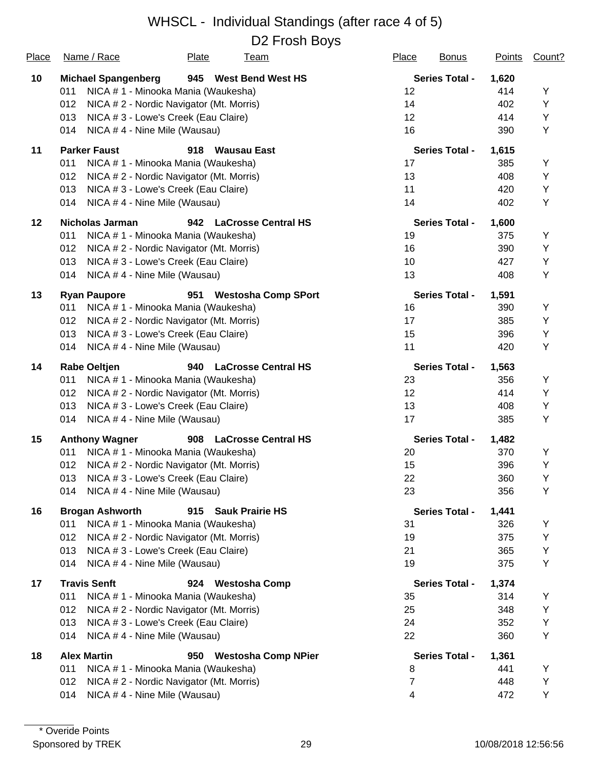# WHSCL - Individual Standings (after race 4 of 5)

## D2 Frosh Boys

| Place | Name / Race | Plate | Team | Place | Bonus | Points | Count? |
|---|---|---|---|---|---|---|---|
| **10** | **Michael Spangenberg** | **945** | **West Bend West HS** | | **Series Total -** | **1,620** | |
| | 011 NICA # 1 - Minooka Mania (Waukesha) | | | 12 | | 414 | Y |
| | 012 NICA # 2 - Nordic Navigator (Mt. Morris) | | | 14 | | 402 | Y |
| | 013 NICA # 3 - Lowe's Creek (Eau Claire) | | | 12 | | 414 | Y |
| | 014 NICA # 4 - Nine Mile (Wausau) | | | 16 | | 390 | Y |
| **11** | **Parker Faust** | **918** | **Wausau East** | | **Series Total -** | **1,615** | |
| | 011 NICA # 1 - Minooka Mania (Waukesha) | | | 17 | | 385 | Y |
| | 012 NICA # 2 - Nordic Navigator (Mt. Morris) | | | 13 | | 408 | Y |
| | 013 NICA # 3 - Lowe's Creek (Eau Claire) | | | 11 | | 420 | Y |
| | 014 NICA # 4 - Nine Mile (Wausau) | | | 14 | | 402 | Y |
| **12** | **Nicholas Jarman** | **942** | **LaCrosse Central HS** | | **Series Total -** | **1,600** | |
| | 011 NICA # 1 - Minooka Mania (Waukesha) | | | 19 | | 375 | Y |
| | 012 NICA # 2 - Nordic Navigator (Mt. Morris) | | | 16 | | 390 | Y |
| | 013 NICA # 3 - Lowe's Creek (Eau Claire) | | | 10 | | 427 | Y |
| | 014 NICA # 4 - Nine Mile (Wausau) | | | 13 | | 408 | Y |
| **13** | **Ryan Paupore** | **951** | **Westosha Comp SPort** | | **Series Total -** | **1,591** | |
| | 011 NICA # 1 - Minooka Mania (Waukesha) | | | 16 | | 390 | Y |
| | 012 NICA # 2 - Nordic Navigator (Mt. Morris) | | | 17 | | 385 | Y |
| | 013 NICA # 3 - Lowe's Creek (Eau Claire) | | | 15 | | 396 | Y |
| | 014 NICA # 4 - Nine Mile (Wausau) | | | 11 | | 420 | Y |
| **14** | **Rabe Oeltjen** | **940** | **LaCrosse Central HS** | | **Series Total -** | **1,563** | |
| | 011 NICA # 1 - Minooka Mania (Waukesha) | | | 23 | | 356 | Y |
| | 012 NICA # 2 - Nordic Navigator (Mt. Morris) | | | 12 | | 414 | Y |
| | 013 NICA # 3 - Lowe's Creek (Eau Claire) | | | 13 | | 408 | Y |
| | 014 NICA # 4 - Nine Mile (Wausau) | | | 17 | | 385 | Y |
| **15** | **Anthony Wagner** | **908** | **LaCrosse Central HS** | | **Series Total -** | **1,482** | |
| | 011 NICA # 1 - Minooka Mania (Waukesha) | | | 20 | | 370 | Y |
| | 012 NICA # 2 - Nordic Navigator (Mt. Morris) | | | 15 | | 396 | Y |
| | 013 NICA # 3 - Lowe's Creek (Eau Claire) | | | 22 | | 360 | Y |
| | 014 NICA # 4 - Nine Mile (Wausau) | | | 23 | | 356 | Y |
| **16** | **Brogan Ashworth** | **915** | **Sauk Prairie HS** | | **Series Total -** | **1,441** | |
| | 011 NICA # 1 - Minooka Mania (Waukesha) | | | 31 | | 326 | Y |
| | 012 NICA # 2 - Nordic Navigator (Mt. Morris) | | | 19 | | 375 | Y |
| | 013 NICA # 3 - Lowe's Creek (Eau Claire) | | | 21 | | 365 | Y |
| | 014 NICA # 4 - Nine Mile (Wausau) | | | 19 | | 375 | Y |
| **17** | **Travis Senft** | **924** | **Westosha Comp** | | **Series Total -** | **1,374** | |
| | 011 NICA # 1 - Minooka Mania (Waukesha) | | | 35 | | 314 | Y |
| | 012 NICA # 2 - Nordic Navigator (Mt. Morris) | | | 25 | | 348 | Y |
| | 013 NICA # 3 - Lowe's Creek (Eau Claire) | | | 24 | | 352 | Y |
| | 014 NICA # 4 - Nine Mile (Wausau) | | | 22 | | 360 | Y |
| **18** | **Alex Martin** | **950** | **Westosha Comp NPier** | | **Series Total -** | **1,361** | |
| | 011 NICA # 1 - Minooka Mania (Waukesha) | | | 8 | | 441 | Y |
| | 012 NICA # 2 - Nordic Navigator (Mt. Morris) | | | 7 | | 448 | Y |
| | 014 NICA # 4 - Nine Mile (Wausau) | | | 4 | | 472 | Y |

\* Overide Points

Sponsored by TREK — 10/08/2018 12:56:56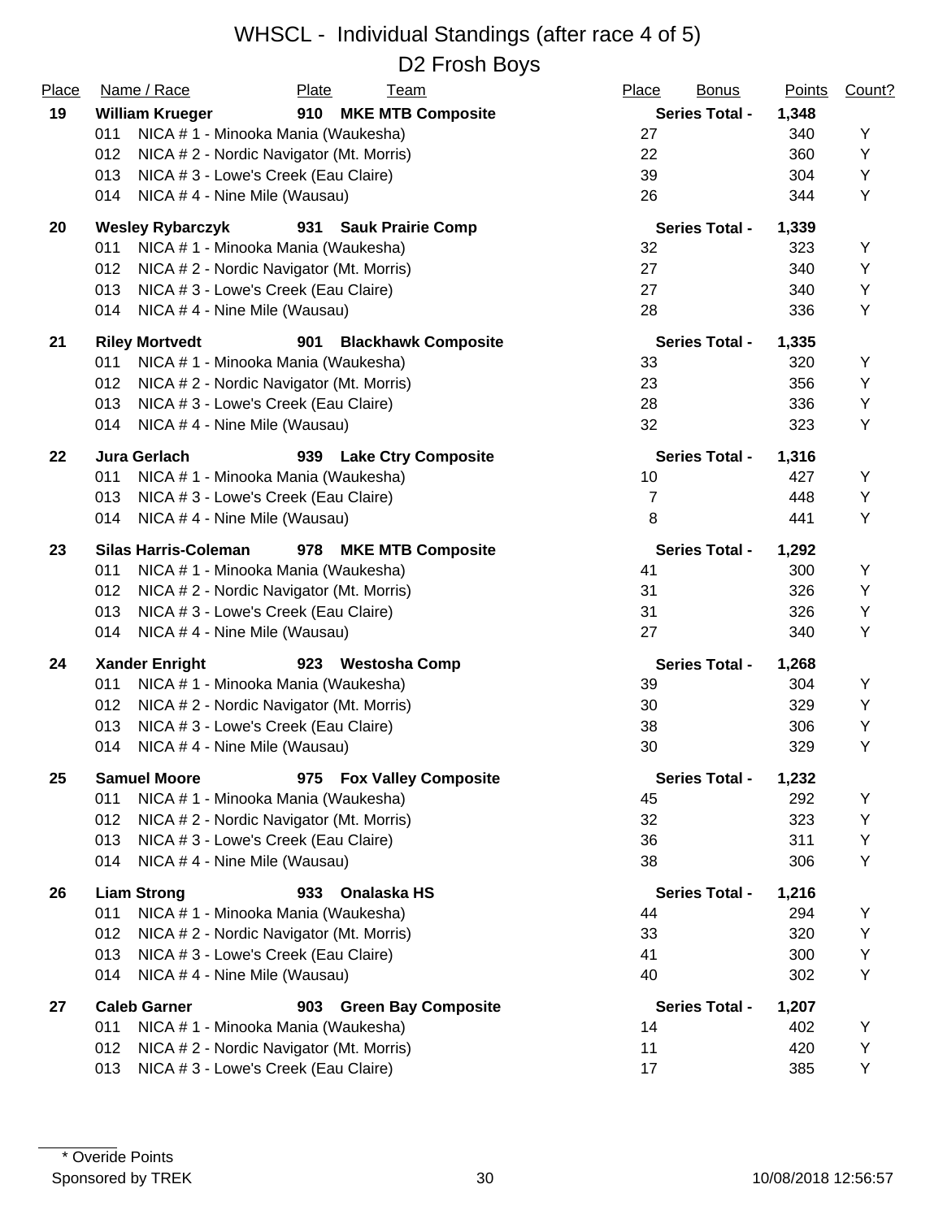# WHSCL - Individual Standings (after race 4 of 5)

## D2 Frosh Boys

| Place | Name / Race | Plate | Team | Place | Bonus | Points | Count? |
|---|---|---|---|---|---|---|---|
| **19** | **William Krueger** | **910** | **MKE MTB Composite** | | **Series Total -** | **1,348** | |
| | 011 NICA # 1 - Minooka Mania (Waukesha) | | | 27 | | 340 | Y |
| | 012 NICA # 2 - Nordic Navigator (Mt. Morris) | | | 22 | | 360 | Y |
| | 013 NICA # 3 - Lowe's Creek (Eau Claire) | | | 39 | | 304 | Y |
| | 014 NICA # 4 - Nine Mile (Wausau) | | | 26 | | 344 | Y |
| **20** | **Wesley Rybarczyk** | **931** | **Sauk Prairie Comp** | | **Series Total -** | **1,339** | |
| | 011 NICA # 1 - Minooka Mania (Waukesha) | | | 32 | | 323 | Y |
| | 012 NICA # 2 - Nordic Navigator (Mt. Morris) | | | 27 | | 340 | Y |
| | 013 NICA # 3 - Lowe's Creek (Eau Claire) | | | 27 | | 340 | Y |
| | 014 NICA # 4 - Nine Mile (Wausau) | | | 28 | | 336 | Y |
| **21** | **Riley Mortvedt** | **901** | **Blackhawk Composite** | | **Series Total -** | **1,335** | |
| | 011 NICA # 1 - Minooka Mania (Waukesha) | | | 33 | | 320 | Y |
| | 012 NICA # 2 - Nordic Navigator (Mt. Morris) | | | 23 | | 356 | Y |
| | 013 NICA # 3 - Lowe's Creek (Eau Claire) | | | 28 | | 336 | Y |
| | 014 NICA # 4 - Nine Mile (Wausau) | | | 32 | | 323 | Y |
| **22** | **Jura Gerlach** | **939** | **Lake Ctry Composite** | | **Series Total -** | **1,316** | |
| | 011 NICA # 1 - Minooka Mania (Waukesha) | | | 10 | | 427 | Y |
| | 013 NICA # 3 - Lowe's Creek (Eau Claire) | | | 7 | | 448 | Y |
| | 014 NICA # 4 - Nine Mile (Wausau) | | | 8 | | 441 | Y |
| **23** | **Silas Harris-Coleman** | **978** | **MKE MTB Composite** | | **Series Total -** | **1,292** | |
| | 011 NICA # 1 - Minooka Mania (Waukesha) | | | 41 | | 300 | Y |
| | 012 NICA # 2 - Nordic Navigator (Mt. Morris) | | | 31 | | 326 | Y |
| | 013 NICA # 3 - Lowe's Creek (Eau Claire) | | | 31 | | 326 | Y |
| | 014 NICA # 4 - Nine Mile (Wausau) | | | 27 | | 340 | Y |
| **24** | **Xander Enright** | **923** | **Westosha Comp** | | **Series Total -** | **1,268** | |
| | 011 NICA # 1 - Minooka Mania (Waukesha) | | | 39 | | 304 | Y |
| | 012 NICA # 2 - Nordic Navigator (Mt. Morris) | | | 30 | | 329 | Y |
| | 013 NICA # 3 - Lowe's Creek (Eau Claire) | | | 38 | | 306 | Y |
| | 014 NICA # 4 - Nine Mile (Wausau) | | | 30 | | 329 | Y |
| **25** | **Samuel Moore** | **975** | **Fox Valley Composite** | | **Series Total -** | **1,232** | |
| | 011 NICA # 1 - Minooka Mania (Waukesha) | | | 45 | | 292 | Y |
| | 012 NICA # 2 - Nordic Navigator (Mt. Morris) | | | 32 | | 323 | Y |
| | 013 NICA # 3 - Lowe's Creek (Eau Claire) | | | 36 | | 311 | Y |
| | 014 NICA # 4 - Nine Mile (Wausau) | | | 38 | | 306 | Y |
| **26** | **Liam Strong** | **933** | **Onalaska HS** | | **Series Total -** | **1,216** | |
| | 011 NICA # 1 - Minooka Mania (Waukesha) | | | 44 | | 294 | Y |
| | 012 NICA # 2 - Nordic Navigator (Mt. Morris) | | | 33 | | 320 | Y |
| | 013 NICA # 3 - Lowe's Creek (Eau Claire) | | | 41 | | 300 | Y |
| | 014 NICA # 4 - Nine Mile (Wausau) | | | 40 | | 302 | Y |
| **27** | **Caleb Garner** | **903** | **Green Bay Composite** | | **Series Total -** | **1,207** | |
| | 011 NICA # 1 - Minooka Mania (Waukesha) | | | 14 | | 402 | Y |
| | 012 NICA # 2 - Nordic Navigator (Mt. Morris) | | | 11 | | 420 | Y |
| | 013 NICA # 3 - Lowe's Creek (Eau Claire) | | | 17 | | 385 | Y |

\* Overide Points

Sponsored by TREK 10/08/2018 12:56:57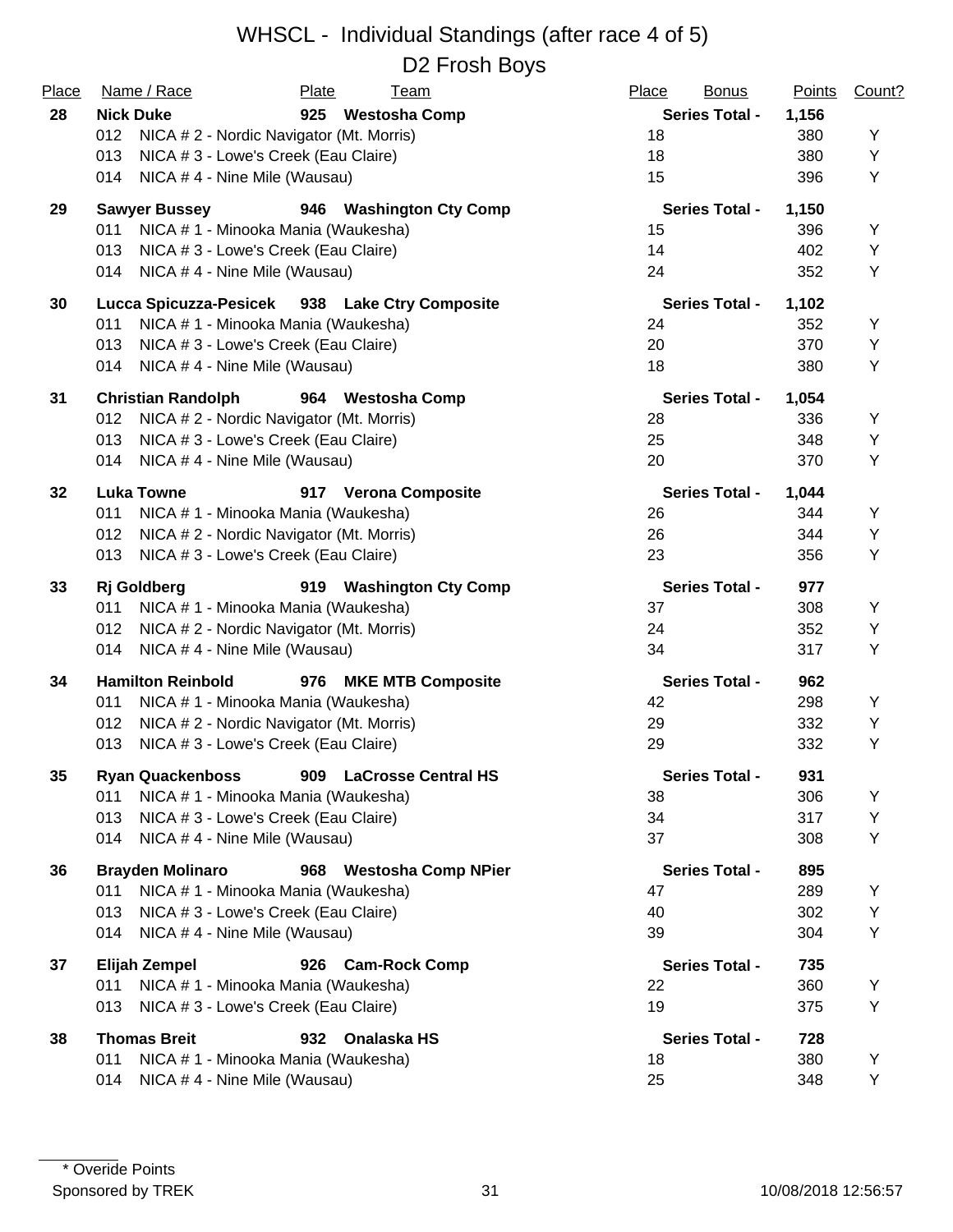# WHSCL - Individual Standings (after race 4 of 5)

## D2 Frosh Boys

| Place | Name / Race | Plate | Team | Place | Bonus | Points | Count? |
|---|---|---|---|---|---|---|---|
| **28** | **Nick Duke** | **925** | **Westosha Comp** | | **Series Total -** | **1,156** | |
| | 012 NICA # 2 - Nordic Navigator (Mt. Morris) | | | 18 | | 380 | Y |
| | 013 NICA # 3 - Lowe's Creek (Eau Claire) | | | 18 | | 380 | Y |
| | 014 NICA # 4 - Nine Mile (Wausau) | | | 15 | | 396 | Y |
| **29** | **Sawyer Bussey** | **946** | **Washington Cty Comp** | | **Series Total -** | **1,150** | |
| | 011 NICA # 1 - Minooka Mania (Waukesha) | | | 15 | | 396 | Y |
| | 013 NICA # 3 - Lowe's Creek (Eau Claire) | | | 14 | | 402 | Y |
| | 014 NICA # 4 - Nine Mile (Wausau) | | | 24 | | 352 | Y |
| **30** | **Lucca Spicuzza-Pesicek** | **938** | **Lake Ctry Composite** | | **Series Total -** | **1,102** | |
| | 011 NICA # 1 - Minooka Mania (Waukesha) | | | 24 | | 352 | Y |
| | 013 NICA # 3 - Lowe's Creek (Eau Claire) | | | 20 | | 370 | Y |
| | 014 NICA # 4 - Nine Mile (Wausau) | | | 18 | | 380 | Y |
| **31** | **Christian Randolph** | **964** | **Westosha Comp** | | **Series Total -** | **1,054** | |
| | 012 NICA # 2 - Nordic Navigator (Mt. Morris) | | | 28 | | 336 | Y |
| | 013 NICA # 3 - Lowe's Creek (Eau Claire) | | | 25 | | 348 | Y |
| | 014 NICA # 4 - Nine Mile (Wausau) | | | 20 | | 370 | Y |
| **32** | **Luka Towne** | **917** | **Verona Composite** | | **Series Total -** | **1,044** | |
| | 011 NICA # 1 - Minooka Mania (Waukesha) | | | 26 | | 344 | Y |
| | 012 NICA # 2 - Nordic Navigator (Mt. Morris) | | | 26 | | 344 | Y |
| | 013 NICA # 3 - Lowe's Creek (Eau Claire) | | | 23 | | 356 | Y |
| **33** | **Rj Goldberg** | **919** | **Washington Cty Comp** | | **Series Total -** | **977** | |
| | 011 NICA # 1 - Minooka Mania (Waukesha) | | | 37 | | 308 | Y |
| | 012 NICA # 2 - Nordic Navigator (Mt. Morris) | | | 24 | | 352 | Y |
| | 014 NICA # 4 - Nine Mile (Wausau) | | | 34 | | 317 | Y |
| **34** | **Hamilton Reinbold** | **976** | **MKE MTB Composite** | | **Series Total -** | **962** | |
| | 011 NICA # 1 - Minooka Mania (Waukesha) | | | 42 | | 298 | Y |
| | 012 NICA # 2 - Nordic Navigator (Mt. Morris) | | | 29 | | 332 | Y |
| | 013 NICA # 3 - Lowe's Creek (Eau Claire) | | | 29 | | 332 | Y |
| **35** | **Ryan Quackenboss** | **909** | **LaCrosse Central HS** | | **Series Total -** | **931** | |
| | 011 NICA # 1 - Minooka Mania (Waukesha) | | | 38 | | 306 | Y |
| | 013 NICA # 3 - Lowe's Creek (Eau Claire) | | | 34 | | 317 | Y |
| | 014 NICA # 4 - Nine Mile (Wausau) | | | 37 | | 308 | Y |
| **36** | **Brayden Molinaro** | **968** | **Westosha Comp NPier** | | **Series Total -** | **895** | |
| | 011 NICA # 1 - Minooka Mania (Waukesha) | | | 47 | | 289 | Y |
| | 013 NICA # 3 - Lowe's Creek (Eau Claire) | | | 40 | | 302 | Y |
| | 014 NICA # 4 - Nine Mile (Wausau) | | | 39 | | 304 | Y |
| **37** | **Elijah Zempel** | **926** | **Cam-Rock Comp** | | **Series Total -** | **735** | |
| | 011 NICA # 1 - Minooka Mania (Waukesha) | | | 22 | | 360 | Y |
| | 013 NICA # 3 - Lowe's Creek (Eau Claire) | | | 19 | | 375 | Y |
| **38** | **Thomas Breit** | **932** | **Onalaska HS** | | **Series Total -** | **728** | |
| | 011 NICA # 1 - Minooka Mania (Waukesha) | | | 18 | | 380 | Y |
| | 014 NICA # 4 - Nine Mile (Wausau) | | | 25 | | 348 | Y |

\* Overide Points

Sponsored by TREK

10/08/2018 12:56:57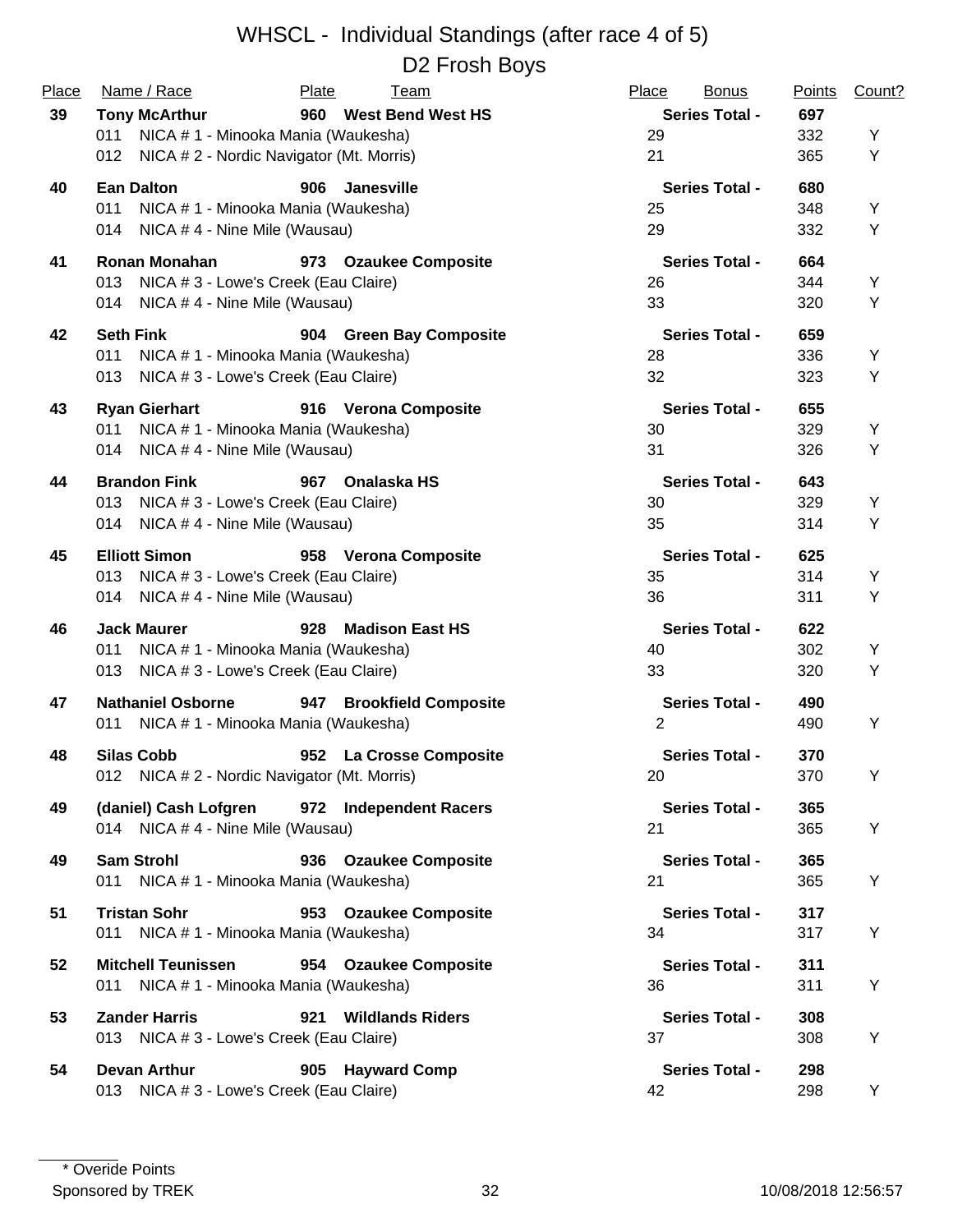# WHSCL - Individual Standings (after race 4 of 5)

## D2 Frosh Boys

| Place | Name / Race | Plate | Team | Place | Bonus | Points | Count? |
|---|---|---|---|---|---|---|---|
| **39** | **Tony McArthur** | **960** | **West Bend West HS** | | **Series Total -** | **697** | |
| | 011 NICA # 1 - Minooka Mania (Waukesha) | | | 29 | | 332 | Y |
| | 012 NICA # 2 - Nordic Navigator (Mt. Morris) | | | 21 | | 365 | Y |
| **40** | **Ean Dalton** | **906** | **Janesville** | | **Series Total -** | **680** | |
| | 011 NICA # 1 - Minooka Mania (Waukesha) | | | 25 | | 348 | Y |
| | 014 NICA # 4 - Nine Mile (Wausau) | | | 29 | | 332 | Y |
| **41** | **Ronan Monahan** | **973** | **Ozaukee Composite** | | **Series Total -** | **664** | |
| | 013 NICA # 3 - Lowe's Creek (Eau Claire) | | | 26 | | 344 | Y |
| | 014 NICA # 4 - Nine Mile (Wausau) | | | 33 | | 320 | Y |
| **42** | **Seth Fink** | **904** | **Green Bay Composite** | | **Series Total -** | **659** | |
| | 011 NICA # 1 - Minooka Mania (Waukesha) | | | 28 | | 336 | Y |
| | 013 NICA # 3 - Lowe's Creek (Eau Claire) | | | 32 | | 323 | Y |
| **43** | **Ryan Gierhart** | **916** | **Verona Composite** | | **Series Total -** | **655** | |
| | 011 NICA # 1 - Minooka Mania (Waukesha) | | | 30 | | 329 | Y |
| | 014 NICA # 4 - Nine Mile (Wausau) | | | 31 | | 326 | Y |
| **44** | **Brandon Fink** | **967** | **Onalaska HS** | | **Series Total -** | **643** | |
| | 013 NICA # 3 - Lowe's Creek (Eau Claire) | | | 30 | | 329 | Y |
| | 014 NICA # 4 - Nine Mile (Wausau) | | | 35 | | 314 | Y |
| **45** | **Elliott Simon** | **958** | **Verona Composite** | | **Series Total -** | **625** | |
| | 013 NICA # 3 - Lowe's Creek (Eau Claire) | | | 35 | | 314 | Y |
| | 014 NICA # 4 - Nine Mile (Wausau) | | | 36 | | 311 | Y |
| **46** | **Jack Maurer** | **928** | **Madison East HS** | | **Series Total -** | **622** | |
| | 011 NICA # 1 - Minooka Mania (Waukesha) | | | 40 | | 302 | Y |
| | 013 NICA # 3 - Lowe's Creek (Eau Claire) | | | 33 | | 320 | Y |
| **47** | **Nathaniel Osborne** | **947** | **Brookfield Composite** | | **Series Total -** | **490** | |
| | 011 NICA # 1 - Minooka Mania (Waukesha) | | | 2 | | 490 | Y |
| **48** | **Silas Cobb** | **952** | **La Crosse Composite** | | **Series Total -** | **370** | |
| | 012 NICA # 2 - Nordic Navigator (Mt. Morris) | | | 20 | | 370 | Y |
| **49** | **(daniel) Cash Lofgren** | **972** | **Independent Racers** | | **Series Total -** | **365** | |
| | 014 NICA # 4 - Nine Mile (Wausau) | | | 21 | | 365 | Y |
| **49** | **Sam Strohl** | **936** | **Ozaukee Composite** | | **Series Total -** | **365** | |
| | 011 NICA # 1 - Minooka Mania (Waukesha) | | | 21 | | 365 | Y |
| **51** | **Tristan Sohr** | **953** | **Ozaukee Composite** | | **Series Total -** | **317** | |
| | 011 NICA # 1 - Minooka Mania (Waukesha) | | | 34 | | 317 | Y |
| **52** | **Mitchell Teunissen** | **954** | **Ozaukee Composite** | | **Series Total -** | **311** | |
| | 011 NICA # 1 - Minooka Mania (Waukesha) | | | 36 | | 311 | Y |
| **53** | **Zander Harris** | **921** | **Wildlands Riders** | | **Series Total -** | **308** | |
| | 013 NICA # 3 - Lowe's Creek (Eau Claire) | | | 37 | | 308 | Y |
| **54** | **Devan Arthur** | **905** | **Hayward Comp** | | **Series Total -** | **298** | |
| | 013 NICA # 3 - Lowe's Creek (Eau Claire) | | | 42 | | 298 | Y |

\* Overide Points

Sponsored by TREK

10/08/2018 12:56:57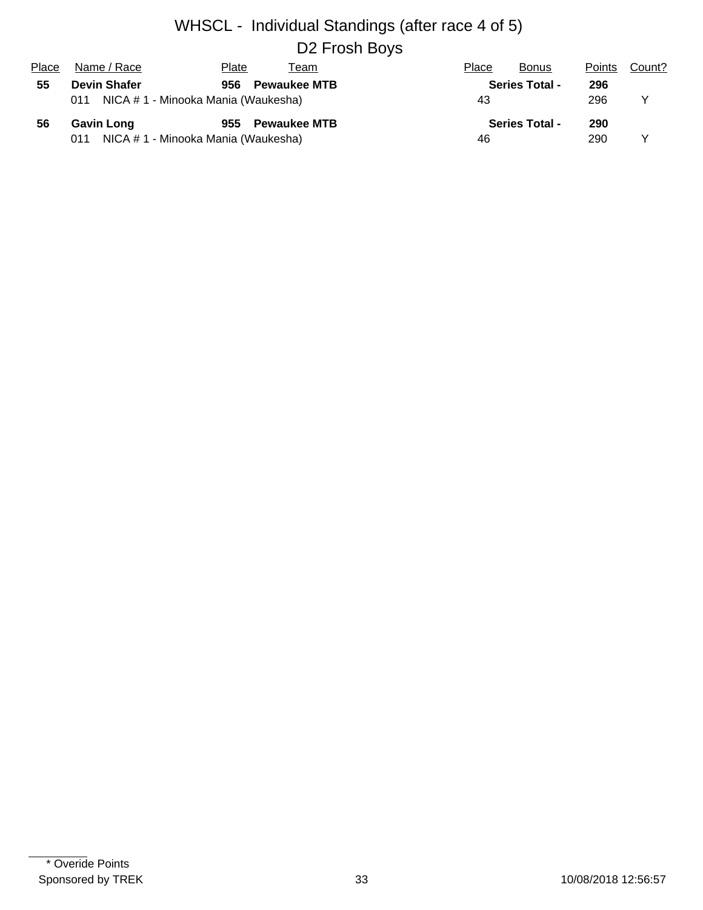# WHSCL - Individual Standings (after race 4 of 5)

## D2 Frosh Boys

| Place | Name / Race | Plate | Team | Place | Bonus | Points | Count? |
|---|---|---|---|---|---|---|---|
| **55** | **Devin Shafer** | **956** | **Pewaukee MTB** | | **Series Total -** | **296** | |
| | 011 NICA # 1 - Minooka Mania (Waukesha) | | | 43 | | 296 | Y |
| **56** | **Gavin Long** | **955** | **Pewaukee MTB** | | **Series Total -** | **290** | |
| | 011 NICA # 1 - Minooka Mania (Waukesha) | | | 46 | | 290 | Y |

\* Overide Points

Sponsored by TREK

10/08/2018 12:56:57